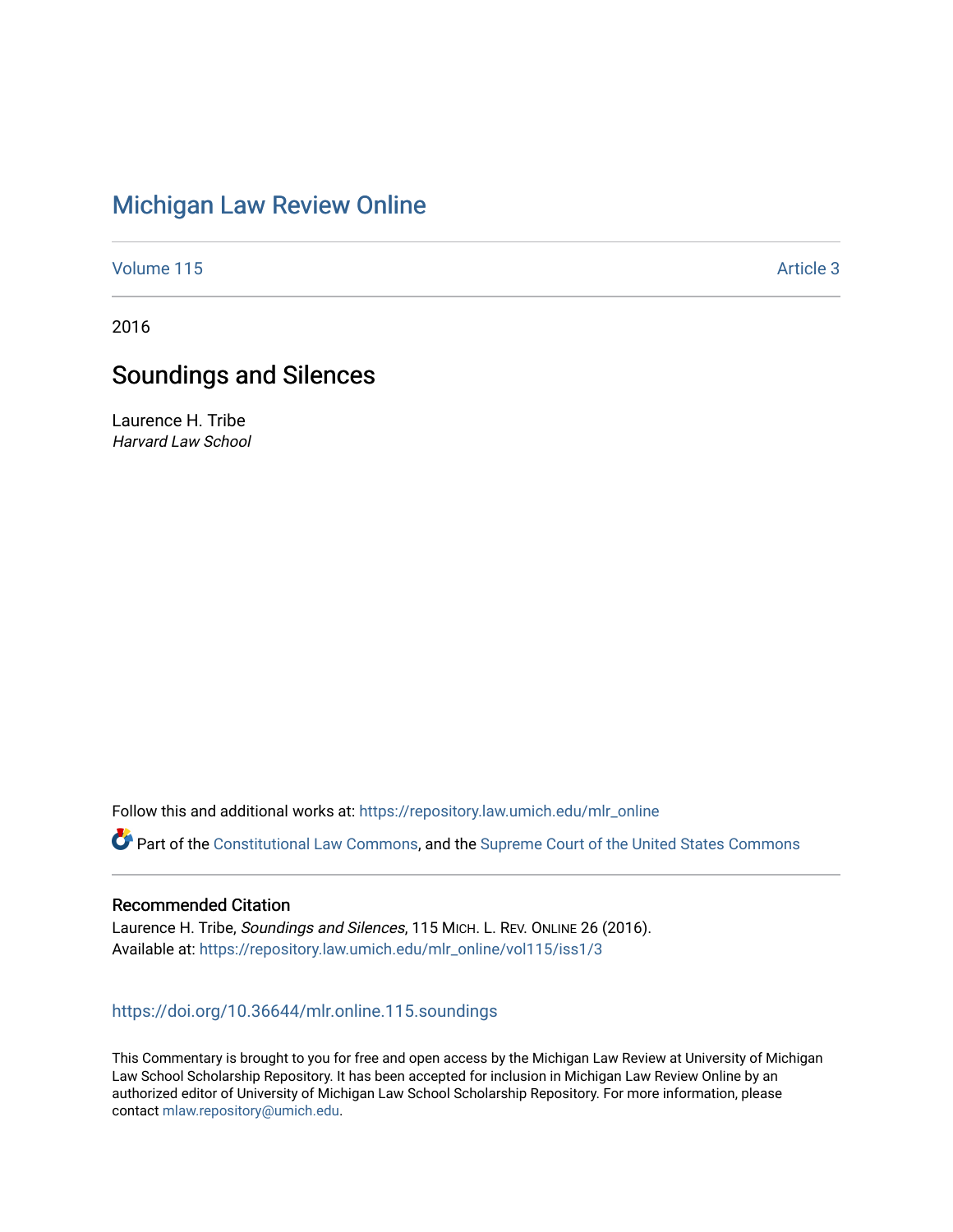# Michigan Law Review Online

Volume 115 | Article 3

2016

## Soundings and Silences

Laurence H. Tribe
*Harvard Law School*

Follow this and additional works at: https://repository.law.umich.edu/mlr_online

Part of the Constitutional Law Commons, and the Supreme Court of the United States Commons

### Recommended Citation

Laurence H. Tribe, *Soundings and Silences*, 115 MICH. L. REV. ONLINE 26 (2016).
Available at: https://repository.law.umich.edu/mlr_online/vol115/iss1/3

https://doi.org/10.36644/mlr.online.115.soundings

This Commentary is brought to you for free and open access by the Michigan Law Review at University of Michigan Law School Scholarship Repository. It has been accepted for inclusion in Michigan Law Review Online by an authorized editor of University of Michigan Law School Scholarship Repository. For more information, please contact mlaw.repository@umich.edu.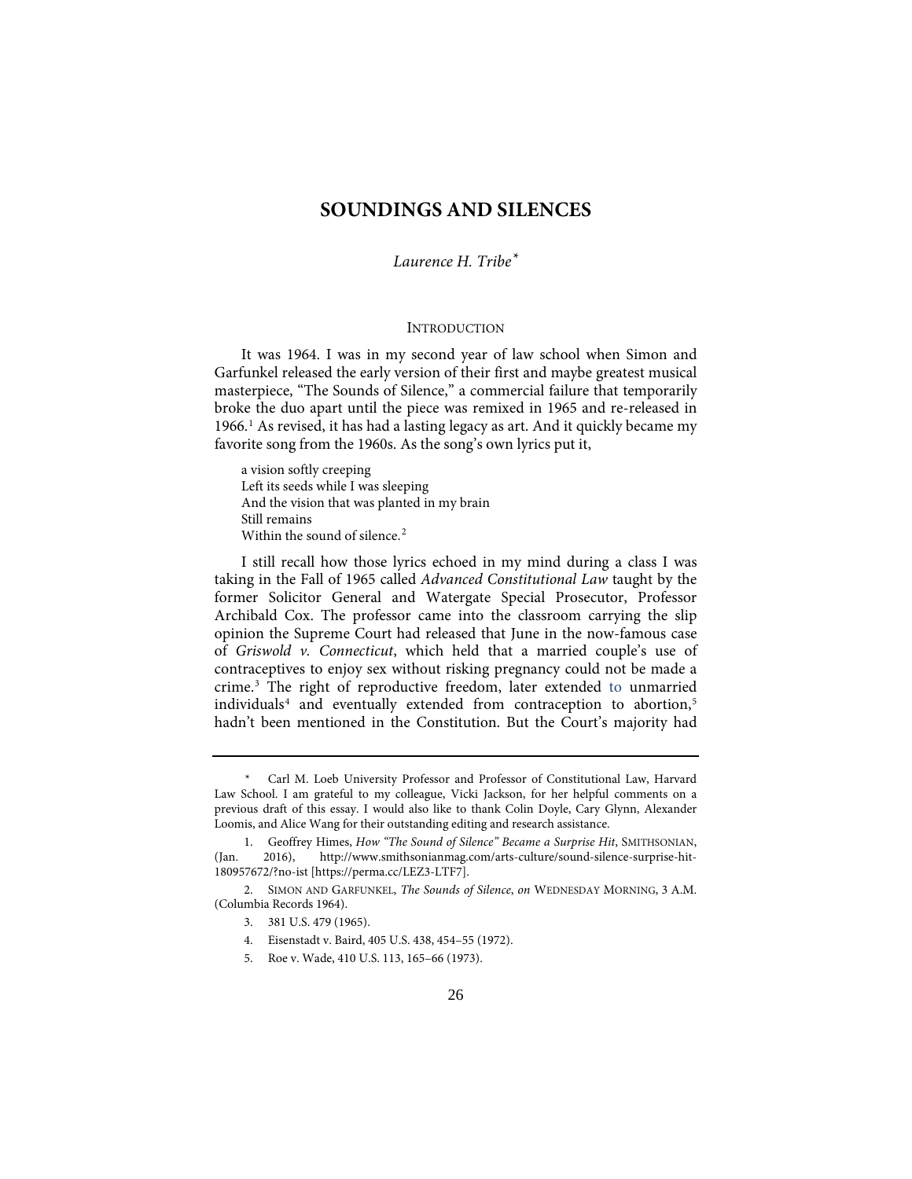# SOUNDINGS AND SILENCES

*Laurence H. Tribe*[*]

## INTRODUCTION

It was 1964. I was in my second year of law school when Simon and Garfunkel released the early version of their first and maybe greatest musical masterpiece, "The Sounds of Silence," a commercial failure that temporarily broke the duo apart until the piece was remixed in 1965 and re-released in 1966.[1] As revised, it has had a lasting legacy as art. And it quickly became my favorite song from the 1960s. As the song's own lyrics put it,

> a vision softly creeping
> Left its seeds while I was sleeping
> And the vision that was planted in my brain
> Still remains
> Within the sound of silence.[2]

I still recall how those lyrics echoed in my mind during a class I was taking in the Fall of 1965 called *Advanced Constitutional Law* taught by the former Solicitor General and Watergate Special Prosecutor, Professor Archibald Cox. The professor came into the classroom carrying the slip opinion the Supreme Court had released that June in the now-famous case of *Griswold v. Connecticut*, which held that a married couple's use of contraceptives to enjoy sex without risking pregnancy could not be made a crime.[3] The right of reproductive freedom, later extended to unmarried individuals[4] and eventually extended from contraception to abortion,[5] hadn't been mentioned in the Constitution. But the Court's majority had

---

\* Carl M. Loeb University Professor and Professor of Constitutional Law, Harvard Law School. I am grateful to my colleague, Vicki Jackson, for her helpful comments on a previous draft of this essay. I would also like to thank Colin Doyle, Cary Glynn, Alexander Loomis, and Alice Wang for their outstanding editing and research assistance.

1. Geoffrey Himes, *How "The Sound of Silence" Became a Surprise Hit*, SMITHSONIAN, (Jan. 2016), http://www.smithsonianmag.com/arts-culture/sound-silence-surprise-hit-180957672/?no-ist [https://perma.cc/LEZ3-LTF7].

2. SIMON AND GARFUNKEL, *The Sounds of Silence*, *on* WEDNESDAY MORNING, 3 A.M. (Columbia Records 1964).

3. 381 U.S. 479 (1965).

4. Eisenstadt v. Baird, 405 U.S. 438, 454–55 (1972).

5. Roe v. Wade, 410 U.S. 113, 165–66 (1973).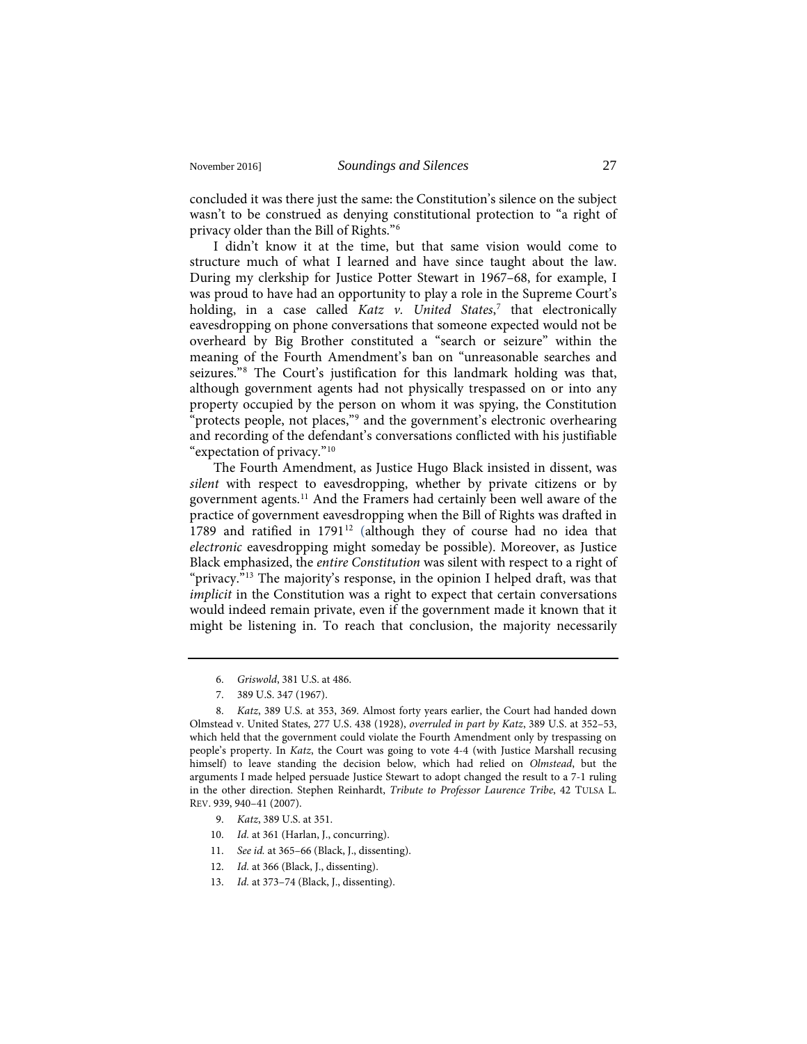concluded it was there just the same: the Constitution's silence on the subject wasn't to be construed as denying constitutional protection to "a right of privacy older than the Bill of Rights."[6]

I didn't know it at the time, but that same vision would come to structure much of what I learned and have since taught about the law. During my clerkship for Justice Potter Stewart in 1967–68, for example, I was proud to have had an opportunity to play a role in the Supreme Court's holding, in a case called *Katz v. United States*,[7] that electronically eavesdropping on phone conversations that someone expected would not be overheard by Big Brother constituted a "search or seizure" within the meaning of the Fourth Amendment's ban on "unreasonable searches and seizures."[8] The Court's justification for this landmark holding was that, although government agents had not physically trespassed on or into any property occupied by the person on whom it was spying, the Constitution "protects people, not places,"[9] and the government's electronic overhearing and recording of the defendant's conversations conflicted with his justifiable "expectation of privacy."[10]

The Fourth Amendment, as Justice Hugo Black insisted in dissent, was *silent* with respect to eavesdropping, whether by private citizens or by government agents.[11] And the Framers had certainly been well aware of the practice of government eavesdropping when the Bill of Rights was drafted in 1789 and ratified in 1791[12] (although they of course had no idea that *electronic* eavesdropping might someday be possible). Moreover, as Justice Black emphasized, the *entire Constitution* was silent with respect to a right of "privacy."[13] The majority's response, in the opinion I helped draft, was that *implicit* in the Constitution was a right to expect that certain conversations would indeed remain private, even if the government made it known that it might be listening in. To reach that conclusion, the majority necessarily

---

6. *Griswold*, 381 U.S. at 486.

7. 389 U.S. 347 (1967).

8. *Katz*, 389 U.S. at 353, 369. Almost forty years earlier, the Court had handed down Olmstead v. United States, 277 U.S. 438 (1928), *overruled in part by Katz*, 389 U.S. at 352–53, which held that the government could violate the Fourth Amendment only by trespassing on people's property. In *Katz*, the Court was going to vote 4-4 (with Justice Marshall recusing himself) to leave standing the decision below, which had relied on *Olmstead*, but the arguments I made helped persuade Justice Stewart to adopt changed the result to a 7-1 ruling in the other direction. Stephen Reinhardt, *Tribute to Professor Laurence Tribe*, 42 TULSA L. REV. 939, 940–41 (2007).

9. *Katz*, 389 U.S. at 351.

10. *Id.* at 361 (Harlan, J., concurring).

11. *See id.* at 365–66 (Black, J., dissenting).

12. *Id.* at 366 (Black, J., dissenting).

13. *Id.* at 373–74 (Black, J., dissenting).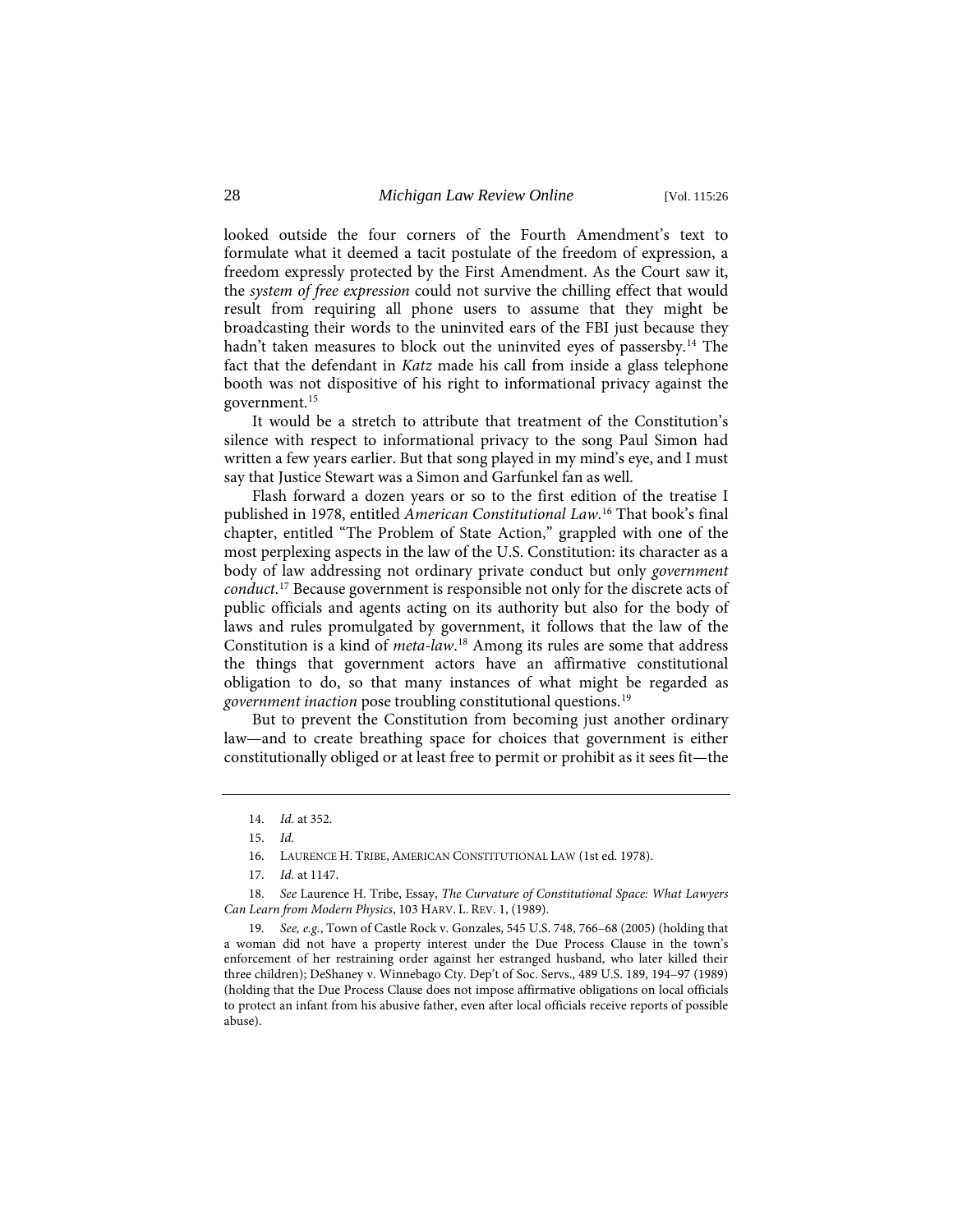looked outside the four corners of the Fourth Amendment's text to formulate what it deemed a tacit postulate of the freedom of expression, a freedom expressly protected by the First Amendment. As the Court saw it, the *system of free expression* could not survive the chilling effect that would result from requiring all phone users to assume that they might be broadcasting their words to the uninvited ears of the FBI just because they hadn't taken measures to block out the uninvited eyes of passersby.[14] The fact that the defendant in *Katz* made his call from inside a glass telephone booth was not dispositive of his right to informational privacy against the government.[15]

It would be a stretch to attribute that treatment of the Constitution's silence with respect to informational privacy to the song Paul Simon had written a few years earlier. But that song played in my mind's eye, and I must say that Justice Stewart was a Simon and Garfunkel fan as well.

Flash forward a dozen years or so to the first edition of the treatise I published in 1978, entitled *American Constitutional Law*.[16] That book's final chapter, entitled "The Problem of State Action," grappled with one of the most perplexing aspects in the law of the U.S. Constitution: its character as a body of law addressing not ordinary private conduct but only *government conduct*.[17] Because government is responsible not only for the discrete acts of public officials and agents acting on its authority but also for the body of laws and rules promulgated by government, it follows that the law of the Constitution is a kind of *meta-law*.[18] Among its rules are some that address the things that government actors have an affirmative constitutional obligation to do, so that many instances of what might be regarded as *government inaction* pose troubling constitutional questions.[19]

But to prevent the Constitution from becoming just another ordinary law—and to create breathing space for choices that government is either constitutionally obliged or at least free to permit or prohibit as it sees fit—the

---

14. *Id.* at 352.

15. *Id.*

16. LAURENCE H. TRIBE, AMERICAN CONSTITUTIONAL LAW (1st ed. 1978).

17. *Id.* at 1147.

18. *See* Laurence H. Tribe, Essay, *The Curvature of Constitutional Space: What Lawyers Can Learn from Modern Physics*, 103 HARV. L. REV. 1, (1989).

19. *See, e.g.*, Town of Castle Rock v. Gonzales, 545 U.S. 748, 766–68 (2005) (holding that a woman did not have a property interest under the Due Process Clause in the town's enforcement of her restraining order against her estranged husband, who later killed their three children); DeShaney v. Winnebago Cty. Dep't of Soc. Servs., 489 U.S. 189, 194–97 (1989) (holding that the Due Process Clause does not impose affirmative obligations on local officials to protect an infant from his abusive father, even after local officials receive reports of possible abuse).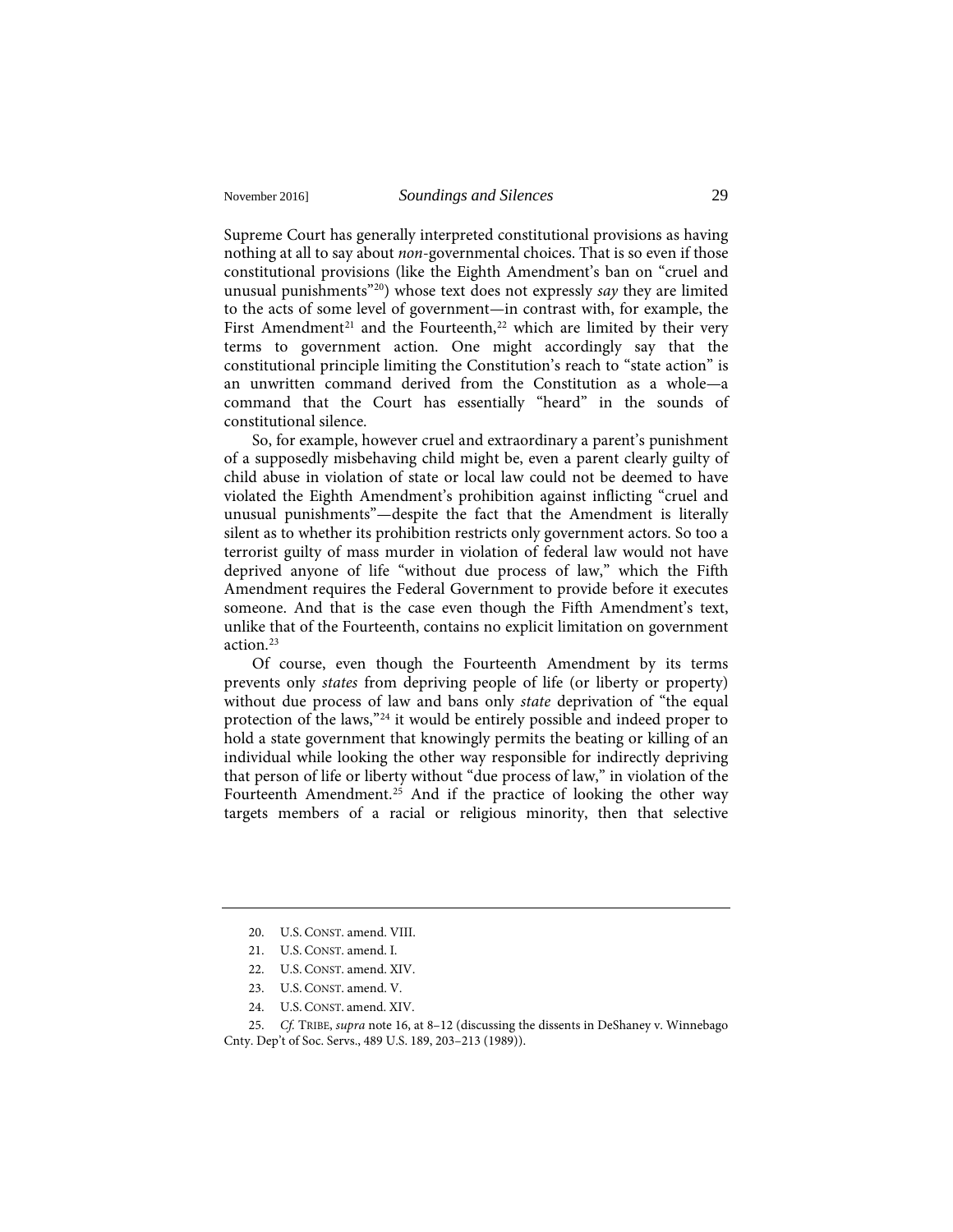Supreme Court has generally interpreted constitutional provisions as having nothing at all to say about *non*-governmental choices. That is so even if those constitutional provisions (like the Eighth Amendment's ban on "cruel and unusual punishments"[20]) whose text does not expressly *say* they are limited to the acts of some level of government—in contrast with, for example, the First Amendment[21] and the Fourteenth,[22] which are limited by their very terms to government action. One might accordingly say that the constitutional principle limiting the Constitution's reach to "state action" is an unwritten command derived from the Constitution as a whole—a command that the Court has essentially "heard" in the sounds of constitutional silence.

So, for example, however cruel and extraordinary a parent's punishment of a supposedly misbehaving child might be, even a parent clearly guilty of child abuse in violation of state or local law could not be deemed to have violated the Eighth Amendment's prohibition against inflicting "cruel and unusual punishments"—despite the fact that the Amendment is literally silent as to whether its prohibition restricts only government actors. So too a terrorist guilty of mass murder in violation of federal law would not have deprived anyone of life "without due process of law," which the Fifth Amendment requires the Federal Government to provide before it executes someone. And that is the case even though the Fifth Amendment's text, unlike that of the Fourteenth, contains no explicit limitation on government action.[23]

Of course, even though the Fourteenth Amendment by its terms prevents only *states* from depriving people of life (or liberty or property) without due process of law and bans only *state* deprivation of "the equal protection of the laws,"[24] it would be entirely possible and indeed proper to hold a state government that knowingly permits the beating or killing of an individual while looking the other way responsible for indirectly depriving that person of life or liberty without "due process of law," in violation of the Fourteenth Amendment.[25] And if the practice of looking the other way targets members of a racial or religious minority, then that selective

---

20. U.S. CONST. amend. VIII.

21. U.S. CONST. amend. I.

22. U.S. CONST. amend. XIV.

23. U.S. CONST. amend. V.

24. U.S. CONST. amend. XIV.

25. *Cf.* TRIBE, *supra* note 16, at 8–12 (discussing the dissents in DeShaney v. Winnebago Cnty. Dep't of Soc. Servs., 489 U.S. 189, 203–213 (1989)).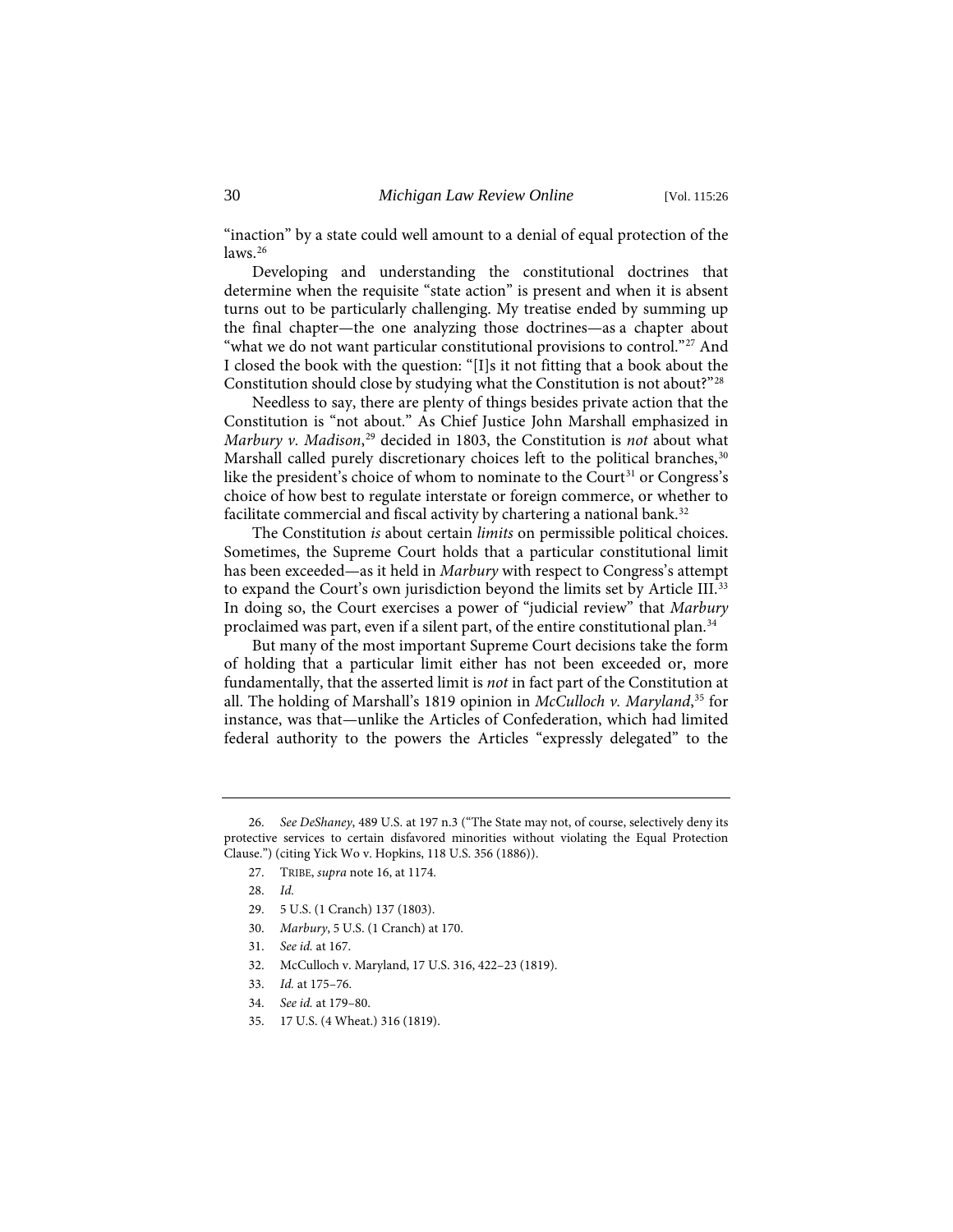"inaction" by a state could well amount to a denial of equal protection of the laws.[26]

Developing and understanding the constitutional doctrines that determine when the requisite "state action" is present and when it is absent turns out to be particularly challenging. My treatise ended by summing up the final chapter—the one analyzing those doctrines—as a chapter about "what we do not want particular constitutional provisions to control."[27] And I closed the book with the question: "[I]s it not fitting that a book about the Constitution should close by studying what the Constitution is not about?"[28]

Needless to say, there are plenty of things besides private action that the Constitution is "not about." As Chief Justice John Marshall emphasized in *Marbury v. Madison*,[29] decided in 1803, the Constitution is *not* about what Marshall called purely discretionary choices left to the political branches,[30] like the president's choice of whom to nominate to the Court[31] or Congress's choice of how best to regulate interstate or foreign commerce, or whether to facilitate commercial and fiscal activity by chartering a national bank.[32]

The Constitution *is* about certain *limits* on permissible political choices. Sometimes, the Supreme Court holds that a particular constitutional limit has been exceeded—as it held in *Marbury* with respect to Congress's attempt to expand the Court's own jurisdiction beyond the limits set by Article III.[33] In doing so, the Court exercises a power of "judicial review" that *Marbury* proclaimed was part, even if a silent part, of the entire constitutional plan.[34]

But many of the most important Supreme Court decisions take the form of holding that a particular limit either has not been exceeded or, more fundamentally, that the asserted limit is *not* in fact part of the Constitution at all. The holding of Marshall's 1819 opinion in *McCulloch v. Maryland*,[35] for instance, was that—unlike the Articles of Confederation, which had limited federal authority to the powers the Articles "expressly delegated" to the

---

26. *See DeShaney*, 489 U.S. at 197 n.3 ("The State may not, of course, selectively deny its protective services to certain disfavored minorities without violating the Equal Protection Clause.") (citing Yick Wo v. Hopkins, 118 U.S. 356 (1886)).

27. TRIBE, *supra* note 16, at 1174.

28. *Id.*

29. 5 U.S. (1 Cranch) 137 (1803).

30. *Marbury*, 5 U.S. (1 Cranch) at 170.

31. *See id.* at 167.

32. McCulloch v. Maryland, 17 U.S. 316, 422–23 (1819).

33. *Id.* at 175–76.

34. *See id.* at 179–80.

35. 17 U.S. (4 Wheat.) 316 (1819).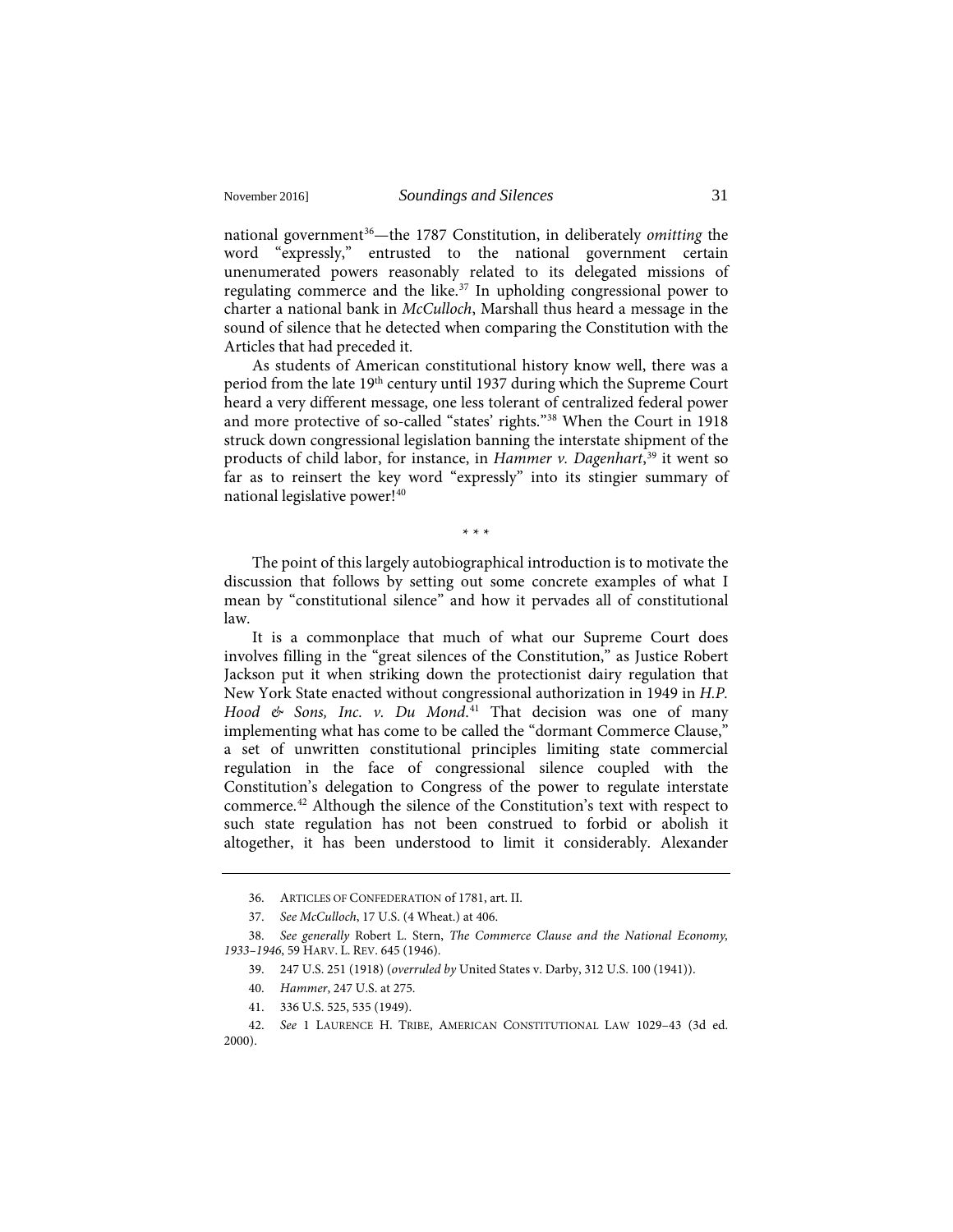national government[36]—the 1787 Constitution, in deliberately *omitting* the word "expressly," entrusted to the national government certain unenumerated powers reasonably related to its delegated missions of regulating commerce and the like.[37] In upholding congressional power to charter a national bank in *McCulloch*, Marshall thus heard a message in the sound of silence that he detected when comparing the Constitution with the Articles that had preceded it.

As students of American constitutional history know well, there was a period from the late 19th century until 1937 during which the Supreme Court heard a very different message, one less tolerant of centralized federal power and more protective of so-called "states' rights."[38] When the Court in 1918 struck down congressional legislation banning the interstate shipment of the products of child labor, for instance, in *Hammer v. Dagenhart*,[39] it went so far as to reinsert the key word "expressly" into its stingier summary of national legislative power![40]

\* \* \*

The point of this largely autobiographical introduction is to motivate the discussion that follows by setting out some concrete examples of what I mean by "constitutional silence" and how it pervades all of constitutional law.

It is a commonplace that much of what our Supreme Court does involves filling in the "great silences of the Constitution," as Justice Robert Jackson put it when striking down the protectionist dairy regulation that New York State enacted without congressional authorization in 1949 in *H.P. Hood & Sons, Inc. v. Du Mond*.[41] That decision was one of many implementing what has come to be called the "dormant Commerce Clause," a set of unwritten constitutional principles limiting state commercial regulation in the face of congressional silence coupled with the Constitution's delegation to Congress of the power to regulate interstate commerce.[42] Although the silence of the Constitution's text with respect to such state regulation has not been construed to forbid or abolish it altogether, it has been understood to limit it considerably. Alexander

---

36. ARTICLES OF CONFEDERATION of 1781, art. II.

37. *See McCulloch*, 17 U.S. (4 Wheat.) at 406.

38. *See generally* Robert L. Stern, *The Commerce Clause and the National Economy, 1933–1946*, 59 HARV. L. REV. 645 (1946).

39. 247 U.S. 251 (1918) (*overruled by* United States v. Darby, 312 U.S. 100 (1941)).

40. *Hammer*, 247 U.S. at 275.

41. 336 U.S. 525, 535 (1949).

42. *See* 1 LAURENCE H. TRIBE, AMERICAN CONSTITUTIONAL LAW 1029–43 (3d ed. 2000).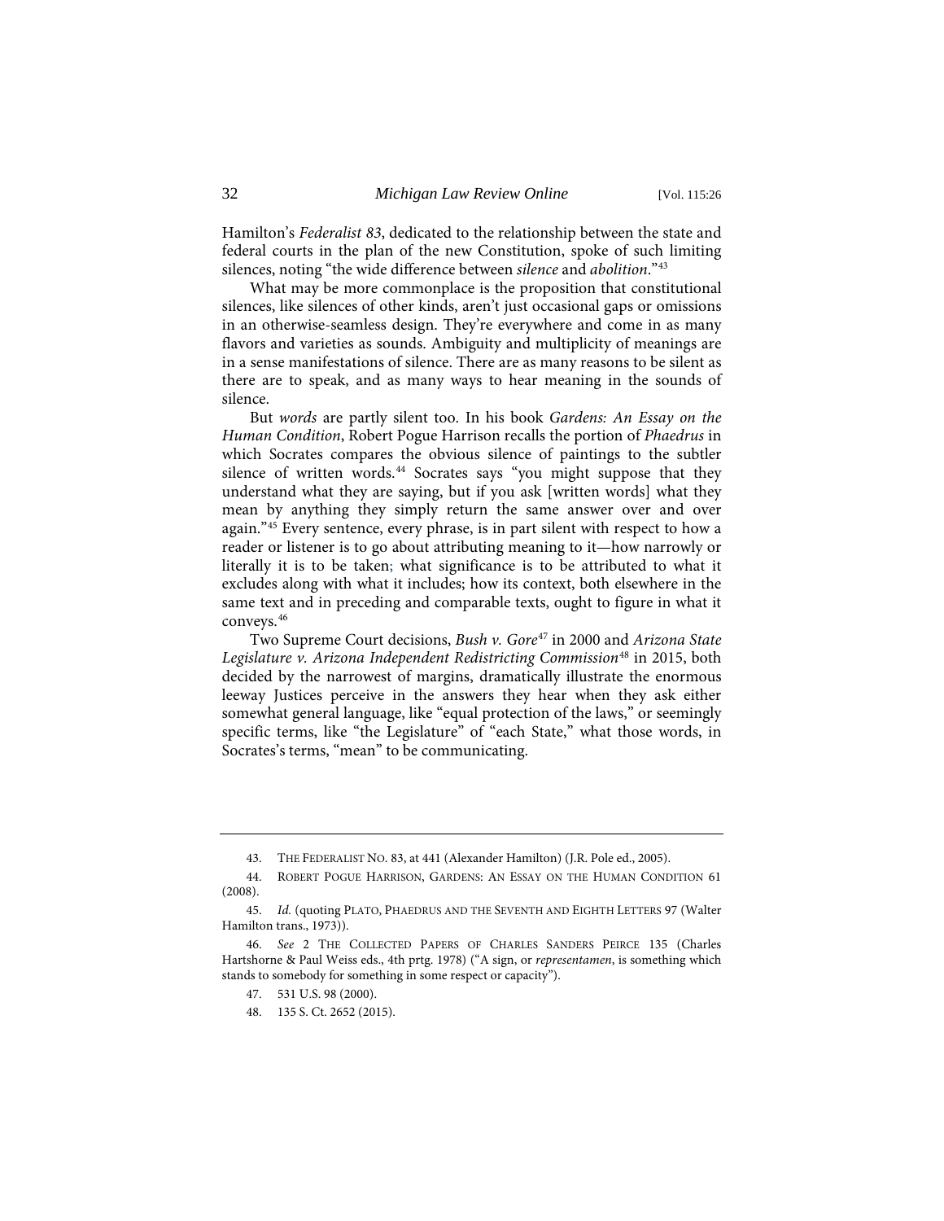Hamilton's *Federalist 83*, dedicated to the relationship between the state and federal courts in the plan of the new Constitution, spoke of such limiting silences, noting "the wide difference between *silence* and *abolition*."[43]

What may be more commonplace is the proposition that constitutional silences, like silences of other kinds, aren't just occasional gaps or omissions in an otherwise-seamless design. They're everywhere and come in as many flavors and varieties as sounds. Ambiguity and multiplicity of meanings are in a sense manifestations of silence. There are as many reasons to be silent as there are to speak, and as many ways to hear meaning in the sounds of silence.

But *words* are partly silent too. In his book *Gardens: An Essay on the Human Condition*, Robert Pogue Harrison recalls the portion of *Phaedrus* in which Socrates compares the obvious silence of paintings to the subtler silence of written words.[44] Socrates says "you might suppose that they understand what they are saying, but if you ask [written words] what they mean by anything they simply return the same answer over and over again."[45] Every sentence, every phrase, is in part silent with respect to how a reader or listener is to go about attributing meaning to it—how narrowly or literally it is to be taken; what significance is to be attributed to what it excludes along with what it includes; how its context, both elsewhere in the same text and in preceding and comparable texts, ought to figure in what it conveys.[46]

Two Supreme Court decisions, *Bush v. Gore*[47] in 2000 and *Arizona State Legislature v. Arizona Independent Redistricting Commission*[48] in 2015, both decided by the narrowest of margins, dramatically illustrate the enormous leeway Justices perceive in the answers they hear when they ask either somewhat general language, like "equal protection of the laws," or seemingly specific terms, like "the Legislature" of "each State," what those words, in Socrates's terms, "mean" to be communicating.

---

43. THE FEDERALIST NO. 83, at 441 (Alexander Hamilton) (J.R. Pole ed., 2005).

44. ROBERT POGUE HARRISON, GARDENS: AN ESSAY ON THE HUMAN CONDITION 61 (2008).

45. *Id.* (quoting PLATO, PHAEDRUS AND THE SEVENTH AND EIGHTH LETTERS 97 (Walter Hamilton trans., 1973)).

46. *See* 2 THE COLLECTED PAPERS OF CHARLES SANDERS PEIRCE 135 (Charles Hartshorne & Paul Weiss eds., 4th prtg. 1978) ("A sign, or *representamen*, is something which stands to somebody for something in some respect or capacity").

47. 531 U.S. 98 (2000).

48. 135 S. Ct. 2652 (2015).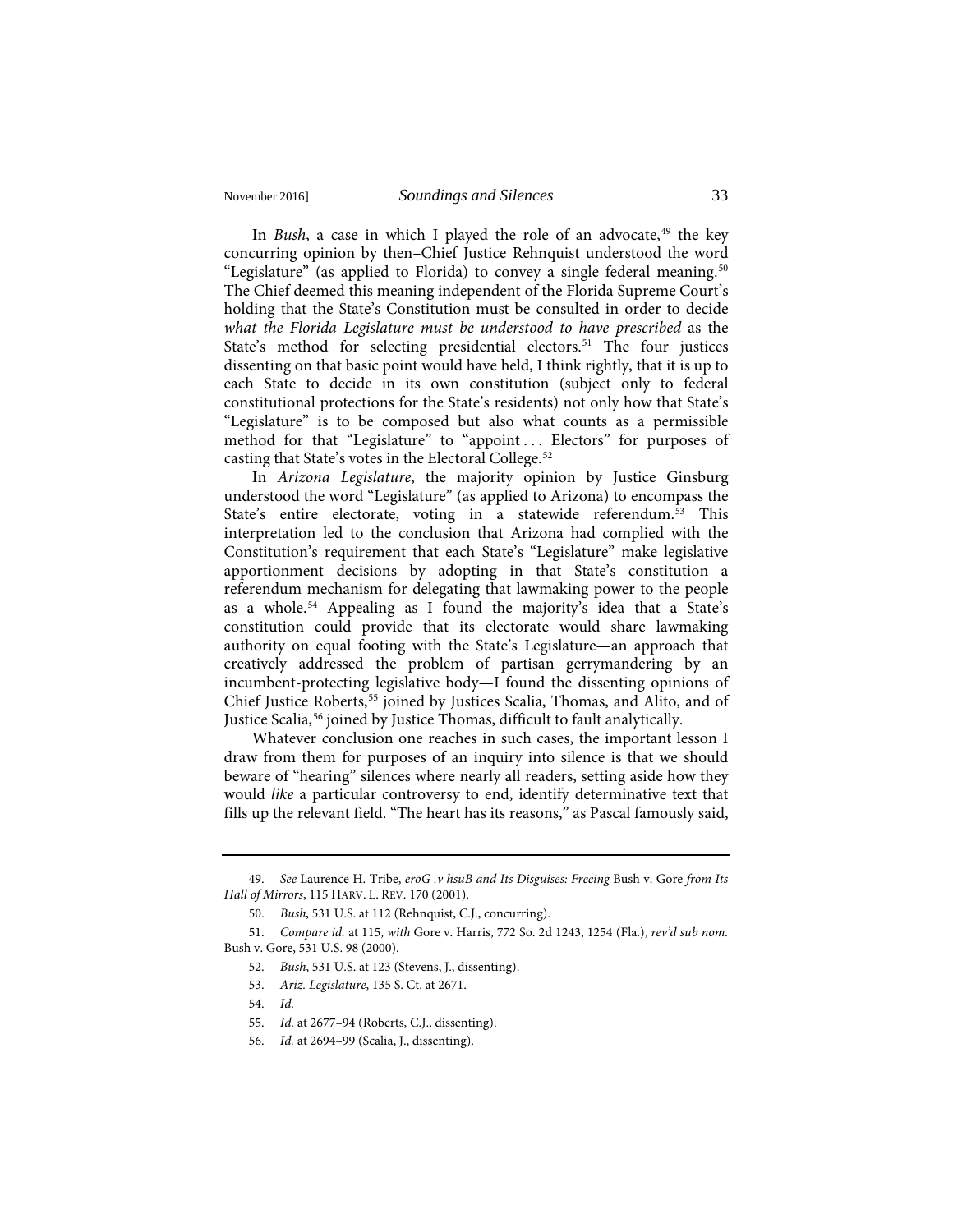In *Bush*, a case in which I played the role of an advocate,[49] the key concurring opinion by then–Chief Justice Rehnquist understood the word "Legislature" (as applied to Florida) to convey a single federal meaning.[50] The Chief deemed this meaning independent of the Florida Supreme Court's holding that the State's Constitution must be consulted in order to decide *what the Florida Legislature must be understood to have prescribed* as the State's method for selecting presidential electors.[51] The four justices dissenting on that basic point would have held, I think rightly, that it is up to each State to decide in its own constitution (subject only to federal constitutional protections for the State's residents) not only how that State's "Legislature" is to be composed but also what counts as a permissible method for that "Legislature" to "appoint . . . Electors" for purposes of casting that State's votes in the Electoral College.[52]

In *Arizona Legislature*, the majority opinion by Justice Ginsburg understood the word "Legislature" (as applied to Arizona) to encompass the State's entire electorate, voting in a statewide referendum.[53] This interpretation led to the conclusion that Arizona had complied with the Constitution's requirement that each State's "Legislature" make legislative apportionment decisions by adopting in that State's constitution a referendum mechanism for delegating that lawmaking power to the people as a whole.[54] Appealing as I found the majority's idea that a State's constitution could provide that its electorate would share lawmaking authority on equal footing with the State's Legislature—an approach that creatively addressed the problem of partisan gerrymandering by an incumbent-protecting legislative body—I found the dissenting opinions of Chief Justice Roberts,[55] joined by Justices Scalia, Thomas, and Alito, and of Justice Scalia,[56] joined by Justice Thomas, difficult to fault analytically.

Whatever conclusion one reaches in such cases, the important lesson I draw from them for purposes of an inquiry into silence is that we should beware of "hearing" silences where nearly all readers, setting aside how they would *like* a particular controversy to end, identify determinative text that fills up the relevant field. "The heart has its reasons," as Pascal famously said,

---

49. *See* Laurence H. Tribe, *eroG .v hsuB and Its Disguises: Freeing* Bush v. Gore *from Its Hall of Mirrors*, 115 HARV. L. REV. 170 (2001).

50. *Bush*, 531 U.S. at 112 (Rehnquist, C.J., concurring).

51. *Compare id.* at 115, *with* Gore v. Harris, 772 So. 2d 1243, 1254 (Fla.), *rev'd sub nom.* Bush v. Gore, 531 U.S. 98 (2000).

52. *Bush*, 531 U.S. at 123 (Stevens, J., dissenting).

53. *Ariz. Legislature*, 135 S. Ct. at 2671.

54. *Id.*

55. *Id.* at 2677–94 (Roberts, C.J., dissenting).

56. *Id.* at 2694–99 (Scalia, J., dissenting).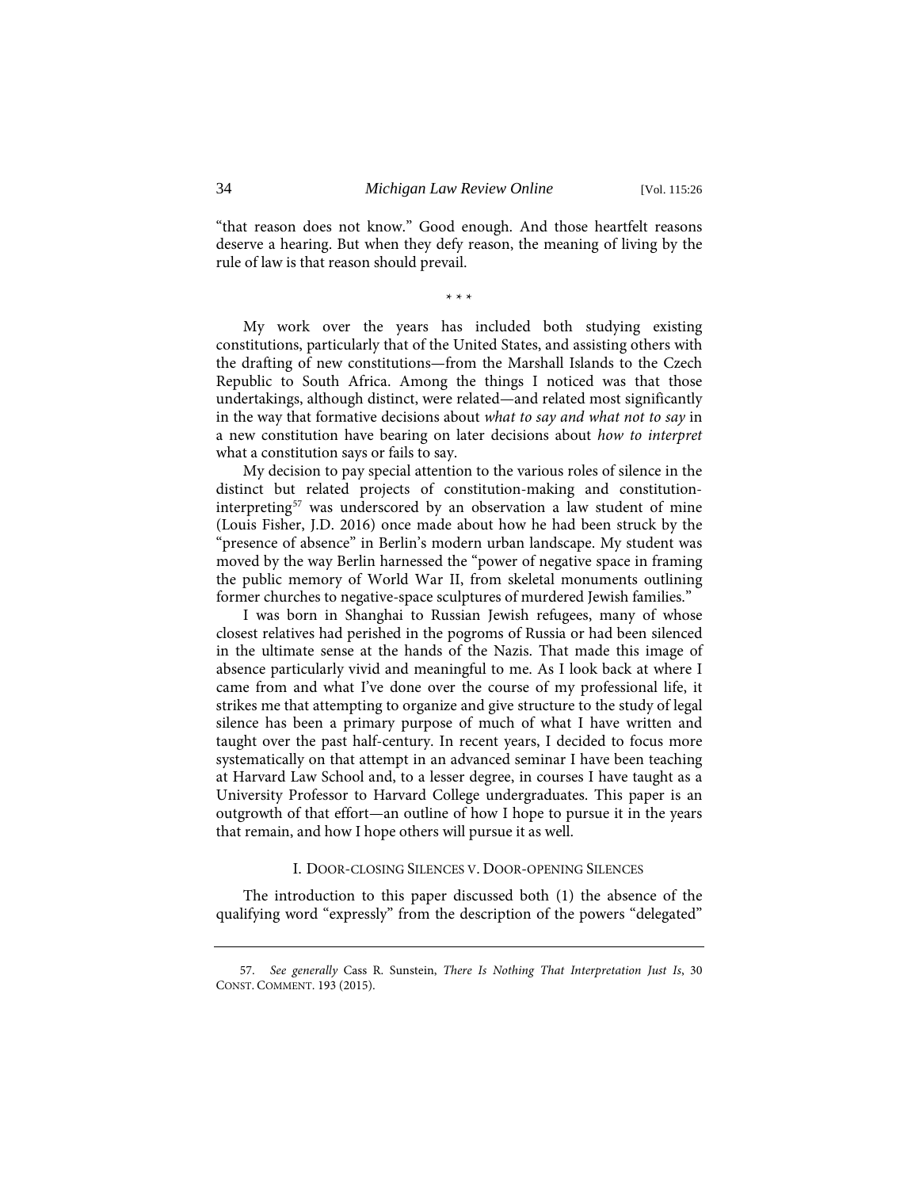"that reason does not know." Good enough. And those heartfelt reasons deserve a hearing. But when they defy reason, the meaning of living by the rule of law is that reason should prevail.

\* \* \*

My work over the years has included both studying existing constitutions, particularly that of the United States, and assisting others with the drafting of new constitutions—from the Marshall Islands to the Czech Republic to South Africa. Among the things I noticed was that those undertakings, although distinct, were related—and related most significantly in the way that formative decisions about *what to say and what not to say* in a new constitution have bearing on later decisions about *how to interpret* what a constitution says or fails to say.

My decision to pay special attention to the various roles of silence in the distinct but related projects of constitution-making and constitution-interpreting[57] was underscored by an observation a law student of mine (Louis Fisher, J.D. 2016) once made about how he had been struck by the "presence of absence" in Berlin's modern urban landscape. My student was moved by the way Berlin harnessed the "power of negative space in framing the public memory of World War II, from skeletal monuments outlining former churches to negative-space sculptures of murdered Jewish families."

I was born in Shanghai to Russian Jewish refugees, many of whose closest relatives had perished in the pogroms of Russia or had been silenced in the ultimate sense at the hands of the Nazis. That made this image of absence particularly vivid and meaningful to me. As I look back at where I came from and what I've done over the course of my professional life, it strikes me that attempting to organize and give structure to the study of legal silence has been a primary purpose of much of what I have written and taught over the past half-century. In recent years, I decided to focus more systematically on that attempt in an advanced seminar I have been teaching at Harvard Law School and, to a lesser degree, in courses I have taught as a University Professor to Harvard College undergraduates. This paper is an outgrowth of that effort—an outline of how I hope to pursue it in the years that remain, and how I hope others will pursue it as well.

## I. Door-Closing Silences v. Door-Opening Silences

The introduction to this paper discussed both (1) the absence of the qualifying word "expressly" from the description of the powers "delegated"

---

57. *See generally* Cass R. Sunstein, *There Is Nothing That Interpretation Just Is*, 30 Const. Comment. 193 (2015).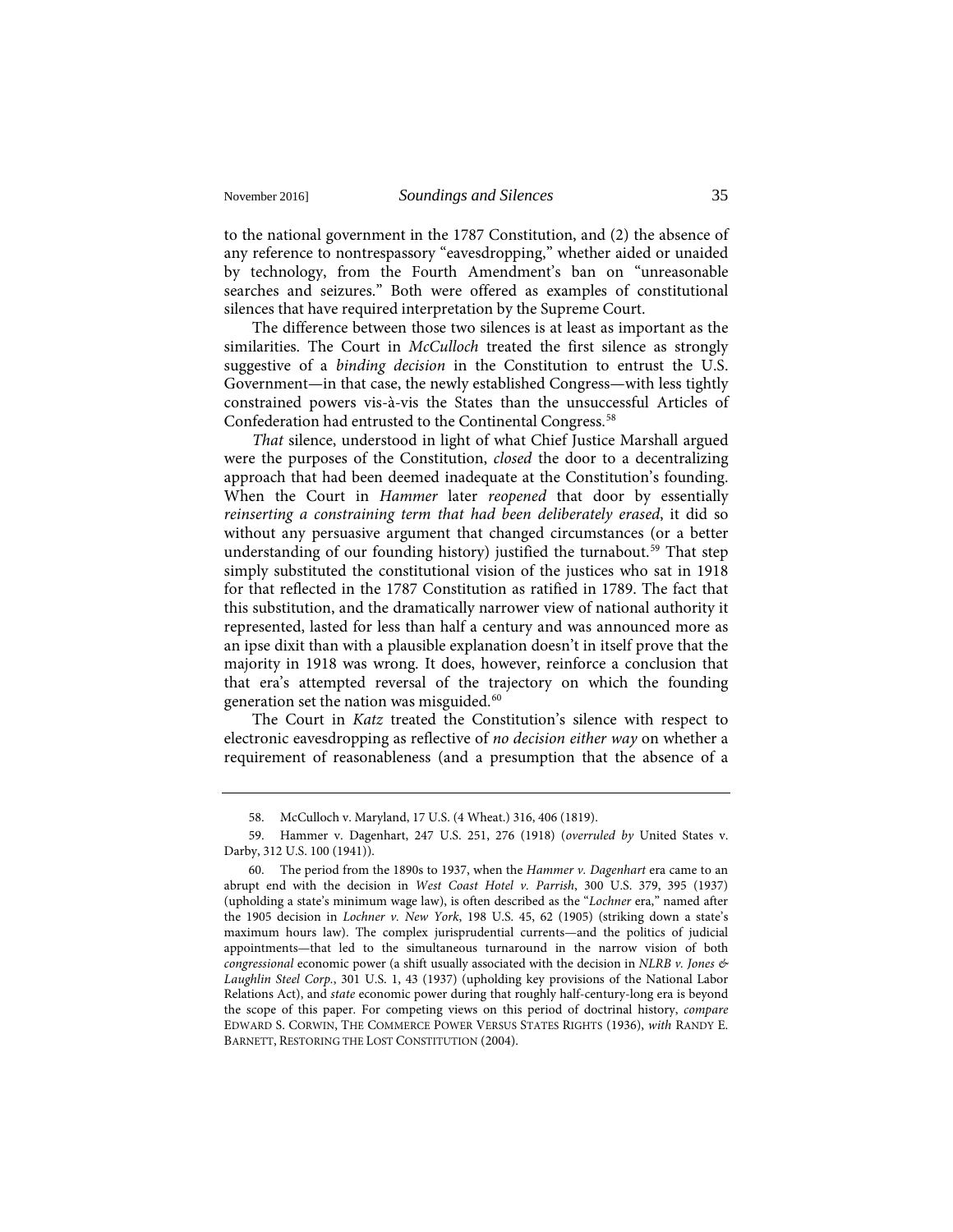to the national government in the 1787 Constitution, and (2) the absence of any reference to nontrespassory "eavesdropping," whether aided or unaided by technology, from the Fourth Amendment's ban on "unreasonable searches and seizures." Both were offered as examples of constitutional silences that have required interpretation by the Supreme Court.

The difference between those two silences is at least as important as the similarities. The Court in *McCulloch* treated the first silence as strongly suggestive of a *binding decision* in the Constitution to entrust the U.S. Government—in that case, the newly established Congress—with less tightly constrained powers vis-à-vis the States than the unsuccessful Articles of Confederation had entrusted to the Continental Congress.[58]

*That* silence, understood in light of what Chief Justice Marshall argued were the purposes of the Constitution, *closed* the door to a decentralizing approach that had been deemed inadequate at the Constitution's founding. When the Court in *Hammer* later *reopened* that door by essentially *reinserting a constraining term that had been deliberately erased*, it did so without any persuasive argument that changed circumstances (or a better understanding of our founding history) justified the turnabout.[59] That step simply substituted the constitutional vision of the justices who sat in 1918 for that reflected in the 1787 Constitution as ratified in 1789. The fact that this substitution, and the dramatically narrower view of national authority it represented, lasted for less than half a century and was announced more as an ipse dixit than with a plausible explanation doesn't in itself prove that the majority in 1918 was wrong. It does, however, reinforce a conclusion that that era's attempted reversal of the trajectory on which the founding generation set the nation was misguided.[60]

The Court in *Katz* treated the Constitution's silence with respect to electronic eavesdropping as reflective of *no decision either way* on whether a requirement of reasonableness (and a presumption that the absence of a

---

58. McCulloch v. Maryland, 17 U.S. (4 Wheat.) 316, 406 (1819).

59. Hammer v. Dagenhart, 247 U.S. 251, 276 (1918) (*overruled by* United States v. Darby, 312 U.S. 100 (1941)).

60. The period from the 1890s to 1937, when the *Hammer v. Dagenhart* era came to an abrupt end with the decision in *West Coast Hotel v. Parrish*, 300 U.S. 379, 395 (1937) (upholding a state's minimum wage law), is often described as the "*Lochner* era," named after the 1905 decision in *Lochner v. New York*, 198 U.S. 45, 62 (1905) (striking down a state's maximum hours law). The complex jurisprudential currents—and the politics of judicial appointments—that led to the simultaneous turnaround in the narrow vision of both *congressional* economic power (a shift usually associated with the decision in *NLRB v. Jones & Laughlin Steel Corp.*, 301 U.S. 1, 43 (1937) (upholding key provisions of the National Labor Relations Act), and *state* economic power during that roughly half-century-long era is beyond the scope of this paper. For competing views on this period of doctrinal history, *compare* EDWARD S. CORWIN, THE COMMERCE POWER VERSUS STATES RIGHTS (1936), *with* RANDY E. BARNETT, RESTORING THE LOST CONSTITUTION (2004).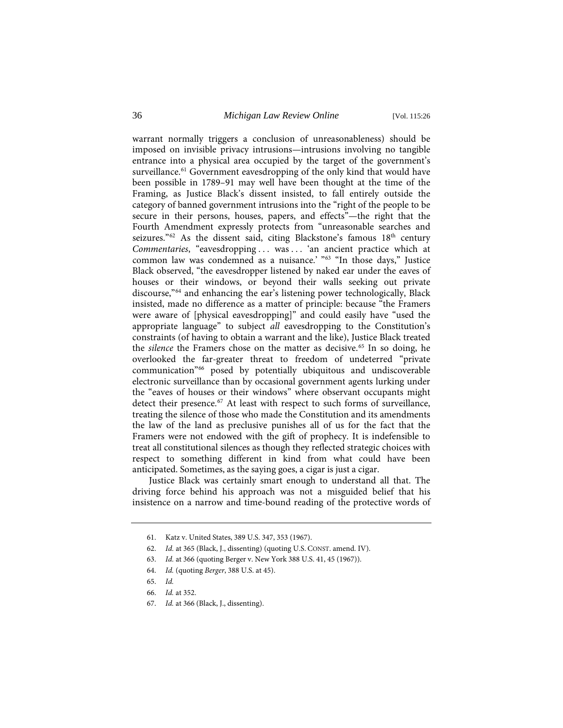warrant normally triggers a conclusion of unreasonableness) should be imposed on invisible privacy intrusions—intrusions involving no tangible entrance into a physical area occupied by the target of the government's surveillance.[61] Government eavesdropping of the only kind that would have been possible in 1789–91 may well have been thought at the time of the Framing, as Justice Black's dissent insisted, to fall entirely outside the category of banned government intrusions into the "right of the people to be secure in their persons, houses, papers, and effects"—the right that the Fourth Amendment expressly protects from "unreasonable searches and seizures."[62] As the dissent said, citing Blackstone's famous 18th century *Commentaries*, "eavesdropping . . . was . . . 'an ancient practice which at common law was condemned as a nuisance.' "[63] "In those days," Justice Black observed, "the eavesdropper listened by naked ear under the eaves of houses or their windows, or beyond their walls seeking out private discourse,"[64] and enhancing the ear's listening power technologically, Black insisted, made no difference as a matter of principle: because "the Framers were aware of [physical eavesdropping]" and could easily have "used the appropriate language" to subject *all* eavesdropping to the Constitution's constraints (of having to obtain a warrant and the like), Justice Black treated the *silence* the Framers chose on the matter as decisive.[65] In so doing, he overlooked the far-greater threat to freedom of undeterred "private communication"[66] posed by potentially ubiquitous and undiscoverable electronic surveillance than by occasional government agents lurking under the "eaves of houses or their windows" where observant occupants might detect their presence.[67] At least with respect to such forms of surveillance, treating the silence of those who made the Constitution and its amendments the law of the land as preclusive punishes all of us for the fact that the Framers were not endowed with the gift of prophecy. It is indefensible to treat all constitutional silences as though they reflected strategic choices with respect to something different in kind from what could have been anticipated. Sometimes, as the saying goes, a cigar is just a cigar.

Justice Black was certainly smart enough to understand all that. The driving force behind his approach was not a misguided belief that his insistence on a narrow and time-bound reading of the protective words of

---

61. Katz v. United States, 389 U.S. 347, 353 (1967).

62. *Id.* at 365 (Black, J., dissenting) (quoting U.S. CONST. amend. IV).

63. *Id.* at 366 (quoting Berger v. New York 388 U.S. 41, 45 (1967)).

64. *Id.* (quoting *Berger*, 388 U.S. at 45).

65. *Id.*

66. *Id.* at 352.

67. *Id.* at 366 (Black, J., dissenting).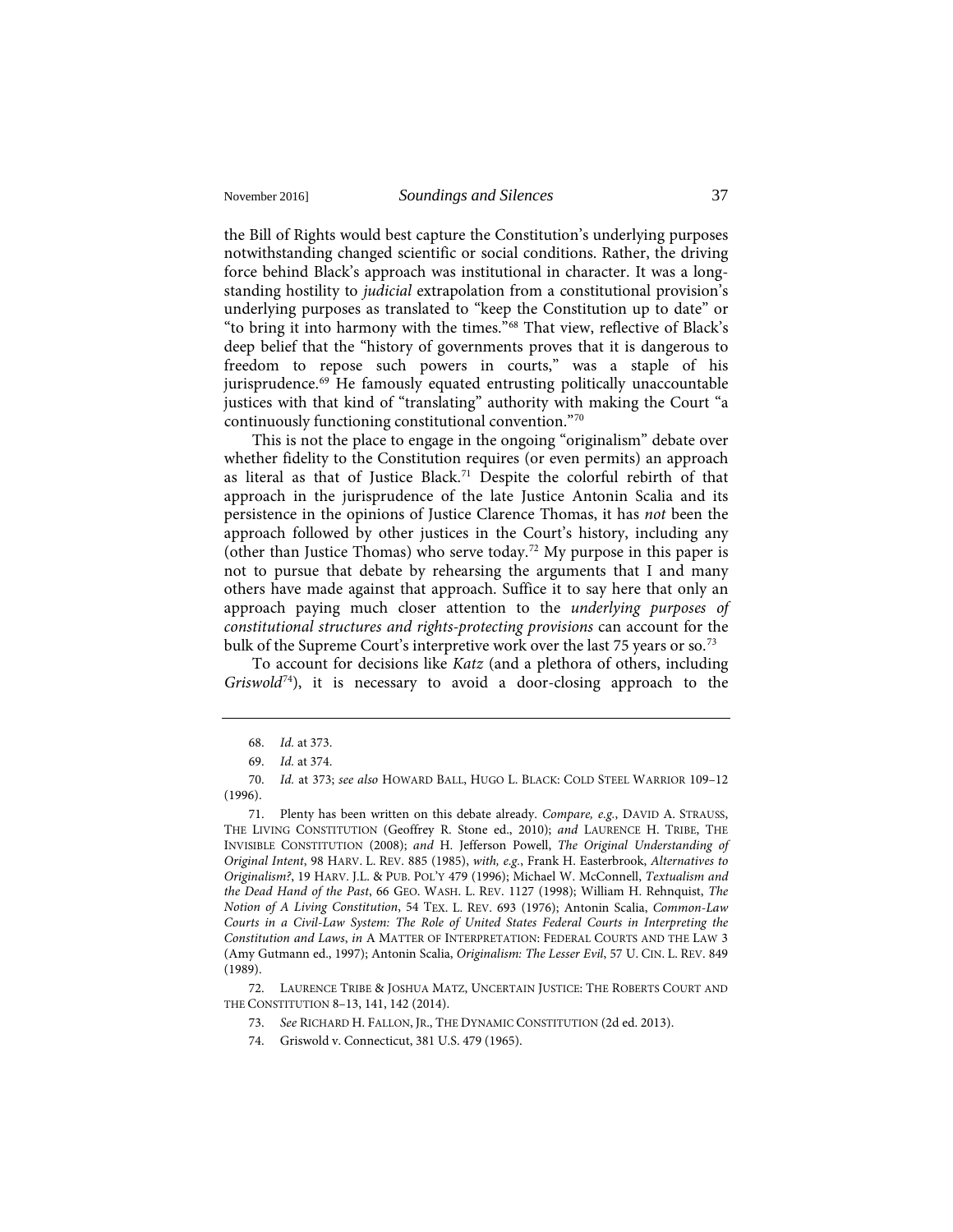the Bill of Rights would best capture the Constitution's underlying purposes notwithstanding changed scientific or social conditions. Rather, the driving force behind Black's approach was institutional in character. It was a long-standing hostility to *judicial* extrapolation from a constitutional provision's underlying purposes as translated to "keep the Constitution up to date" or "to bring it into harmony with the times."[68] That view, reflective of Black's deep belief that the "history of governments proves that it is dangerous to freedom to repose such powers in courts," was a staple of his jurisprudence.[69] He famously equated entrusting politically unaccountable justices with that kind of "translating" authority with making the Court "a continuously functioning constitutional convention."[70]

This is not the place to engage in the ongoing "originalism" debate over whether fidelity to the Constitution requires (or even permits) an approach as literal as that of Justice Black.[71] Despite the colorful rebirth of that approach in the jurisprudence of the late Justice Antonin Scalia and its persistence in the opinions of Justice Clarence Thomas, it has *not* been the approach followed by other justices in the Court's history, including any (other than Justice Thomas) who serve today.[72] My purpose in this paper is not to pursue that debate by rehearsing the arguments that I and many others have made against that approach. Suffice it to say here that only an approach paying much closer attention to the *underlying purposes of constitutional structures and rights-protecting provisions* can account for the bulk of the Supreme Court's interpretive work over the last 75 years or so.[73]

To account for decisions like *Katz* (and a plethora of others, including *Griswold*[74]), it is necessary to avoid a door-closing approach to the

---

68. *Id.* at 373.

69. *Id.* at 374.

70. *Id.* at 373; *see also* HOWARD BALL, HUGO L. BLACK: COLD STEEL WARRIOR 109–12 (1996).

71. Plenty has been written on this debate already. *Compare, e.g.*, DAVID A. STRAUSS, THE LIVING CONSTITUTION (Geoffrey R. Stone ed., 2010); *and* LAURENCE H. TRIBE, THE INVISIBLE CONSTITUTION (2008); *and* H. Jefferson Powell, *The Original Understanding of Original Intent*, 98 HARV. L. REV. 885 (1985), *with, e.g.*, Frank H. Easterbrook, *Alternatives to Originalism?*, 19 HARV. J.L. & PUB. POL'Y 479 (1996); Michael W. McConnell, *Textualism and the Dead Hand of the Past*, 66 GEO. WASH. L. REV. 1127 (1998); William H. Rehnquist, *The Notion of A Living Constitution*, 54 TEX. L. REV. 693 (1976); Antonin Scalia, *Common-Law Courts in a Civil-Law System: The Role of United States Federal Courts in Interpreting the Constitution and Laws*, *in* A MATTER OF INTERPRETATION: FEDERAL COURTS AND THE LAW 3 (Amy Gutmann ed., 1997); Antonin Scalia, *Originalism: The Lesser Evil*, 57 U. CIN. L. REV. 849 (1989).

72. LAURENCE TRIBE & JOSHUA MATZ, UNCERTAIN JUSTICE: THE ROBERTS COURT AND THE CONSTITUTION 8–13, 141, 142 (2014).

73. *See* RICHARD H. FALLON, JR., THE DYNAMIC CONSTITUTION (2d ed. 2013).

74. Griswold v. Connecticut, 381 U.S. 479 (1965).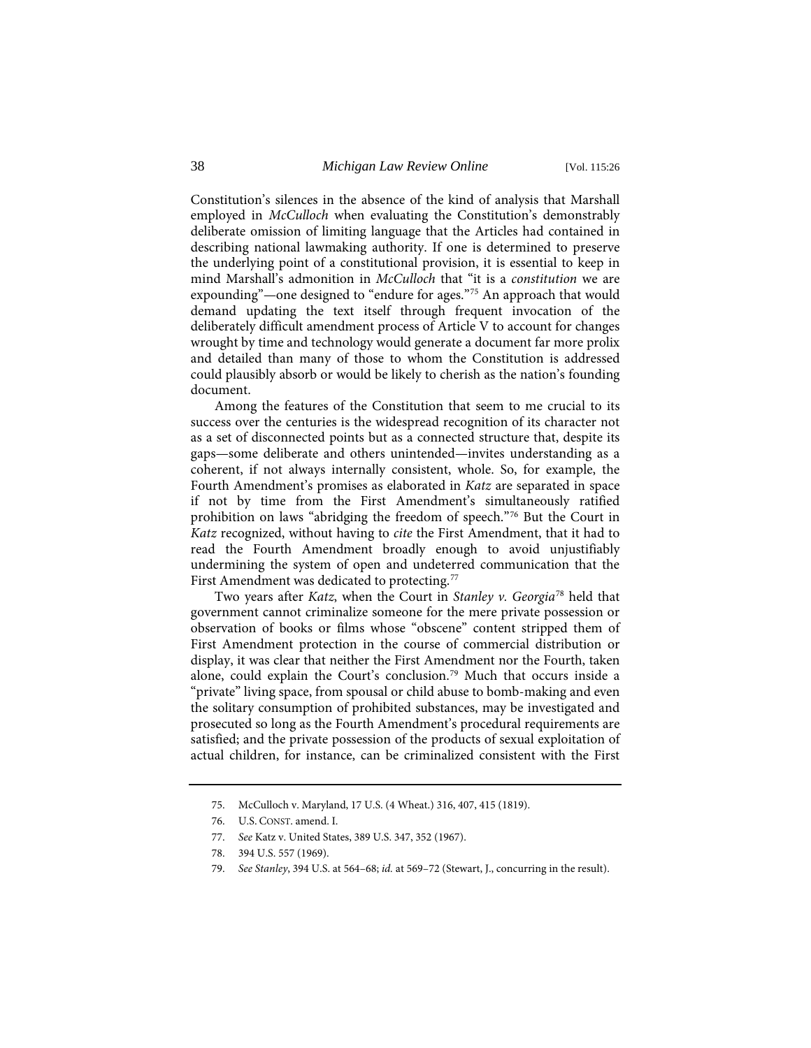Constitution's silences in the absence of the kind of analysis that Marshall employed in *McCulloch* when evaluating the Constitution's demonstrably deliberate omission of limiting language that the Articles had contained in describing national lawmaking authority. If one is determined to preserve the underlying point of a constitutional provision, it is essential to keep in mind Marshall's admonition in *McCulloch* that "it is a *constitution* we are expounding"—one designed to "endure for ages."[75] An approach that would demand updating the text itself through frequent invocation of the deliberately difficult amendment process of Article V to account for changes wrought by time and technology would generate a document far more prolix and detailed than many of those to whom the Constitution is addressed could plausibly absorb or would be likely to cherish as the nation's founding document.

Among the features of the Constitution that seem to me crucial to its success over the centuries is the widespread recognition of its character not as a set of disconnected points but as a connected structure that, despite its gaps—some deliberate and others unintended—invites understanding as a coherent, if not always internally consistent, whole. So, for example, the Fourth Amendment's promises as elaborated in *Katz* are separated in space if not by time from the First Amendment's simultaneously ratified prohibition on laws "abridging the freedom of speech."[76] But the Court in *Katz* recognized, without having to *cite* the First Amendment, that it had to read the Fourth Amendment broadly enough to avoid unjustifiably undermining the system of open and undeterred communication that the First Amendment was dedicated to protecting.[77]

Two years after *Katz*, when the Court in *Stanley v. Georgia*[78] held that government cannot criminalize someone for the mere private possession or observation of books or films whose "obscene" content stripped them of First Amendment protection in the course of commercial distribution or display, it was clear that neither the First Amendment nor the Fourth, taken alone, could explain the Court's conclusion.[79] Much that occurs inside a "private" living space, from spousal or child abuse to bomb-making and even the solitary consumption of prohibited substances, may be investigated and prosecuted so long as the Fourth Amendment's procedural requirements are satisfied; and the private possession of the products of sexual exploitation of actual children, for instance, can be criminalized consistent with the First

---

75. McCulloch v. Maryland, 17 U.S. (4 Wheat.) 316, 407, 415 (1819).

76. U.S. CONST. amend. I.

77. *See* Katz v. United States, 389 U.S. 347, 352 (1967).

78. 394 U.S. 557 (1969).

79. *See Stanley*, 394 U.S. at 564–68; *id.* at 569–72 (Stewart, J., concurring in the result).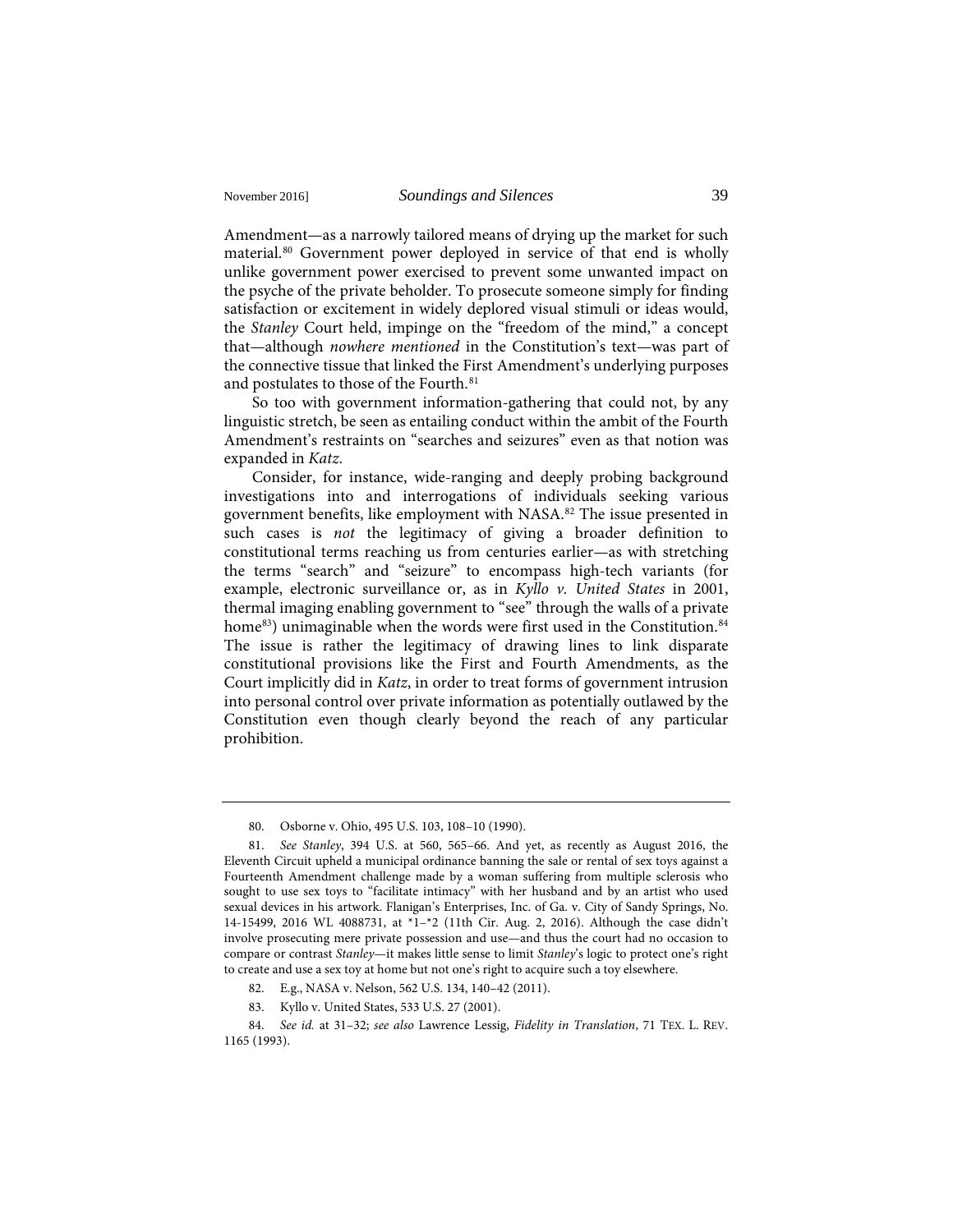Amendment—as a narrowly tailored means of drying up the market for such material.[80] Government power deployed in service of that end is wholly unlike government power exercised to prevent some unwanted impact on the psyche of the private beholder. To prosecute someone simply for finding satisfaction or excitement in widely deplored visual stimuli or ideas would, the *Stanley* Court held, impinge on the "freedom of the mind," a concept that—although *nowhere mentioned* in the Constitution's text—was part of the connective tissue that linked the First Amendment's underlying purposes and postulates to those of the Fourth.[81]

So too with government information-gathering that could not, by any linguistic stretch, be seen as entailing conduct within the ambit of the Fourth Amendment's restraints on "searches and seizures" even as that notion was expanded in *Katz*.

Consider, for instance, wide-ranging and deeply probing background investigations into and interrogations of individuals seeking various government benefits, like employment with NASA.[82] The issue presented in such cases is *not* the legitimacy of giving a broader definition to constitutional terms reaching us from centuries earlier—as with stretching the terms "search" and "seizure" to encompass high-tech variants (for example, electronic surveillance or, as in *Kyllo v. United States* in 2001, thermal imaging enabling government to "see" through the walls of a private home[83]) unimaginable when the words were first used in the Constitution.[84] The issue is rather the legitimacy of drawing lines to link disparate constitutional provisions like the First and Fourth Amendments, as the Court implicitly did in *Katz*, in order to treat forms of government intrusion into personal control over private information as potentially outlawed by the Constitution even though clearly beyond the reach of any particular prohibition.

---

80. Osborne v. Ohio, 495 U.S. 103, 108–10 (1990).

81. *See Stanley*, 394 U.S. at 560, 565–66. And yet, as recently as August 2016, the Eleventh Circuit upheld a municipal ordinance banning the sale or rental of sex toys against a Fourteenth Amendment challenge made by a woman suffering from multiple sclerosis who sought to use sex toys to "facilitate intimacy" with her husband and by an artist who used sexual devices in his artwork. Flanigan's Enterprises, Inc. of Ga. v. City of Sandy Springs, No. 14-15499, 2016 WL 4088731, at *1–*2 (11th Cir. Aug. 2, 2016). Although the case didn't involve prosecuting mere private possession and use—and thus the court had no occasion to compare or contrast *Stanley*—it makes little sense to limit *Stanley*'s logic to protect one's right to create and use a sex toy at home but not one's right to acquire such a toy elsewhere.

82. E.g., NASA v. Nelson, 562 U.S. 134, 140–42 (2011).

83. Kyllo v. United States, 533 U.S. 27 (2001).

84. *See id.* at 31–32; *see also* Lawrence Lessig, *Fidelity in Translation*, 71 TEX. L. REV. 1165 (1993).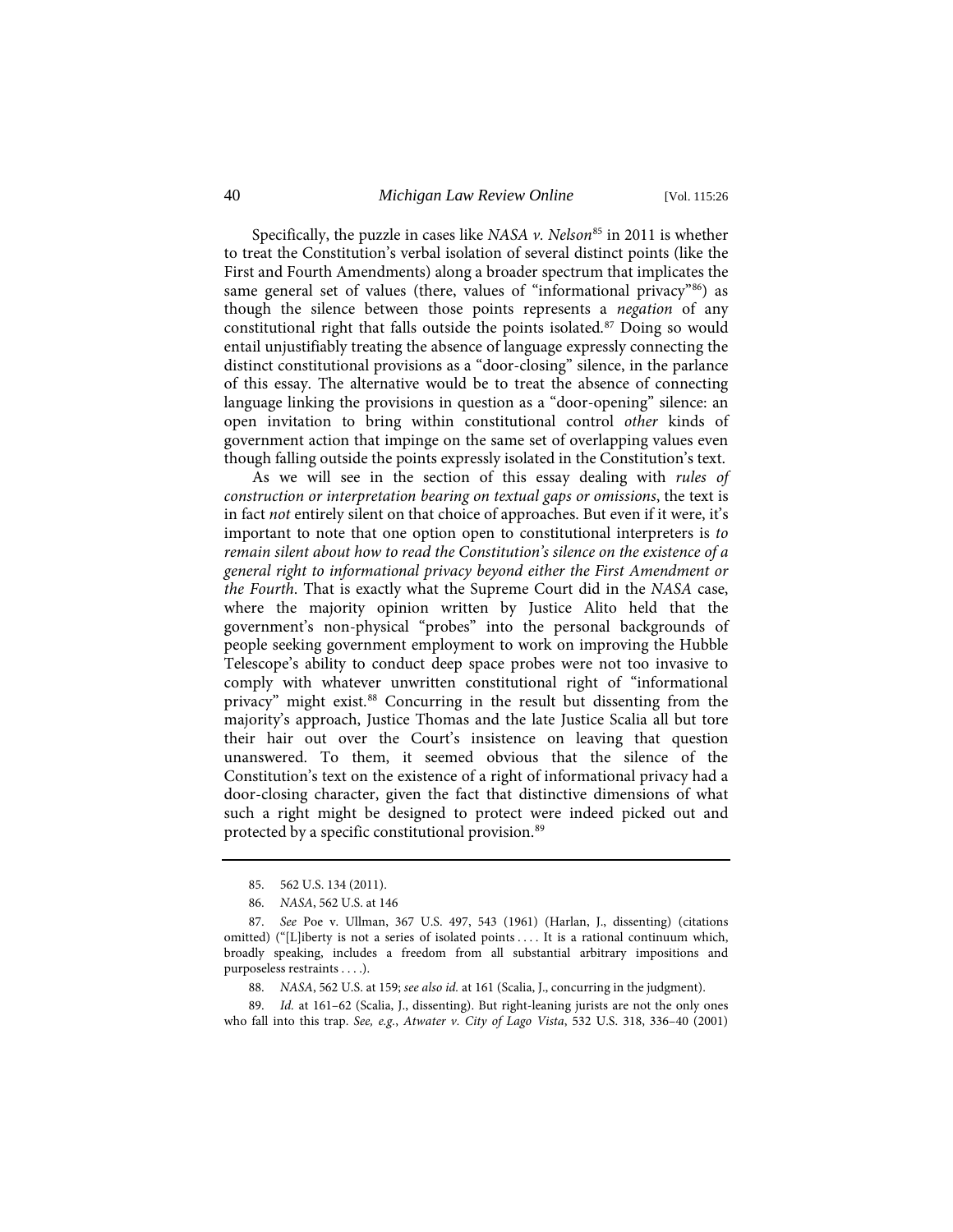Specifically, the puzzle in cases like *NASA v. Nelson*[85] in 2011 is whether to treat the Constitution's verbal isolation of several distinct points (like the First and Fourth Amendments) along a broader spectrum that implicates the same general set of values (there, values of "informational privacy"[86]) as though the silence between those points represents a *negation* of any constitutional right that falls outside the points isolated.[87] Doing so would entail unjustifiably treating the absence of language expressly connecting the distinct constitutional provisions as a "door-closing" silence, in the parlance of this essay. The alternative would be to treat the absence of connecting language linking the provisions in question as a "door-opening" silence: an open invitation to bring within constitutional control *other* kinds of government action that impinge on the same set of overlapping values even though falling outside the points expressly isolated in the Constitution's text.

As we will see in the section of this essay dealing with *rules of construction or interpretation bearing on textual gaps or omissions*, the text is in fact *not* entirely silent on that choice of approaches. But even if it were, it's important to note that one option open to constitutional interpreters is *to remain silent about how to read the Constitution's silence on the existence of a general right to informational privacy beyond either the First Amendment or the Fourth*. That is exactly what the Supreme Court did in the *NASA* case, where the majority opinion written by Justice Alito held that the government's non-physical "probes" into the personal backgrounds of people seeking government employment to work on improving the Hubble Telescope's ability to conduct deep space probes were not too invasive to comply with whatever unwritten constitutional right of "informational privacy" might exist.[88] Concurring in the result but dissenting from the majority's approach, Justice Thomas and the late Justice Scalia all but tore their hair out over the Court's insistence on leaving that question unanswered. To them, it seemed obvious that the silence of the Constitution's text on the existence of a right of informational privacy had a door-closing character, given the fact that distinctive dimensions of what such a right might be designed to protect were indeed picked out and protected by a specific constitutional provision.[89]

---

85. 562 U.S. 134 (2011).

86. *NASA*, 562 U.S. at 146

87. *See* Poe v. Ullman, 367 U.S. 497, 543 (1961) (Harlan, J., dissenting) (citations omitted) ("[L]iberty is not a series of isolated points . . . . It is a rational continuum which, broadly speaking, includes a freedom from all substantial arbitrary impositions and purposeless restraints . . . .).

88. *NASA*, 562 U.S. at 159; *see also id.* at 161 (Scalia, J., concurring in the judgment).

89. *Id.* at 161–62 (Scalia, J., dissenting). But right-leaning jurists are not the only ones who fall into this trap. *See, e.g.*, *Atwater v. City of Lago Vista*, 532 U.S. 318, 336–40 (2001)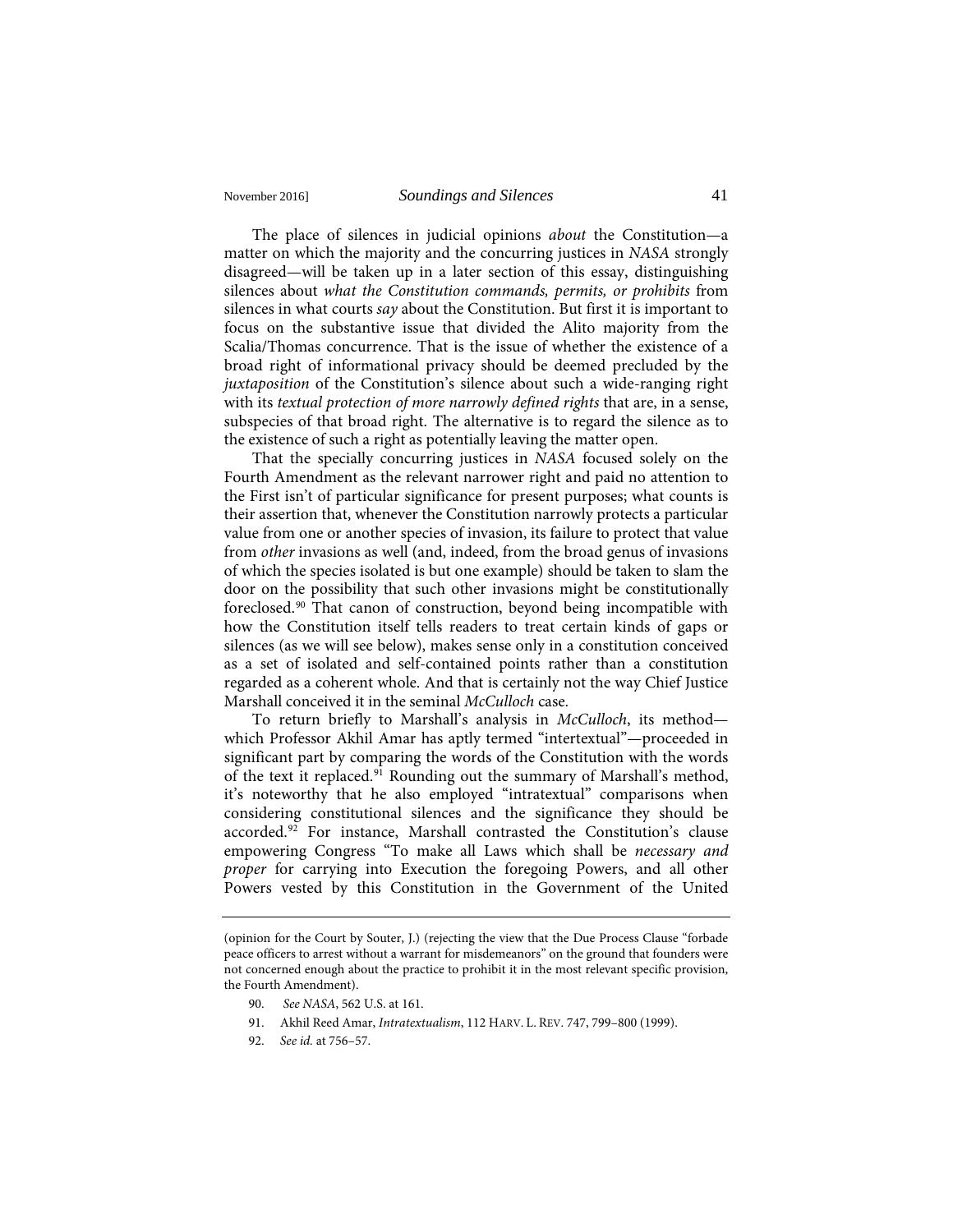The place of silences in judicial opinions *about* the Constitution—a matter on which the majority and the concurring justices in *NASA* strongly disagreed—will be taken up in a later section of this essay, distinguishing silences about *what the Constitution commands, permits, or prohibits* from silences in what courts *say* about the Constitution. But first it is important to focus on the substantive issue that divided the Alito majority from the Scalia/Thomas concurrence. That is the issue of whether the existence of a broad right of informational privacy should be deemed precluded by the *juxtaposition* of the Constitution's silence about such a wide-ranging right with its *textual protection of more narrowly defined rights* that are, in a sense, subspecies of that broad right. The alternative is to regard the silence as to the existence of such a right as potentially leaving the matter open.

That the specially concurring justices in *NASA* focused solely on the Fourth Amendment as the relevant narrower right and paid no attention to the First isn't of particular significance for present purposes; what counts is their assertion that, whenever the Constitution narrowly protects a particular value from one or another species of invasion, its failure to protect that value from *other* invasions as well (and, indeed, from the broad genus of invasions of which the species isolated is but one example) should be taken to slam the door on the possibility that such other invasions might be constitutionally foreclosed.[90] That canon of construction, beyond being incompatible with how the Constitution itself tells readers to treat certain kinds of gaps or silences (as we will see below), makes sense only in a constitution conceived as a set of isolated and self-contained points rather than a constitution regarded as a coherent whole. And that is certainly not the way Chief Justice Marshall conceived it in the seminal *McCulloch* case.

To return briefly to Marshall's analysis in *McCulloch*, its method—which Professor Akhil Amar has aptly termed "intertextual"—proceeded in significant part by comparing the words of the Constitution with the words of the text it replaced.[91] Rounding out the summary of Marshall's method, it's noteworthy that he also employed "intratextual" comparisons when considering constitutional silences and the significance they should be accorded.[92] For instance, Marshall contrasted the Constitution's clause empowering Congress "To make all Laws which shall be *necessary and proper* for carrying into Execution the foregoing Powers, and all other Powers vested by this Constitution in the Government of the United

---

(opinion for the Court by Souter, J.) (rejecting the view that the Due Process Clause "forbade peace officers to arrest without a warrant for misdemeanors" on the ground that founders were not concerned enough about the practice to prohibit it in the most relevant specific provision, the Fourth Amendment).

90. *See NASA*, 562 U.S. at 161.

91. Akhil Reed Amar, *Intratextualism*, 112 HARV. L. REV. 747, 799–800 (1999).

92. *See id.* at 756–57.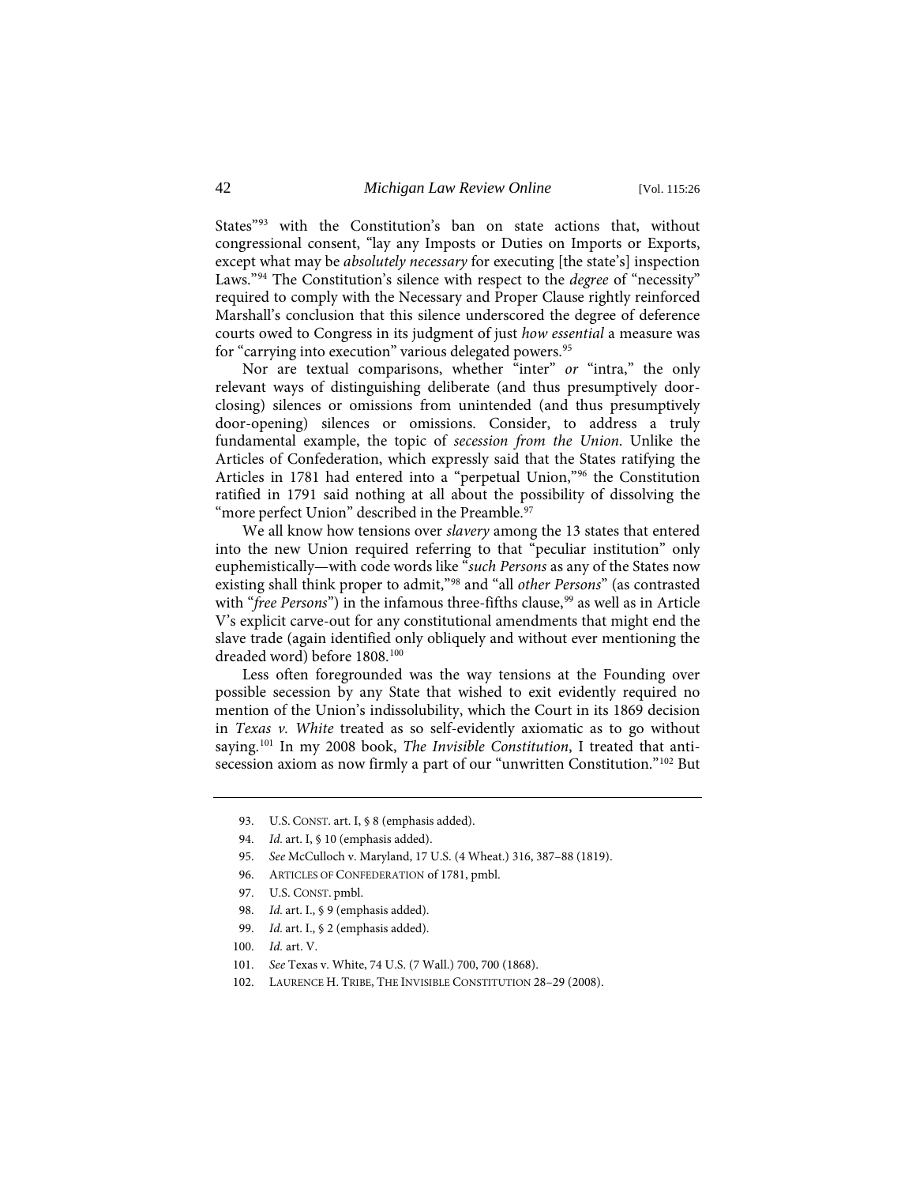States"[93] with the Constitution's ban on state actions that, without congressional consent, "lay any Imposts or Duties on Imports or Exports, except what may be *absolutely necessary* for executing [the state's] inspection Laws."[94] The Constitution's silence with respect to the *degree* of "necessity" required to comply with the Necessary and Proper Clause rightly reinforced Marshall's conclusion that this silence underscored the degree of deference courts owed to Congress in its judgment of just *how essential* a measure was for "carrying into execution" various delegated powers.[95]

Nor are textual comparisons, whether "inter" *or* "intra," the only relevant ways of distinguishing deliberate (and thus presumptively door-closing) silences or omissions from unintended (and thus presumptively door-opening) silences or omissions. Consider, to address a truly fundamental example, the topic of *secession from the Union*. Unlike the Articles of Confederation, which expressly said that the States ratifying the Articles in 1781 had entered into a "perpetual Union,"[96] the Constitution ratified in 1791 said nothing at all about the possibility of dissolving the "more perfect Union" described in the Preamble.[97]

We all know how tensions over *slavery* among the 13 states that entered into the new Union required referring to that "peculiar institution" only euphemistically—with code words like "*such Persons* as any of the States now existing shall think proper to admit,"[98] and "all *other Persons*" (as contrasted with "*free Persons*") in the infamous three-fifths clause,[99] as well as in Article V's explicit carve-out for any constitutional amendments that might end the slave trade (again identified only obliquely and without ever mentioning the dreaded word) before 1808.[100]

Less often foregrounded was the way tensions at the Founding over possible secession by any State that wished to exit evidently required no mention of the Union's indissolubility, which the Court in its 1869 decision in *Texas v. White* treated as so self-evidently axiomatic as to go without saying.[101] In my 2008 book, *The Invisible Constitution*, I treated that anti-secession axiom as now firmly a part of our "unwritten Constitution."[102] But

---

93. U.S. CONST. art. I, § 8 (emphasis added).

94. *Id.* art. I, § 10 (emphasis added).

95. *See* McCulloch v. Maryland, 17 U.S. (4 Wheat.) 316, 387–88 (1819).

96. ARTICLES OF CONFEDERATION of 1781, pmbl.

97. U.S. CONST. pmbl.

98. *Id.* art. I., § 9 (emphasis added).

99. *Id.* art. I., § 2 (emphasis added).

100. *Id.* art. V.

101. *See* Texas v. White, 74 U.S. (7 Wall.) 700, 700 (1868).

102. LAURENCE H. TRIBE, THE INVISIBLE CONSTITUTION 28–29 (2008).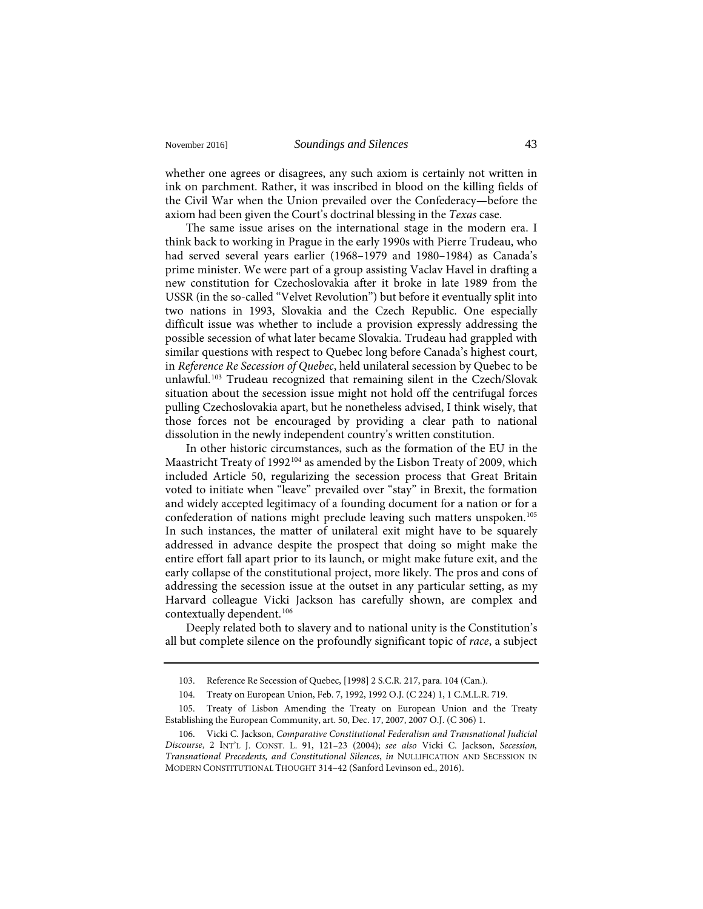whether one agrees or disagrees, any such axiom is certainly not written in ink on parchment. Rather, it was inscribed in blood on the killing fields of the Civil War when the Union prevailed over the Confederacy—before the axiom had been given the Court's doctrinal blessing in the *Texas* case.

The same issue arises on the international stage in the modern era. I think back to working in Prague in the early 1990s with Pierre Trudeau, who had served several years earlier (1968–1979 and 1980–1984) as Canada's prime minister. We were part of a group assisting Vaclav Havel in drafting a new constitution for Czechoslovakia after it broke in late 1989 from the USSR (in the so-called "Velvet Revolution") but before it eventually split into two nations in 1993, Slovakia and the Czech Republic. One especially difficult issue was whether to include a provision expressly addressing the possible secession of what later became Slovakia. Trudeau had grappled with similar questions with respect to Quebec long before Canada's highest court, in *Reference Re Secession of Quebec*, held unilateral secession by Quebec to be unlawful.[103] Trudeau recognized that remaining silent in the Czech/Slovak situation about the secession issue might not hold off the centrifugal forces pulling Czechoslovakia apart, but he nonetheless advised, I think wisely, that those forces not be encouraged by providing a clear path to national dissolution in the newly independent country's written constitution.

In other historic circumstances, such as the formation of the EU in the Maastricht Treaty of 1992[104] as amended by the Lisbon Treaty of 2009, which included Article 50, regularizing the secession process that Great Britain voted to initiate when "leave" prevailed over "stay" in Brexit, the formation and widely accepted legitimacy of a founding document for a nation or for a confederation of nations might preclude leaving such matters unspoken.[105] In such instances, the matter of unilateral exit might have to be squarely addressed in advance despite the prospect that doing so might make the entire effort fall apart prior to its launch, or might make future exit, and the early collapse of the constitutional project, more likely. The pros and cons of addressing the secession issue at the outset in any particular setting, as my Harvard colleague Vicki Jackson has carefully shown, are complex and contextually dependent.[106]

Deeply related both to slavery and to national unity is the Constitution's all but complete silence on the profoundly significant topic of *race*, a subject

---

103. Reference Re Secession of Quebec, [1998] 2 S.C.R. 217, para. 104 (Can.).

104. Treaty on European Union, Feb. 7, 1992, 1992 O.J. (C 224) 1, 1 C.M.L.R. 719.

105. Treaty of Lisbon Amending the Treaty on European Union and the Treaty Establishing the European Community, art. 50, Dec. 17, 2007, 2007 O.J. (C 306) 1.

106. Vicki C. Jackson, *Comparative Constitutional Federalism and Transnational Judicial Discourse*, 2 INT'L J. CONST. L. 91, 121–23 (2004); *see also* Vicki C. Jackson, *Secession, Transnational Precedents, and Constitutional Silences*, *in* NULLIFICATION AND SECESSION IN MODERN CONSTITUTIONAL THOUGHT 314–42 (Sanford Levinson ed., 2016).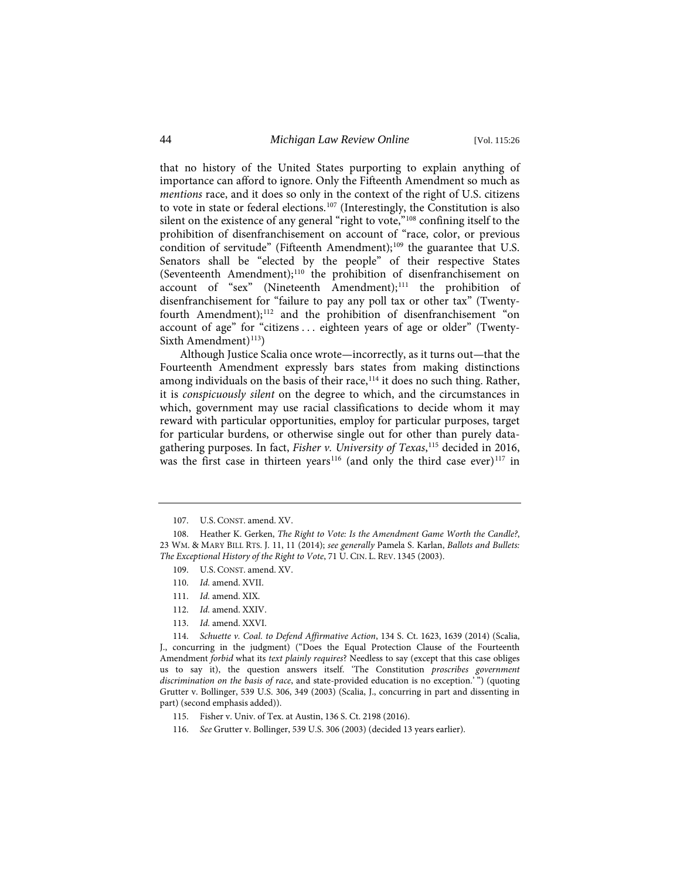that no history of the United States purporting to explain anything of importance can afford to ignore. Only the Fifteenth Amendment so much as *mentions* race, and it does so only in the context of the right of U.S. citizens to vote in state or federal elections.[107] (Interestingly, the Constitution is also silent on the existence of any general "right to vote,"[108] confining itself to the prohibition of disenfranchisement on account of "race, color, or previous condition of servitude" (Fifteenth Amendment);[109] the guarantee that U.S. Senators shall be "elected by the people" of their respective States (Seventeenth Amendment);[110] the prohibition of disenfranchisement on account of "sex" (Nineteenth Amendment);[111] the prohibition of disenfranchisement for "failure to pay any poll tax or other tax" (Twenty-fourth Amendment);[112] and the prohibition of disenfranchisement "on account of age" for "citizens . . . eighteen years of age or older" (Twenty-Sixth Amendment)[113])

Although Justice Scalia once wrote—incorrectly, as it turns out—that the Fourteenth Amendment expressly bars states from making distinctions among individuals on the basis of their race,[114] it does no such thing. Rather, it is *conspicuously silent* on the degree to which, and the circumstances in which, government may use racial classifications to decide whom it may reward with particular opportunities, employ for particular purposes, target for particular burdens, or otherwise single out for other than purely data-gathering purposes. In fact, *Fisher v. University of Texas*,[115] decided in 2016, was the first case in thirteen years[116] (and only the third case ever)[117] in

---

107. U.S. CONST. amend. XV.

108. Heather K. Gerken, *The Right to Vote: Is the Amendment Game Worth the Candle?*, 23 WM. & MARY BILL RTS. J. 11, 11 (2014); *see generally* Pamela S. Karlan, *Ballots and Bullets: The Exceptional History of the Right to Vote*, 71 U. CIN. L. REV. 1345 (2003).

109. U.S. CONST. amend. XV.

110. *Id.* amend. XVII.

111. *Id.* amend. XIX.

112. *Id.* amend. XXIV.

113. *Id.* amend. XXVI.

114. *Schuette v. Coal. to Defend Affirmative Action*, 134 S. Ct. 1623, 1639 (2014) (Scalia, J., concurring in the judgment) ("Does the Equal Protection Clause of the Fourteenth Amendment *forbid* what its *text plainly requires*? Needless to say (except that this case obliges us to say it), the question answers itself. 'The Constitution *proscribes government discrimination on the basis of race*, and state-provided education is no exception.' ") (quoting Grutter v. Bollinger, 539 U.S. 306, 349 (2003) (Scalia, J., concurring in part and dissenting in part) (second emphasis added)).

115. Fisher v. Univ. of Tex. at Austin, 136 S. Ct. 2198 (2016).

116. *See* Grutter v. Bollinger, 539 U.S. 306 (2003) (decided 13 years earlier).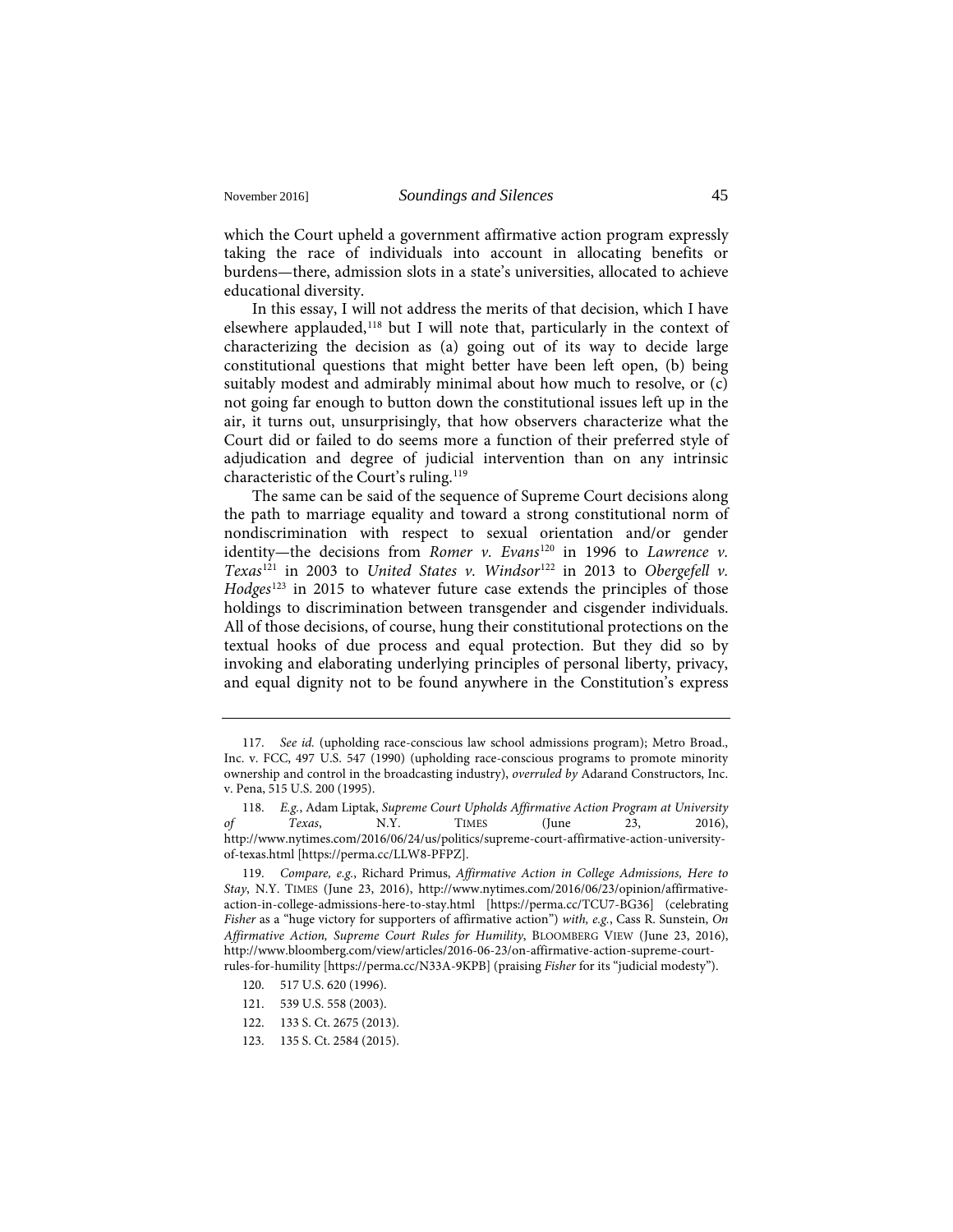which the Court upheld a government affirmative action program expressly taking the race of individuals into account in allocating benefits or burdens—there, admission slots in a state's universities, allocated to achieve educational diversity.

In this essay, I will not address the merits of that decision, which I have elsewhere applauded,[118] but I will note that, particularly in the context of characterizing the decision as (a) going out of its way to decide large constitutional questions that might better have been left open, (b) being suitably modest and admirably minimal about how much to resolve, or (c) not going far enough to button down the constitutional issues left up in the air, it turns out, unsurprisingly, that how observers characterize what the Court did or failed to do seems more a function of their preferred style of adjudication and degree of judicial intervention than on any intrinsic characteristic of the Court's ruling.[119]

The same can be said of the sequence of Supreme Court decisions along the path to marriage equality and toward a strong constitutional norm of nondiscrimination with respect to sexual orientation and/or gender identity—the decisions from *Romer v. Evans*[120] in 1996 to *Lawrence v. Texas*[121] in 2003 to *United States v. Windsor*[122] in 2013 to *Obergefell v. Hodges*[123] in 2015 to whatever future case extends the principles of those holdings to discrimination between transgender and cisgender individuals. All of those decisions, of course, hung their constitutional protections on the textual hooks of due process and equal protection. But they did so by invoking and elaborating underlying principles of personal liberty, privacy, and equal dignity not to be found anywhere in the Constitution's express

---

117. *See id.* (upholding race-conscious law school admissions program); Metro Broad., Inc. v. FCC, 497 U.S. 547 (1990) (upholding race-conscious programs to promote minority ownership and control in the broadcasting industry), *overruled by* Adarand Constructors, Inc. v. Pena, 515 U.S. 200 (1995).

118. *E.g.*, Adam Liptak, *Supreme Court Upholds Affirmative Action Program at University of Texas*, N.Y. TIMES (June 23, 2016), http://www.nytimes.com/2016/06/24/us/politics/supreme-court-affirmative-action-university-of-texas.html [https://perma.cc/LLW8-PFPZ].

119. *Compare, e.g.*, Richard Primus, *Affirmative Action in College Admissions, Here to Stay*, N.Y. TIMES (June 23, 2016), http://www.nytimes.com/2016/06/23/opinion/affirmative-action-in-college-admissions-here-to-stay.html [https://perma.cc/TCU7-BG36] (celebrating *Fisher* as a "huge victory for supporters of affirmative action") *with, e.g.*, Cass R. Sunstein, *On Affirmative Action, Supreme Court Rules for Humility*, BLOOMBERG VIEW (June 23, 2016), http://www.bloomberg.com/view/articles/2016-06-23/on-affirmative-action-supreme-court-rules-for-humility [https://perma.cc/N33A-9KPB] (praising *Fisher* for its "judicial modesty").

120. 517 U.S. 620 (1996).

121. 539 U.S. 558 (2003).

122. 133 S. Ct. 2675 (2013).

123. 135 S. Ct. 2584 (2015).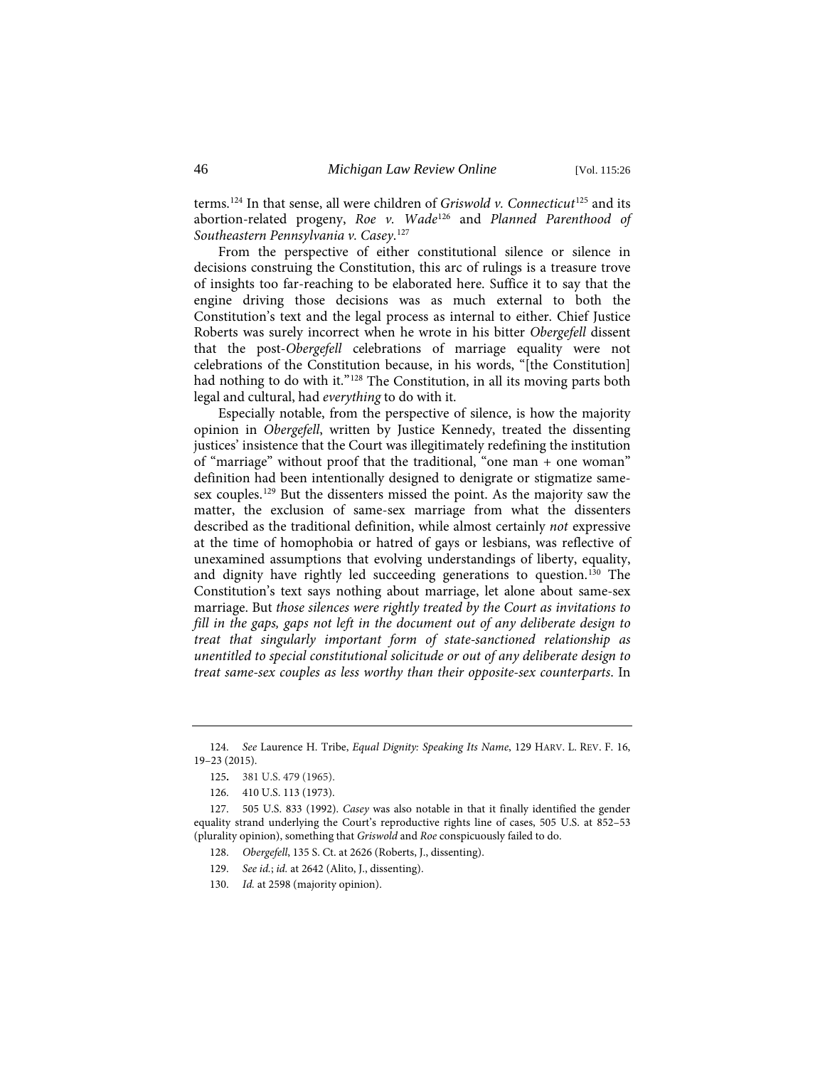terms.[124] In that sense, all were children of *Griswold v. Connecticut*[125] and its abortion-related progeny, *Roe v. Wade*[126] and *Planned Parenthood of Southeastern Pennsylvania v. Casey*.[127]

From the perspective of either constitutional silence or silence in decisions construing the Constitution, this arc of rulings is a treasure trove of insights too far-reaching to be elaborated here. Suffice it to say that the engine driving those decisions was as much external to both the Constitution's text and the legal process as internal to either. Chief Justice Roberts was surely incorrect when he wrote in his bitter *Obergefell* dissent that the post-*Obergefell* celebrations of marriage equality were not celebrations of the Constitution because, in his words, "[the Constitution] had nothing to do with it."[128] The Constitution, in all its moving parts both legal and cultural, had *everything* to do with it.

Especially notable, from the perspective of silence, is how the majority opinion in *Obergefell*, written by Justice Kennedy, treated the dissenting justices' insistence that the Court was illegitimately redefining the institution of "marriage" without proof that the traditional, "one man + one woman" definition had been intentionally designed to denigrate or stigmatize same-sex couples.[129] But the dissenters missed the point. As the majority saw the matter, the exclusion of same-sex marriage from what the dissenters described as the traditional definition, while almost certainly *not* expressive at the time of homophobia or hatred of gays or lesbians, was reflective of unexamined assumptions that evolving understandings of liberty, equality, and dignity have rightly led succeeding generations to question.[130] The Constitution's text says nothing about marriage, let alone about same-sex marriage. But *those silences were rightly treated by the Court as invitations to fill in the gaps, gaps not left in the document out of any deliberate design to treat that singularly important form of state-sanctioned relationship as unentitled to special constitutional solicitude or out of any deliberate design to treat same-sex couples as less worthy than their opposite-sex counterparts*. In

---

124. *See* Laurence H. Tribe, *Equal Dignity: Speaking Its Name*, 129 HARV. L. REV. F. 16, 19–23 (2015).

125. 381 U.S. 479 (1965).

126. 410 U.S. 113 (1973).

127. 505 U.S. 833 (1992). *Casey* was also notable in that it finally identified the gender equality strand underlying the Court's reproductive rights line of cases, 505 U.S. at 852–53 (plurality opinion), something that *Griswold* and *Roe* conspicuously failed to do.

128. *Obergefell*, 135 S. Ct. at 2626 (Roberts, J., dissenting).

129. *See id.*; *id.* at 2642 (Alito, J., dissenting).

130. *Id.* at 2598 (majority opinion).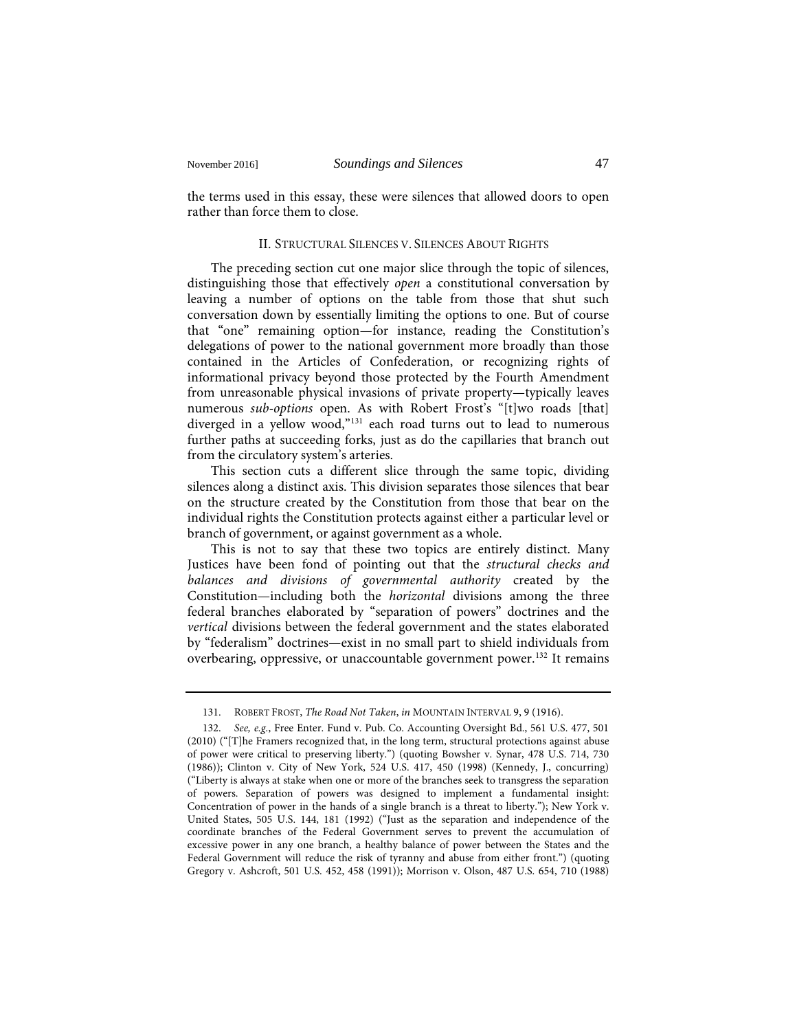the terms used in this essay, these were silences that allowed doors to open rather than force them to close.

## II. STRUCTURAL SILENCES V. SILENCES ABOUT RIGHTS

The preceding section cut one major slice through the topic of silences, distinguishing those that effectively *open* a constitutional conversation by leaving a number of options on the table from those that shut such conversation down by essentially limiting the options to one. But of course that "one" remaining option—for instance, reading the Constitution's delegations of power to the national government more broadly than those contained in the Articles of Confederation, or recognizing rights of informational privacy beyond those protected by the Fourth Amendment from unreasonable physical invasions of private property—typically leaves numerous *sub-options* open. As with Robert Frost's "[t]wo roads [that] diverged in a yellow wood,"[131] each road turns out to lead to numerous further paths at succeeding forks, just as do the capillaries that branch out from the circulatory system's arteries.

This section cuts a different slice through the same topic, dividing silences along a distinct axis. This division separates those silences that bear on the structure created by the Constitution from those that bear on the individual rights the Constitution protects against either a particular level or branch of government, or against government as a whole.

This is not to say that these two topics are entirely distinct. Many Justices have been fond of pointing out that the *structural checks and balances and divisions of governmental authority* created by the Constitution—including both the *horizontal* divisions among the three federal branches elaborated by "separation of powers" doctrines and the *vertical* divisions between the federal government and the states elaborated by "federalism" doctrines—exist in no small part to shield individuals from overbearing, oppressive, or unaccountable government power.[132] It remains

---

131. ROBERT FROST, *The Road Not Taken*, *in* MOUNTAIN INTERVAL 9, 9 (1916).

132. *See, e.g.*, Free Enter. Fund v. Pub. Co. Accounting Oversight Bd., 561 U.S. 477, 501 (2010) ("[T]he Framers recognized that, in the long term, structural protections against abuse of power were critical to preserving liberty.") (quoting Bowsher v. Synar, 478 U.S. 714, 730 (1986)); Clinton v. City of New York, 524 U.S. 417, 450 (1998) (Kennedy, J., concurring) ("Liberty is always at stake when one or more of the branches seek to transgress the separation of powers. Separation of powers was designed to implement a fundamental insight: Concentration of power in the hands of a single branch is a threat to liberty."); New York v. United States, 505 U.S. 144, 181 (1992) ("Just as the separation and independence of the coordinate branches of the Federal Government serves to prevent the accumulation of excessive power in any one branch, a healthy balance of power between the States and the Federal Government will reduce the risk of tyranny and abuse from either front.") (quoting Gregory v. Ashcroft, 501 U.S. 452, 458 (1991)); Morrison v. Olson, 487 U.S. 654, 710 (1988)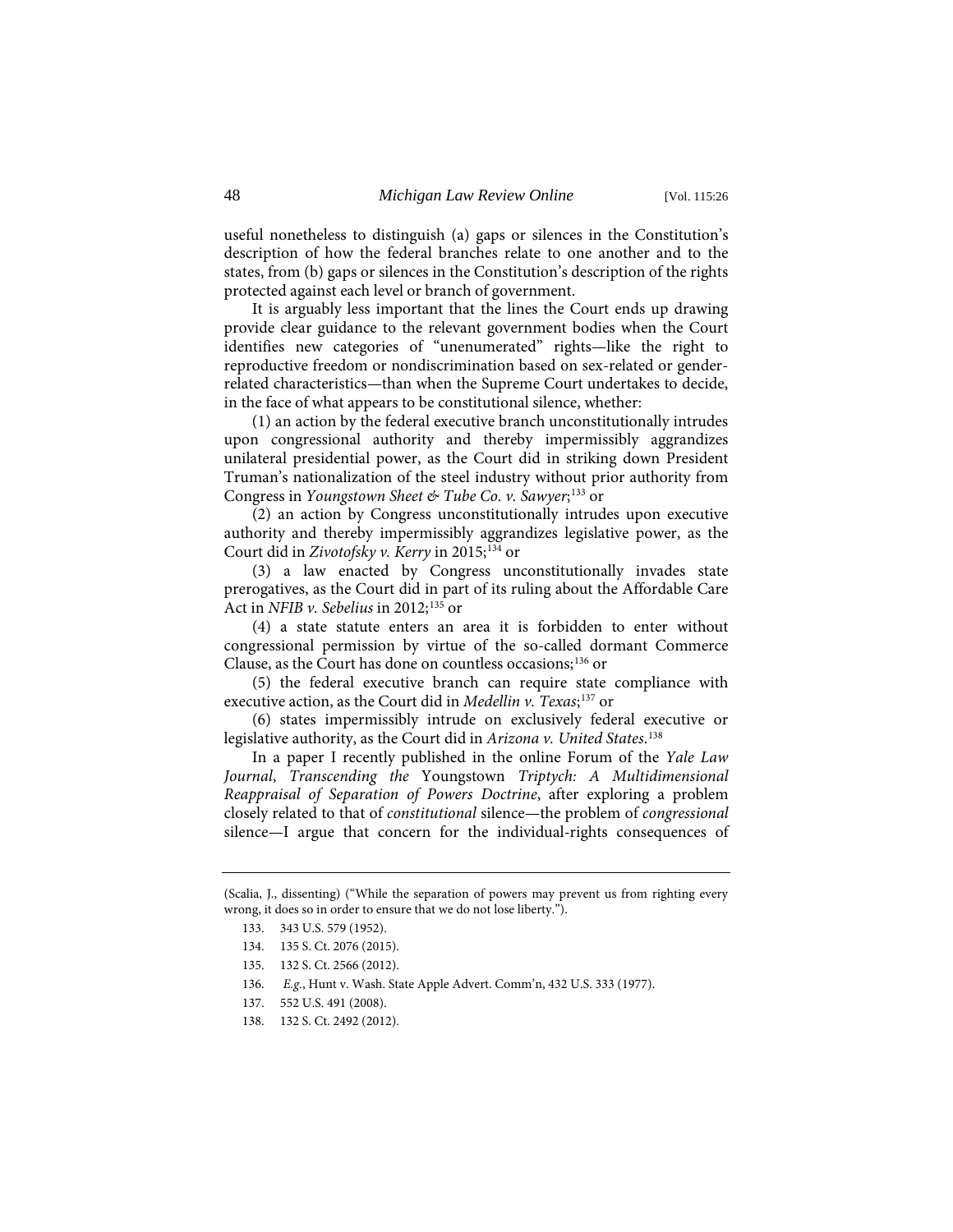useful nonetheless to distinguish (a) gaps or silences in the Constitution's description of how the federal branches relate to one another and to the states, from (b) gaps or silences in the Constitution's description of the rights protected against each level or branch of government.

It is arguably less important that the lines the Court ends up drawing provide clear guidance to the relevant government bodies when the Court identifies new categories of "unenumerated" rights—like the right to reproductive freedom or nondiscrimination based on sex-related or gender-related characteristics—than when the Supreme Court undertakes to decide, in the face of what appears to be constitutional silence, whether:

(1) an action by the federal executive branch unconstitutionally intrudes upon congressional authority and thereby impermissibly aggrandizes unilateral presidential power, as the Court did in striking down President Truman's nationalization of the steel industry without prior authority from Congress in *Youngstown Sheet & Tube Co. v. Sawyer*;[133] or

(2) an action by Congress unconstitutionally intrudes upon executive authority and thereby impermissibly aggrandizes legislative power, as the Court did in *Zivotofsky v. Kerry* in 2015;[134] or

(3) a law enacted by Congress unconstitutionally invades state prerogatives, as the Court did in part of its ruling about the Affordable Care Act in *NFIB v. Sebelius* in 2012;[135] or

(4) a state statute enters an area it is forbidden to enter without congressional permission by virtue of the so-called dormant Commerce Clause, as the Court has done on countless occasions;[136] or

(5) the federal executive branch can require state compliance with executive action, as the Court did in *Medellin v. Texas*;[137] or

(6) states impermissibly intrude on exclusively federal executive or legislative authority, as the Court did in *Arizona v. United States*.[138]

In a paper I recently published in the online Forum of the *Yale Law Journal*, *Transcending the* Youngstown *Triptych: A Multidimensional Reappraisal of Separation of Powers Doctrine*, after exploring a problem closely related to that of *constitutional* silence—the problem of *congressional* silence—I argue that concern for the individual-rights consequences of

---

(Scalia, J., dissenting) ("While the separation of powers may prevent us from righting every wrong, it does so in order to ensure that we do not lose liberty.").

133. 343 U.S. 579 (1952).

134. 135 S. Ct. 2076 (2015).

135. 132 S. Ct. 2566 (2012).

136. *E.g.*, Hunt v. Wash. State Apple Advert. Comm'n, 432 U.S. 333 (1977).

137. 552 U.S. 491 (2008).

138. 132 S. Ct. 2492 (2012).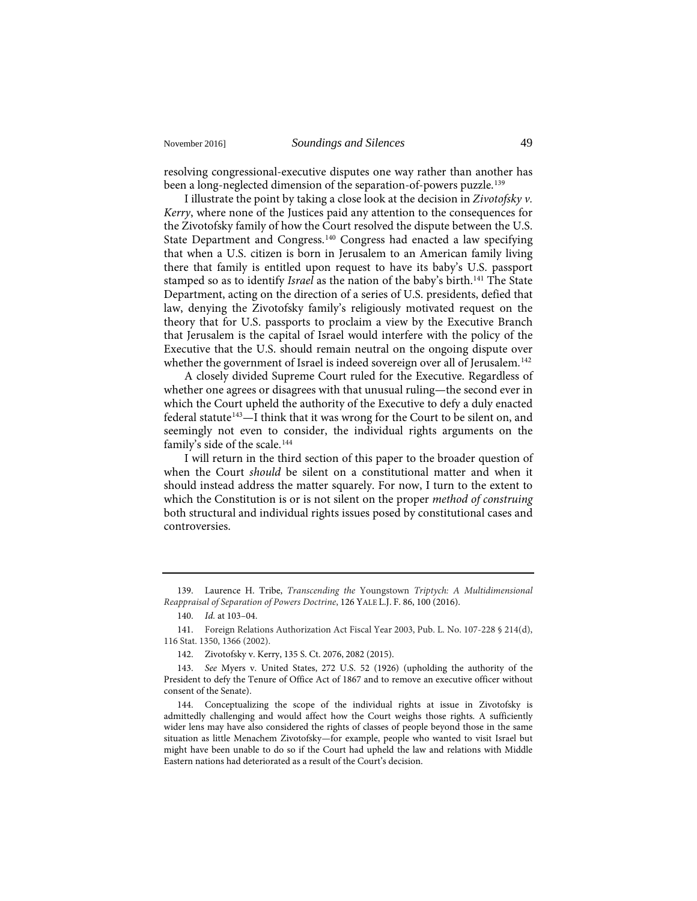resolving congressional-executive disputes one way rather than another has been a long-neglected dimension of the separation-of-powers puzzle.[139]

I illustrate the point by taking a close look at the decision in *Zivotofsky v. Kerry*, where none of the Justices paid any attention to the consequences for the Zivotofsky family of how the Court resolved the dispute between the U.S. State Department and Congress.[140] Congress had enacted a law specifying that when a U.S. citizen is born in Jerusalem to an American family living there that family is entitled upon request to have its baby's U.S. passport stamped so as to identify *Israel* as the nation of the baby's birth.[141] The State Department, acting on the direction of a series of U.S. presidents, defied that law, denying the Zivotofsky family's religiously motivated request on the theory that for U.S. passports to proclaim a view by the Executive Branch that Jerusalem is the capital of Israel would interfere with the policy of the Executive that the U.S. should remain neutral on the ongoing dispute over whether the government of Israel is indeed sovereign over all of Jerusalem.[142]

A closely divided Supreme Court ruled for the Executive. Regardless of whether one agrees or disagrees with that unusual ruling—the second ever in which the Court upheld the authority of the Executive to defy a duly enacted federal statute[143]—I think that it was wrong for the Court to be silent on, and seemingly not even to consider, the individual rights arguments on the family's side of the scale.[144]

I will return in the third section of this paper to the broader question of when the Court *should* be silent on a constitutional matter and when it should instead address the matter squarely. For now, I turn to the extent to which the Constitution is or is not silent on the proper *method of construing* both structural and individual rights issues posed by constitutional cases and controversies.

---

139. Laurence H. Tribe, *Transcending the* Youngstown *Triptych: A Multidimensional Reappraisal of Separation of Powers Doctrine*, 126 YALE L.J. F. 86, 100 (2016).

140. *Id.* at 103–04.

141. Foreign Relations Authorization Act Fiscal Year 2003, Pub. L. No. 107-228 § 214(d), 116 Stat. 1350, 1366 (2002).

142. Zivotofsky v. Kerry, 135 S. Ct. 2076, 2082 (2015).

143. *See* Myers v. United States, 272 U.S. 52 (1926) (upholding the authority of the President to defy the Tenure of Office Act of 1867 and to remove an executive officer without consent of the Senate).

144. Conceptualizing the scope of the individual rights at issue in Zivotofsky is admittedly challenging and would affect how the Court weighs those rights. A sufficiently wider lens may have also considered the rights of classes of people beyond those in the same situation as little Menachem Zivotofsky—for example, people who wanted to visit Israel but might have been unable to do so if the Court had upheld the law and relations with Middle Eastern nations had deteriorated as a result of the Court's decision.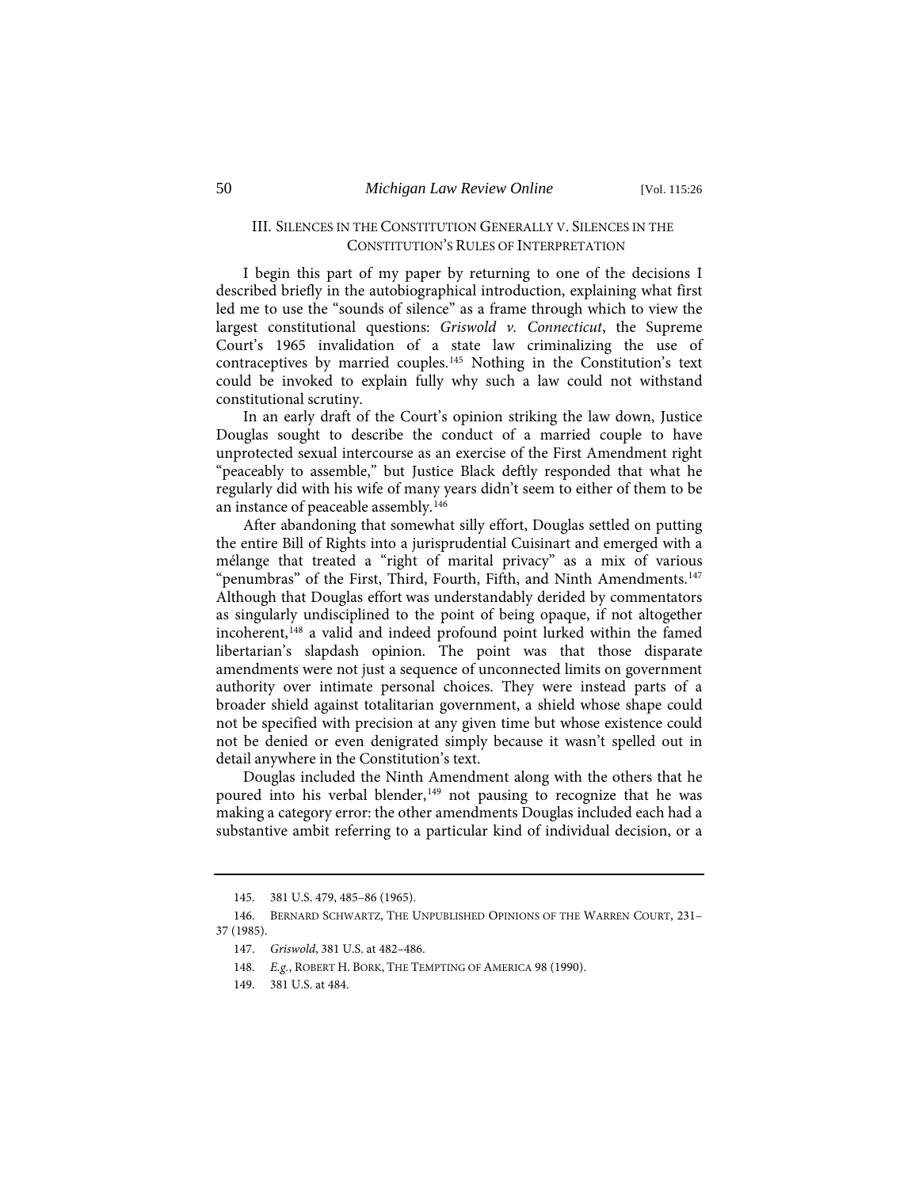## III. SILENCES IN THE CONSTITUTION GENERALLY V. SILENCES IN THE CONSTITUTION'S RULES OF INTERPRETATION

I begin this part of my paper by returning to one of the decisions I described briefly in the autobiographical introduction, explaining what first led me to use the "sounds of silence" as a frame through which to view the largest constitutional questions: *Griswold v. Connecticut*, the Supreme Court's 1965 invalidation of a state law criminalizing the use of contraceptives by married couples.[145] Nothing in the Constitution's text could be invoked to explain fully why such a law could not withstand constitutional scrutiny.

In an early draft of the Court's opinion striking the law down, Justice Douglas sought to describe the conduct of a married couple to have unprotected sexual intercourse as an exercise of the First Amendment right "peaceably to assemble," but Justice Black deftly responded that what he regularly did with his wife of many years didn't seem to either of them to be an instance of peaceable assembly.[146]

After abandoning that somewhat silly effort, Douglas settled on putting the entire Bill of Rights into a jurisprudential Cuisinart and emerged with a mélange that treated a "right of marital privacy" as a mix of various "penumbras" of the First, Third, Fourth, Fifth, and Ninth Amendments.[147] Although that Douglas effort was understandably derided by commentators as singularly undisciplined to the point of being opaque, if not altogether incoherent,[148] a valid and indeed profound point lurked within the famed libertarian's slapdash opinion. The point was that those disparate amendments were not just a sequence of unconnected limits on government authority over intimate personal choices. They were instead parts of a broader shield against totalitarian government, a shield whose shape could not be specified with precision at any given time but whose existence could not be denied or even denigrated simply because it wasn't spelled out in detail anywhere in the Constitution's text.

Douglas included the Ninth Amendment along with the others that he poured into his verbal blender,[149] not pausing to recognize that he was making a category error: the other amendments Douglas included each had a substantive ambit referring to a particular kind of individual decision, or a

---

145. 381 U.S. 479, 485–86 (1965).

146. BERNARD SCHWARTZ, THE UNPUBLISHED OPINIONS OF THE WARREN COURT, 231–37 (1985).

147. *Griswold*, 381 U.S. at 482–486.

148. *E.g.*, ROBERT H. BORK, THE TEMPTING OF AMERICA 98 (1990).

149. 381 U.S. at 484.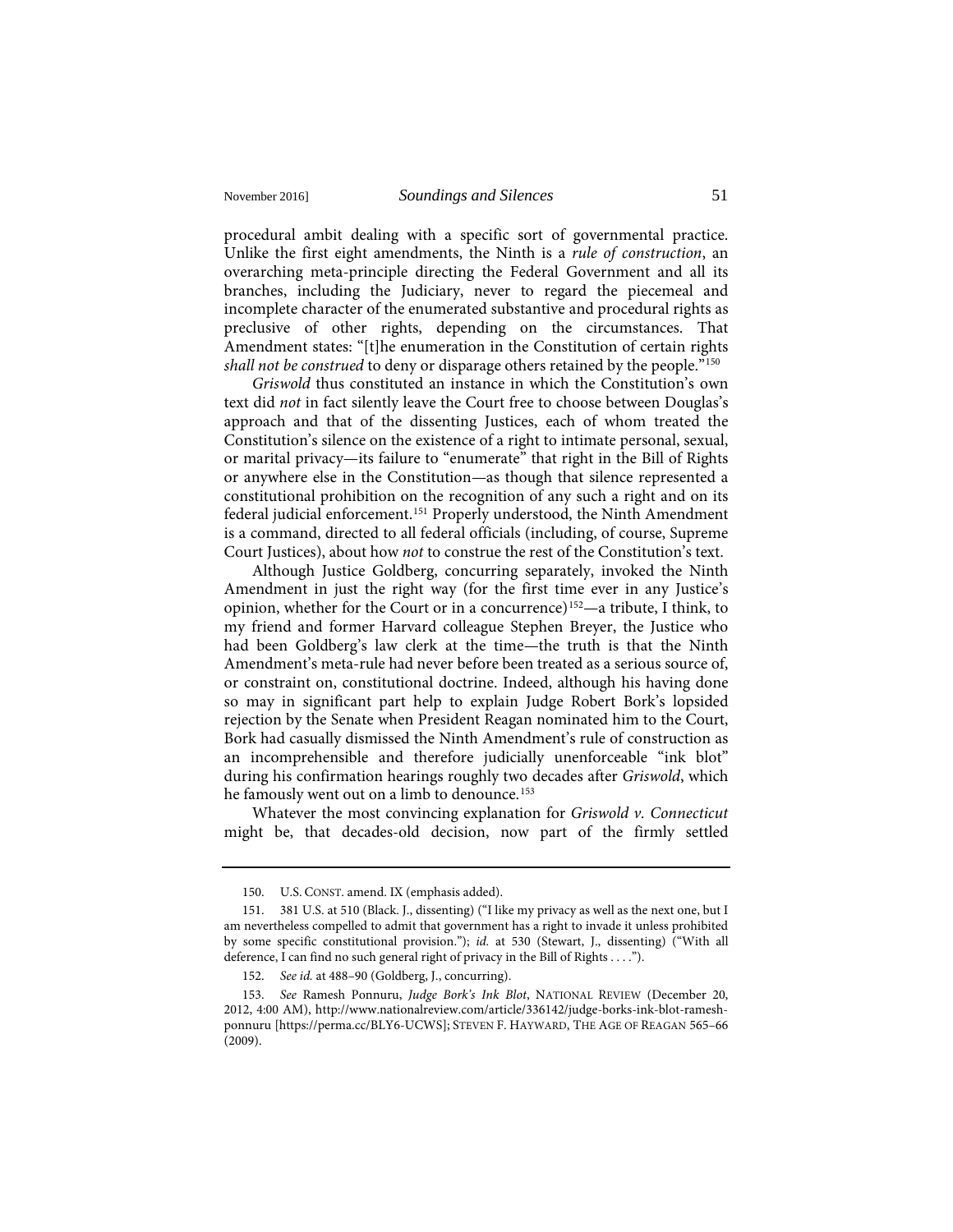procedural ambit dealing with a specific sort of governmental practice. Unlike the first eight amendments, the Ninth is a *rule of construction*, an overarching meta-principle directing the Federal Government and all its branches, including the Judiciary, never to regard the piecemeal and incomplete character of the enumerated substantive and procedural rights as preclusive of other rights, depending on the circumstances. That Amendment states: "[t]he enumeration in the Constitution of certain rights *shall not be construed* to deny or disparage others retained by the people."[150]

*Griswold* thus constituted an instance in which the Constitution's own text did *not* in fact silently leave the Court free to choose between Douglas's approach and that of the dissenting Justices, each of whom treated the Constitution's silence on the existence of a right to intimate personal, sexual, or marital privacy—its failure to "enumerate" that right in the Bill of Rights or anywhere else in the Constitution—as though that silence represented a constitutional prohibition on the recognition of any such a right and on its federal judicial enforcement.[151] Properly understood, the Ninth Amendment is a command, directed to all federal officials (including, of course, Supreme Court Justices), about how *not* to construe the rest of the Constitution's text.

Although Justice Goldberg, concurring separately, invoked the Ninth Amendment in just the right way (for the first time ever in any Justice's opinion, whether for the Court or in a concurrence)[152]—a tribute, I think, to my friend and former Harvard colleague Stephen Breyer, the Justice who had been Goldberg's law clerk at the time—the truth is that the Ninth Amendment's meta-rule had never before been treated as a serious source of, or constraint on, constitutional doctrine. Indeed, although his having done so may in significant part help to explain Judge Robert Bork's lopsided rejection by the Senate when President Reagan nominated him to the Court, Bork had casually dismissed the Ninth Amendment's rule of construction as an incomprehensible and therefore judicially unenforceable "ink blot" during his confirmation hearings roughly two decades after *Griswold*, which he famously went out on a limb to denounce.[153]

Whatever the most convincing explanation for *Griswold v. Connecticut* might be, that decades-old decision, now part of the firmly settled

---

150. U.S. CONST. amend. IX (emphasis added).

151. 381 U.S. at 510 (Black. J., dissenting) ("I like my privacy as well as the next one, but I am nevertheless compelled to admit that government has a right to invade it unless prohibited by some specific constitutional provision."); *id.* at 530 (Stewart, J., dissenting) ("With all deference, I can find no such general right of privacy in the Bill of Rights . . . .").

152. *See id.* at 488–90 (Goldberg, J., concurring).

153. *See* Ramesh Ponnuru, *Judge Bork's Ink Blot*, NATIONAL REVIEW (December 20, 2012, 4:00 AM), http://www.nationalreview.com/article/336142/judge-borks-ink-blot-ramesh-ponnuru [https://perma.cc/BLY6-UCWS]; STEVEN F. HAYWARD, THE AGE OF REAGAN 565–66 (2009).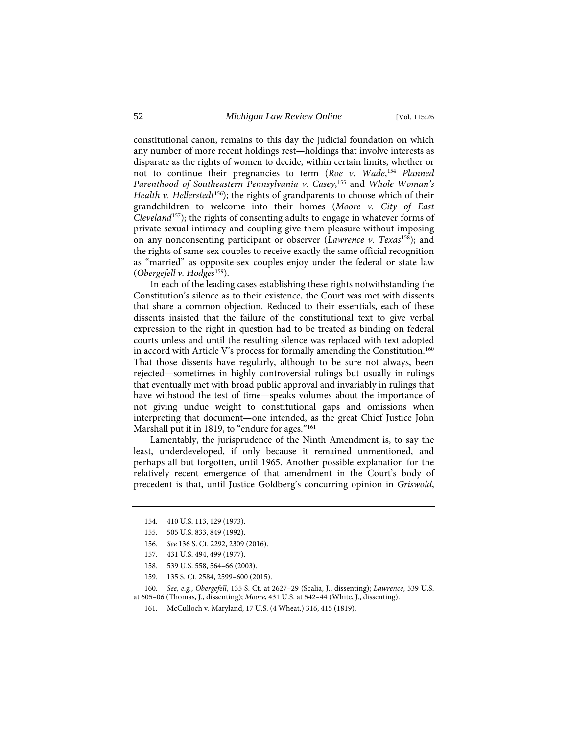constitutional canon, remains to this day the judicial foundation on which any number of more recent holdings rest—holdings that involve interests as disparate as the rights of women to decide, within certain limits, whether or not to continue their pregnancies to term (*Roe v. Wade*,[154] *Planned Parenthood of Southeastern Pennsylvania v. Casey*,[155] and *Whole Woman's Health v. Hellerstedt*[156]); the rights of grandparents to choose which of their grandchildren to welcome into their homes (*Moore v. City of East Cleveland*[157]); the rights of consenting adults to engage in whatever forms of private sexual intimacy and coupling give them pleasure without imposing on any nonconsenting participant or observer (*Lawrence v. Texas*[158]); and the rights of same-sex couples to receive exactly the same official recognition as "married" as opposite-sex couples enjoy under the federal or state law (*Obergefell v. Hodges*[159]).

In each of the leading cases establishing these rights notwithstanding the Constitution's silence as to their existence, the Court was met with dissents that share a common objection. Reduced to their essentials, each of these dissents insisted that the failure of the constitutional text to give verbal expression to the right in question had to be treated as binding on federal courts unless and until the resulting silence was replaced with text adopted in accord with Article V's process for formally amending the Constitution.[160] That those dissents have regularly, although to be sure not always, been rejected—sometimes in highly controversial rulings but usually in rulings that eventually met with broad public approval and invariably in rulings that have withstood the test of time—speaks volumes about the importance of not giving undue weight to constitutional gaps and omissions when interpreting that document—one intended, as the great Chief Justice John Marshall put it in 1819, to "endure for ages."[161]

Lamentably, the jurisprudence of the Ninth Amendment is, to say the least, underdeveloped, if only because it remained unmentioned, and perhaps all but forgotten, until 1965. Another possible explanation for the relatively recent emergence of that amendment in the Court's body of precedent is that, until Justice Goldberg's concurring opinion in *Griswold*,

---

154. 410 U.S. 113, 129 (1973).

155. 505 U.S. 833, 849 (1992).

156. *See* 136 S. Ct. 2292, 2309 (2016).

157. 431 U.S. 494, 499 (1977).

158. 539 U.S. 558, 564–66 (2003).

159. 135 S. Ct. 2584, 2599–600 (2015).

160. *See, e.g.*, *Obergefell*, 135 S. Ct. at 2627–29 (Scalia, J., dissenting); *Lawrence*, 539 U.S. at 605–06 (Thomas, J., dissenting); *Moore*, 431 U.S. at 542–44 (White, J., dissenting).

161. McCulloch v. Maryland, 17 U.S. (4 Wheat.) 316, 415 (1819).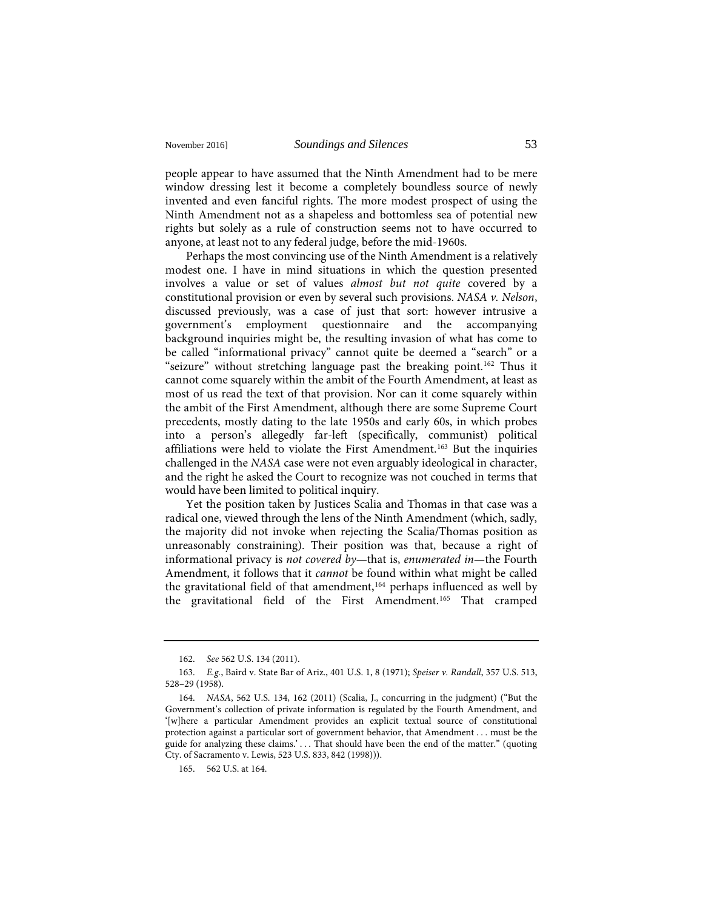people appear to have assumed that the Ninth Amendment had to be mere window dressing lest it become a completely boundless source of newly invented and even fanciful rights. The more modest prospect of using the Ninth Amendment not as a shapeless and bottomless sea of potential new rights but solely as a rule of construction seems not to have occurred to anyone, at least not to any federal judge, before the mid-1960s.

Perhaps the most convincing use of the Ninth Amendment is a relatively modest one. I have in mind situations in which the question presented involves a value or set of values *almost but not quite* covered by a constitutional provision or even by several such provisions. *NASA v. Nelson*, discussed previously, was a case of just that sort: however intrusive a government's employment questionnaire and the accompanying background inquiries might be, the resulting invasion of what has come to be called "informational privacy" cannot quite be deemed a "search" or a "seizure" without stretching language past the breaking point.[162] Thus it cannot come squarely within the ambit of the Fourth Amendment, at least as most of us read the text of that provision. Nor can it come squarely within the ambit of the First Amendment, although there are some Supreme Court precedents, mostly dating to the late 1950s and early 60s, in which probes into a person's allegedly far-left (specifically, communist) political affiliations were held to violate the First Amendment.[163] But the inquiries challenged in the *NASA* case were not even arguably ideological in character, and the right he asked the Court to recognize was not couched in terms that would have been limited to political inquiry.

Yet the position taken by Justices Scalia and Thomas in that case was a radical one, viewed through the lens of the Ninth Amendment (which, sadly, the majority did not invoke when rejecting the Scalia/Thomas position as unreasonably constraining). Their position was that, because a right of informational privacy is *not covered by*—that is, *enumerated in*—the Fourth Amendment, it follows that it *cannot* be found within what might be called the gravitational field of that amendment,[164] perhaps influenced as well by the gravitational field of the First Amendment.[165] That cramped

---

162. *See* 562 U.S. 134 (2011).

163. *E.g.*, Baird v. State Bar of Ariz., 401 U.S. 1, 8 (1971); *Speiser v. Randall*, 357 U.S. 513, 528–29 (1958).

164. *NASA*, 562 U.S. 134, 162 (2011) (Scalia, J., concurring in the judgment) ("But the Government's collection of private information is regulated by the Fourth Amendment, and '[w]here a particular Amendment provides an explicit textual source of constitutional protection against a particular sort of government behavior, that Amendment . . . must be the guide for analyzing these claims.' . . . That should have been the end of the matter." (quoting Cty. of Sacramento v. Lewis, 523 U.S. 833, 842 (1998))).

165. 562 U.S. at 164.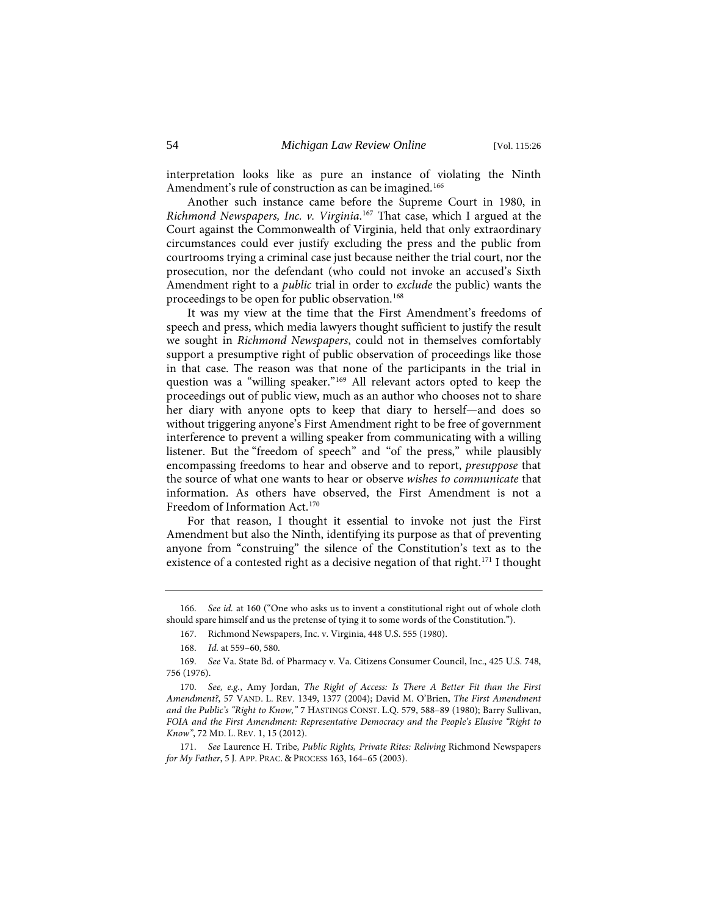interpretation looks like as pure an instance of violating the Ninth Amendment's rule of construction as can be imagined.[166]

Another such instance came before the Supreme Court in 1980, in *Richmond Newspapers, Inc. v. Virginia*.[167] That case, which I argued at the Court against the Commonwealth of Virginia, held that only extraordinary circumstances could ever justify excluding the press and the public from courtrooms trying a criminal case just because neither the trial court, nor the prosecution, nor the defendant (who could not invoke an accused's Sixth Amendment right to a *public* trial in order to *exclude* the public) wants the proceedings to be open for public observation.[168]

It was my view at the time that the First Amendment's freedoms of speech and press, which media lawyers thought sufficient to justify the result we sought in *Richmond Newspapers*, could not in themselves comfortably support a presumptive right of public observation of proceedings like those in that case. The reason was that none of the participants in the trial in question was a "willing speaker."[169] All relevant actors opted to keep the proceedings out of public view, much as an author who chooses not to share her diary with anyone opts to keep that diary to herself—and does so without triggering anyone's First Amendment right to be free of government interference to prevent a willing speaker from communicating with a willing listener. But the "freedom of speech" and "of the press," while plausibly encompassing freedoms to hear and observe and to report, *presuppose* that the source of what one wants to hear or observe *wishes to communicate* that information. As others have observed, the First Amendment is not a Freedom of Information Act.[170]

For that reason, I thought it essential to invoke not just the First Amendment but also the Ninth, identifying its purpose as that of preventing anyone from "construing" the silence of the Constitution's text as to the existence of a contested right as a decisive negation of that right.[171] I thought

---

166. *See id.* at 160 ("One who asks us to invent a constitutional right out of whole cloth should spare himself and us the pretense of tying it to some words of the Constitution.").

167. Richmond Newspapers, Inc. v. Virginia, 448 U.S. 555 (1980).

168. *Id.* at 559–60, 580.

169. *See* Va. State Bd. of Pharmacy v. Va. Citizens Consumer Council, Inc., 425 U.S. 748, 756 (1976).

170. *See, e.g.*, Amy Jordan, *The Right of Access: Is There A Better Fit than the First Amendment?*, 57 VAND. L. REV. 1349, 1377 (2004); David M. O'Brien, *The First Amendment and the Public's "Right to Know,"* 7 HASTINGS CONST. L.Q. 579, 588–89 (1980); Barry Sullivan, *FOIA and the First Amendment: Representative Democracy and the People's Elusive "Right to Know"*, 72 MD. L. REV. 1, 15 (2012).

171. *See* Laurence H. Tribe, *Public Rights, Private Rites: Reliving* Richmond Newspapers *for My Father*, 5 J. APP. PRAC. & PROCESS 163, 164–65 (2003).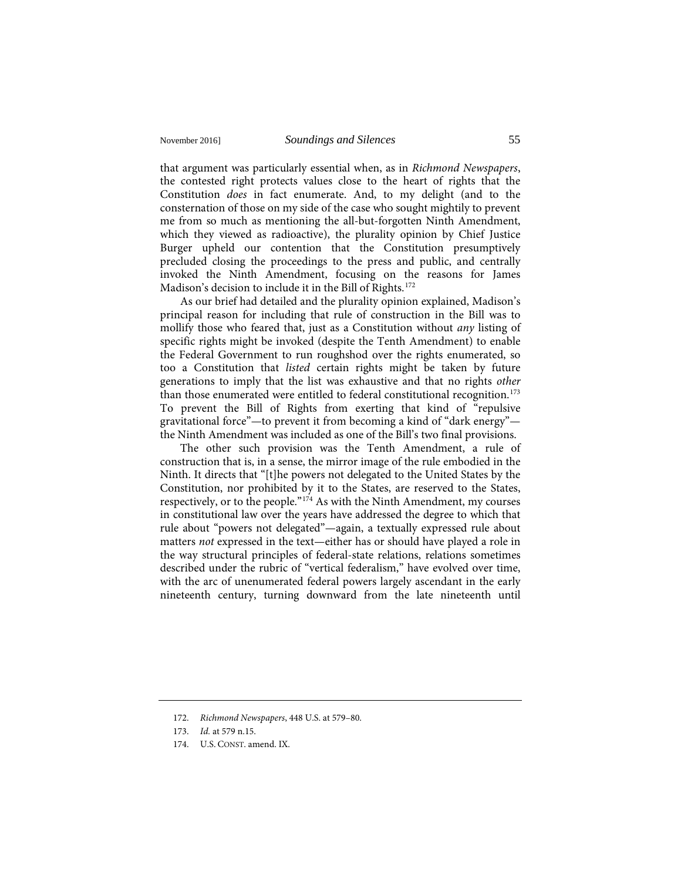that argument was particularly essential when, as in *Richmond Newspapers*, the contested right protects values close to the heart of rights that the Constitution *does* in fact enumerate. And, to my delight (and to the consternation of those on my side of the case who sought mightily to prevent me from so much as mentioning the all-but-forgotten Ninth Amendment, which they viewed as radioactive), the plurality opinion by Chief Justice Burger upheld our contention that the Constitution presumptively precluded closing the proceedings to the press and public, and centrally invoked the Ninth Amendment, focusing on the reasons for James Madison's decision to include it in the Bill of Rights.[172]

As our brief had detailed and the plurality opinion explained, Madison's principal reason for including that rule of construction in the Bill was to mollify those who feared that, just as a Constitution without *any* listing of specific rights might be invoked (despite the Tenth Amendment) to enable the Federal Government to run roughshod over the rights enumerated, so too a Constitution that *listed* certain rights might be taken by future generations to imply that the list was exhaustive and that no rights *other* than those enumerated were entitled to federal constitutional recognition.[173] To prevent the Bill of Rights from exerting that kind of "repulsive gravitational force"—to prevent it from becoming a kind of "dark energy"—the Ninth Amendment was included as one of the Bill's two final provisions.

The other such provision was the Tenth Amendment, a rule of construction that is, in a sense, the mirror image of the rule embodied in the Ninth. It directs that "[t]he powers not delegated to the United States by the Constitution, nor prohibited by it to the States, are reserved to the States, respectively, or to the people."[174] As with the Ninth Amendment, my courses in constitutional law over the years have addressed the degree to which that rule about "powers not delegated"—again, a textually expressed rule about matters *not* expressed in the text—either has or should have played a role in the way structural principles of federal-state relations, relations sometimes described under the rubric of "vertical federalism," have evolved over time, with the arc of unenumerated federal powers largely ascendant in the early nineteenth century, turning downward from the late nineteenth until

---

172. *Richmond Newspapers*, 448 U.S. at 579–80.

173. *Id.* at 579 n.15.

174. U.S. CONST. amend. IX.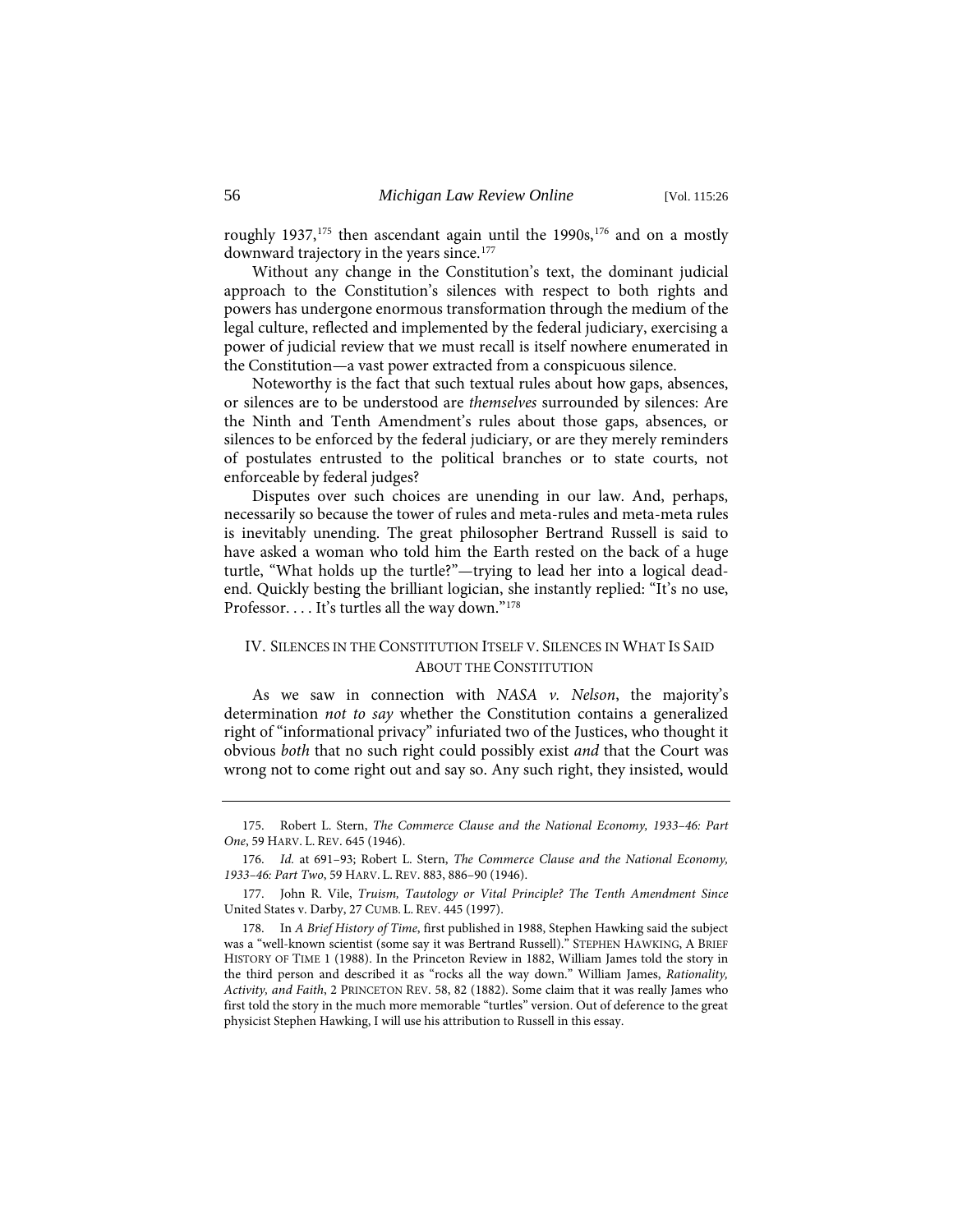roughly 1937,[175] then ascendant again until the 1990s,[176] and on a mostly downward trajectory in the years since.[177]

Without any change in the Constitution's text, the dominant judicial approach to the Constitution's silences with respect to both rights and powers has undergone enormous transformation through the medium of the legal culture, reflected and implemented by the federal judiciary, exercising a power of judicial review that we must recall is itself nowhere enumerated in the Constitution—a vast power extracted from a conspicuous silence.

Noteworthy is the fact that such textual rules about how gaps, absences, or silences are to be understood are *themselves* surrounded by silences: Are the Ninth and Tenth Amendment's rules about those gaps, absences, or silences to be enforced by the federal judiciary, or are they merely reminders of postulates entrusted to the political branches or to state courts, not enforceable by federal judges?

Disputes over such choices are unending in our law. And, perhaps, necessarily so because the tower of rules and meta-rules and meta-meta rules is inevitably unending. The great philosopher Bertrand Russell is said to have asked a woman who told him the Earth rested on the back of a huge turtle, "What holds up the turtle?"—trying to lead her into a logical dead-end. Quickly besting the brilliant logician, she instantly replied: "It's no use, Professor. . . . It's turtles all the way down."[178]

## IV. Silences in the Constitution Itself v. Silences in What Is Said About the Constitution

As we saw in connection with *NASA v. Nelson*, the majority's determination *not to say* whether the Constitution contains a generalized right of "informational privacy" infuriated two of the Justices, who thought it obvious *both* that no such right could possibly exist *and* that the Court was wrong not to come right out and say so. Any such right, they insisted, would

---

175. Robert L. Stern, *The Commerce Clause and the National Economy, 1933–46: Part One*, 59 Harv. L. Rev. 645 (1946).

176. *Id.* at 691–93; Robert L. Stern, *The Commerce Clause and the National Economy, 1933–46: Part Two*, 59 Harv. L. Rev. 883, 886–90 (1946).

177. John R. Vile, *Truism, Tautology or Vital Principle? The Tenth Amendment Since* United States v. Darby, 27 Cumb. L. Rev. 445 (1997).

178. In *A Brief History of Time*, first published in 1988, Stephen Hawking said the subject was a "well-known scientist (some say it was Bertrand Russell)." Stephen Hawking, A Brief History of Time 1 (1988). In the Princeton Review in 1882, William James told the story in the third person and described it as "rocks all the way down." William James, *Rationality, Activity, and Faith*, 2 Princeton Rev. 58, 82 (1882). Some claim that it was really James who first told the story in the much more memorable "turtles" version. Out of deference to the great physicist Stephen Hawking, I will use his attribution to Russell in this essay.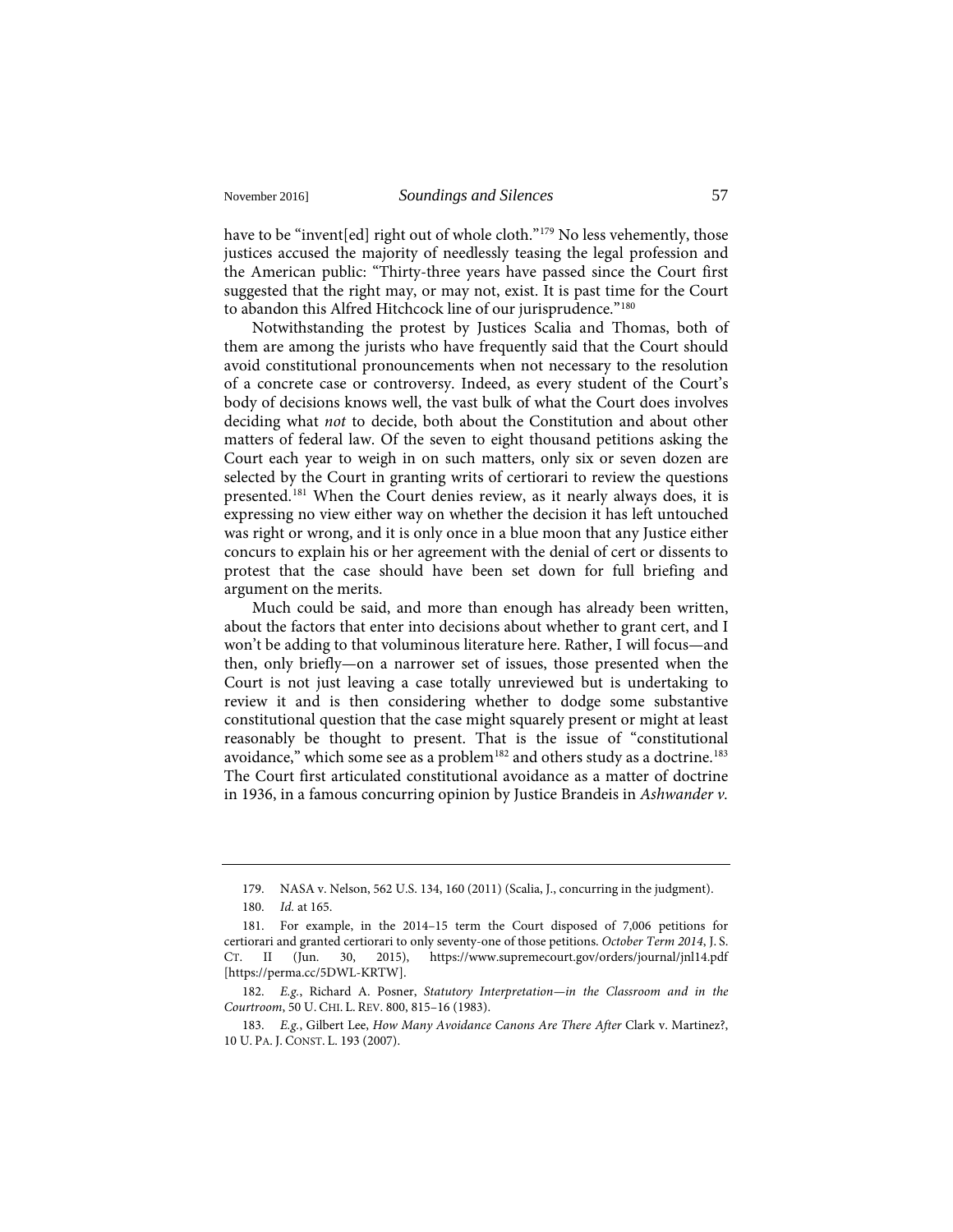have to be "invent[ed] right out of whole cloth."[179] No less vehemently, those justices accused the majority of needlessly teasing the legal profession and the American public: "Thirty-three years have passed since the Court first suggested that the right may, or may not, exist. It is past time for the Court to abandon this Alfred Hitchcock line of our jurisprudence."[180]

Notwithstanding the protest by Justices Scalia and Thomas, both of them are among the jurists who have frequently said that the Court should avoid constitutional pronouncements when not necessary to the resolution of a concrete case or controversy. Indeed, as every student of the Court's body of decisions knows well, the vast bulk of what the Court does involves deciding what *not* to decide, both about the Constitution and about other matters of federal law. Of the seven to eight thousand petitions asking the Court each year to weigh in on such matters, only six or seven dozen are selected by the Court in granting writs of certiorari to review the questions presented.[181] When the Court denies review, as it nearly always does, it is expressing no view either way on whether the decision it has left untouched was right or wrong, and it is only once in a blue moon that any Justice either concurs to explain his or her agreement with the denial of cert or dissents to protest that the case should have been set down for full briefing and argument on the merits.

Much could be said, and more than enough has already been written, about the factors that enter into decisions about whether to grant cert, and I won't be adding to that voluminous literature here. Rather, I will focus—and then, only briefly—on a narrower set of issues, those presented when the Court is not just leaving a case totally unreviewed but is undertaking to review it and is then considering whether to dodge some substantive constitutional question that the case might squarely present or might at least reasonably be thought to present. That is the issue of "constitutional avoidance," which some see as a problem[182] and others study as a doctrine.[183] The Court first articulated constitutional avoidance as a matter of doctrine in 1936, in a famous concurring opinion by Justice Brandeis in *Ashwander v.*

---

179. NASA v. Nelson, 562 U.S. 134, 160 (2011) (Scalia, J., concurring in the judgment).

180. *Id.* at 165.

181. For example, in the 2014–15 term the Court disposed of 7,006 petitions for certiorari and granted certiorari to only seventy-one of those petitions. *October Term 2014*, J. S. CT. II (Jun. 30, 2015), https://www.supremecourt.gov/orders/journal/jnl14.pdf [https://perma.cc/5DWL-KRTW].

182. *E.g.*, Richard A. Posner, *Statutory Interpretation—in the Classroom and in the Courtroom*, 50 U. CHI. L. REV. 800, 815–16 (1983).

183. *E.g.*, Gilbert Lee, *How Many Avoidance Canons Are There After* Clark v. Martinez?, 10 U. PA. J. CONST. L. 193 (2007).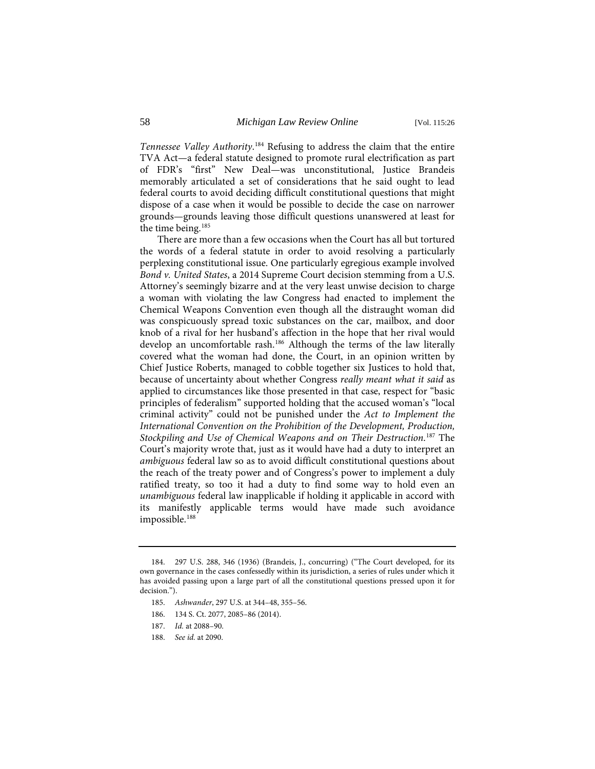*Tennessee Valley Authority*.[184] Refusing to address the claim that the entire TVA Act—a federal statute designed to promote rural electrification as part of FDR's "first" New Deal—was unconstitutional, Justice Brandeis memorably articulated a set of considerations that he said ought to lead federal courts to avoid deciding difficult constitutional questions that might dispose of a case when it would be possible to decide the case on narrower grounds—grounds leaving those difficult questions unanswered at least for the time being.[185]

There are more than a few occasions when the Court has all but tortured the words of a federal statute in order to avoid resolving a particularly perplexing constitutional issue. One particularly egregious example involved *Bond v. United States*, a 2014 Supreme Court decision stemming from a U.S. Attorney's seemingly bizarre and at the very least unwise decision to charge a woman with violating the law Congress had enacted to implement the Chemical Weapons Convention even though all the distraught woman did was conspicuously spread toxic substances on the car, mailbox, and door knob of a rival for her husband's affection in the hope that her rival would develop an uncomfortable rash.[186] Although the terms of the law literally covered what the woman had done, the Court, in an opinion written by Chief Justice Roberts, managed to cobble together six Justices to hold that, because of uncertainty about whether Congress *really meant what it said* as applied to circumstances like those presented in that case, respect for "basic principles of federalism" supported holding that the accused woman's "local criminal activity" could not be punished under the *Act to Implement the International Convention on the Prohibition of the Development, Production, Stockpiling and Use of Chemical Weapons and on Their Destruction*.[187] The Court's majority wrote that, just as it would have had a duty to interpret an *ambiguous* federal law so as to avoid difficult constitutional questions about the reach of the treaty power and of Congress's power to implement a duly ratified treaty, so too it had a duty to find some way to hold even an *unambiguous* federal law inapplicable if holding it applicable in accord with its manifestly applicable terms would have made such avoidance impossible.[188]

---

184. 297 U.S. 288, 346 (1936) (Brandeis, J., concurring) ("The Court developed, for its own governance in the cases confessedly within its jurisdiction, a series of rules under which it has avoided passing upon a large part of all the constitutional questions pressed upon it for decision.").

185. *Ashwander*, 297 U.S. at 344–48, 355–56.

186. 134 S. Ct. 2077, 2085–86 (2014).

187. *Id.* at 2088–90.

188. *See id.* at 2090.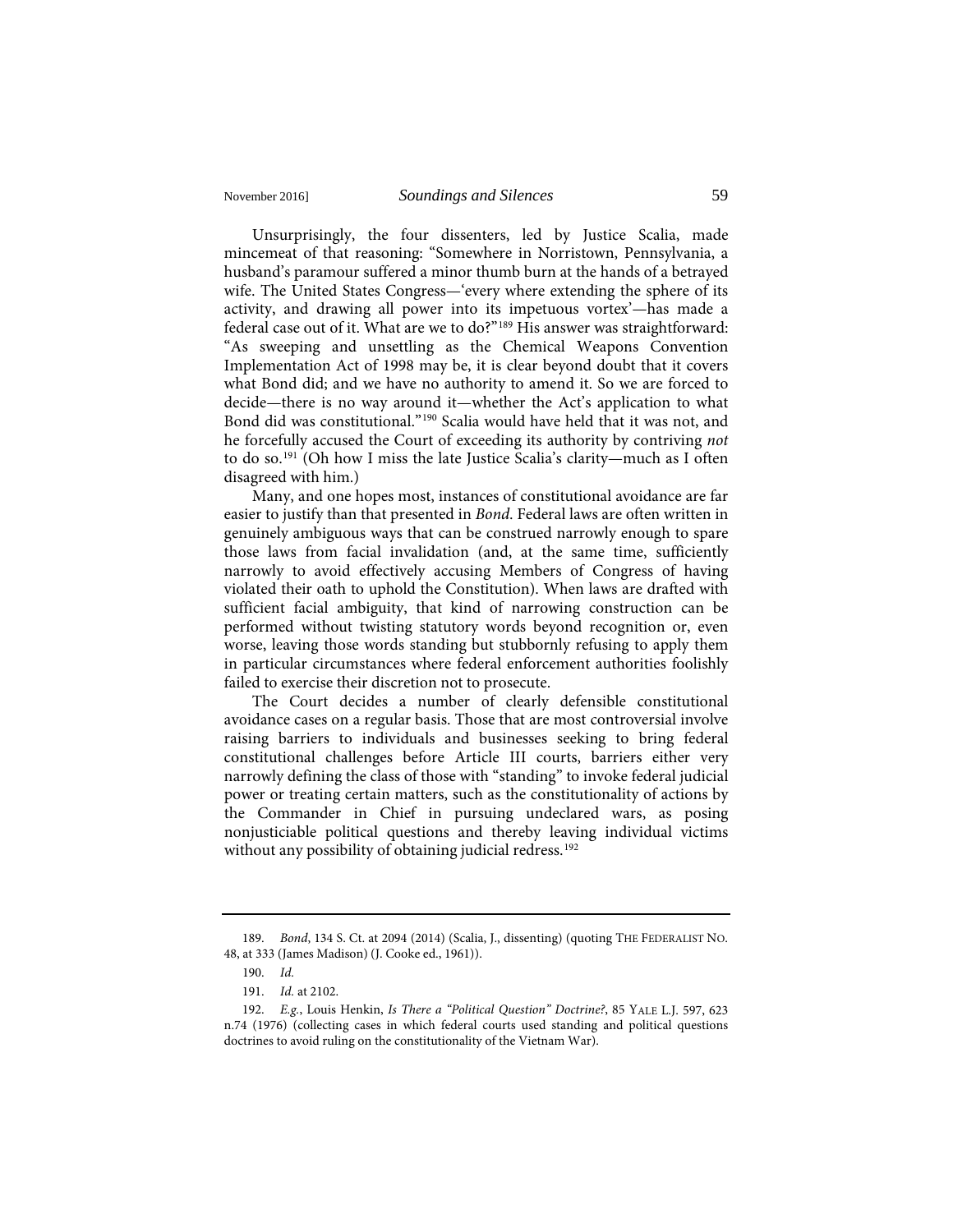Unsurprisingly, the four dissenters, led by Justice Scalia, made mincemeat of that reasoning: "Somewhere in Norristown, Pennsylvania, a husband's paramour suffered a minor thumb burn at the hands of a betrayed wife. The United States Congress—'every where extending the sphere of its activity, and drawing all power into its impetuous vortex'—has made a federal case out of it. What are we to do?"[189] His answer was straightforward: "As sweeping and unsettling as the Chemical Weapons Convention Implementation Act of 1998 may be, it is clear beyond doubt that it covers what Bond did; and we have no authority to amend it. So we are forced to decide—there is no way around it—whether the Act's application to what Bond did was constitutional."[190] Scalia would have held that it was not, and he forcefully accused the Court of exceeding its authority by contriving *not* to do so.[191] (Oh how I miss the late Justice Scalia's clarity—much as I often disagreed with him.)

Many, and one hopes most, instances of constitutional avoidance are far easier to justify than that presented in *Bond*. Federal laws are often written in genuinely ambiguous ways that can be construed narrowly enough to spare those laws from facial invalidation (and, at the same time, sufficiently narrowly to avoid effectively accusing Members of Congress of having violated their oath to uphold the Constitution). When laws are drafted with sufficient facial ambiguity, that kind of narrowing construction can be performed without twisting statutory words beyond recognition or, even worse, leaving those words standing but stubbornly refusing to apply them in particular circumstances where federal enforcement authorities foolishly failed to exercise their discretion not to prosecute.

The Court decides a number of clearly defensible constitutional avoidance cases on a regular basis. Those that are most controversial involve raising barriers to individuals and businesses seeking to bring federal constitutional challenges before Article III courts, barriers either very narrowly defining the class of those with "standing" to invoke federal judicial power or treating certain matters, such as the constitutionality of actions by the Commander in Chief in pursuing undeclared wars, as posing nonjusticiable political questions and thereby leaving individual victims without any possibility of obtaining judicial redress.[192]

---

189. *Bond*, 134 S. Ct. at 2094 (2014) (Scalia, J., dissenting) (quoting THE FEDERALIST NO. 48, at 333 (James Madison) (J. Cooke ed., 1961)).

190. *Id.*

191. *Id.* at 2102.

192. *E.g.*, Louis Henkin, *Is There a "Political Question" Doctrine?*, 85 YALE L.J. 597, 623 n.74 (1976) (collecting cases in which federal courts used standing and political questions doctrines to avoid ruling on the constitutionality of the Vietnam War).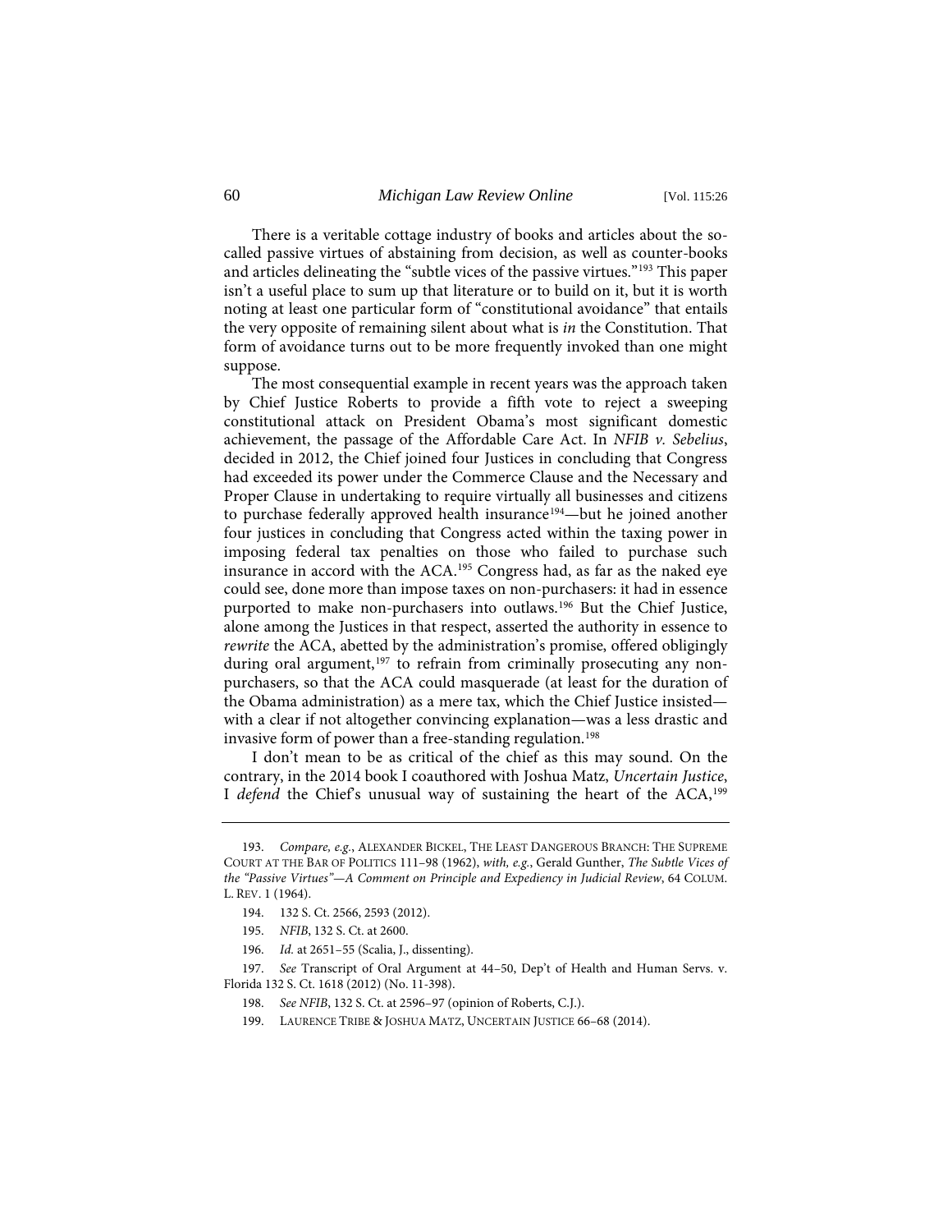There is a veritable cottage industry of books and articles about the so-called passive virtues of abstaining from decision, as well as counter-books and articles delineating the "subtle vices of the passive virtues."[193] This paper isn't a useful place to sum up that literature or to build on it, but it is worth noting at least one particular form of "constitutional avoidance" that entails the very opposite of remaining silent about what is *in* the Constitution. That form of avoidance turns out to be more frequently invoked than one might suppose.

The most consequential example in recent years was the approach taken by Chief Justice Roberts to provide a fifth vote to reject a sweeping constitutional attack on President Obama's most significant domestic achievement, the passage of the Affordable Care Act. In *NFIB v. Sebelius*, decided in 2012, the Chief joined four Justices in concluding that Congress had exceeded its power under the Commerce Clause and the Necessary and Proper Clause in undertaking to require virtually all businesses and citizens to purchase federally approved health insurance[194]—but he joined another four justices in concluding that Congress acted within the taxing power in imposing federal tax penalties on those who failed to purchase such insurance in accord with the ACA.[195] Congress had, as far as the naked eye could see, done more than impose taxes on non-purchasers: it had in essence purported to make non-purchasers into outlaws.[196] But the Chief Justice, alone among the Justices in that respect, asserted the authority in essence to *rewrite* the ACA, abetted by the administration's promise, offered obligingly during oral argument,[197] to refrain from criminally prosecuting any non-purchasers, so that the ACA could masquerade (at least for the duration of the Obama administration) as a mere tax, which the Chief Justice insisted—with a clear if not altogether convincing explanation—was a less drastic and invasive form of power than a free-standing regulation.[198]

I don't mean to be as critical of the chief as this may sound. On the contrary, in the 2014 book I coauthored with Joshua Matz, *Uncertain Justice*, I *defend* the Chief's unusual way of sustaining the heart of the ACA,[199]

---

193. *Compare, e.g.*, ALEXANDER BICKEL, THE LEAST DANGEROUS BRANCH: THE SUPREME COURT AT THE BAR OF POLITICS 111–98 (1962), *with, e.g.*, Gerald Gunther, *The Subtle Vices of the "Passive Virtues"—A Comment on Principle and Expediency in Judicial Review*, 64 COLUM. L. REV. 1 (1964).

194. 132 S. Ct. 2566, 2593 (2012).

195. *NFIB*, 132 S. Ct. at 2600.

196. *Id.* at 2651–55 (Scalia, J., dissenting).

197. *See* Transcript of Oral Argument at 44–50, Dep't of Health and Human Servs. v. Florida 132 S. Ct. 1618 (2012) (No. 11-398).

198. *See NFIB*, 132 S. Ct. at 2596–97 (opinion of Roberts, C.J.).

199. LAURENCE TRIBE & JOSHUA MATZ, UNCERTAIN JUSTICE 66–68 (2014).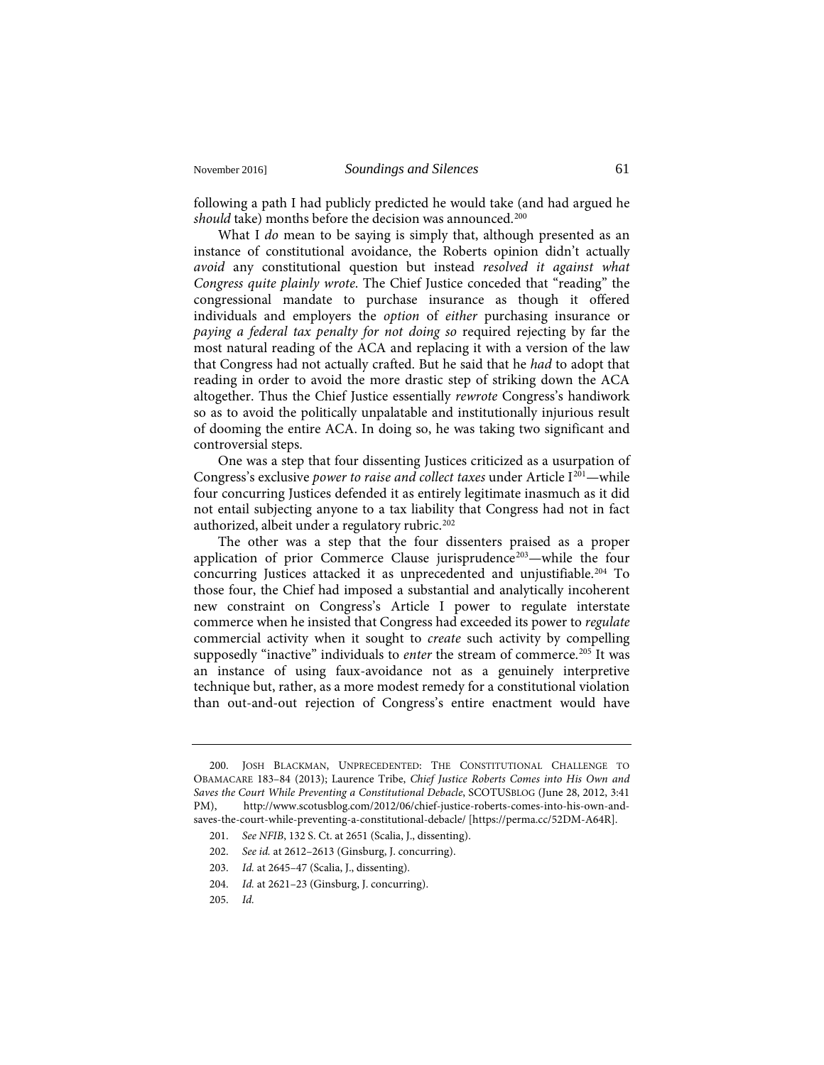following a path I had publicly predicted he would take (and had argued he *should* take) months before the decision was announced.[200]

What I *do* mean to be saying is simply that, although presented as an instance of constitutional avoidance, the Roberts opinion didn't actually *avoid* any constitutional question but instead *resolved it against what Congress quite plainly wrote.* The Chief Justice conceded that "reading" the congressional mandate to purchase insurance as though it offered individuals and employers the *option* of *either* purchasing insurance or *paying a federal tax penalty for not doing so* required rejecting by far the most natural reading of the ACA and replacing it with a version of the law that Congress had not actually crafted. But he said that he *had* to adopt that reading in order to avoid the more drastic step of striking down the ACA altogether. Thus the Chief Justice essentially *rewrote* Congress's handiwork so as to avoid the politically unpalatable and institutionally injurious result of dooming the entire ACA. In doing so, he was taking two significant and controversial steps.

One was a step that four dissenting Justices criticized as a usurpation of Congress's exclusive *power to raise and collect taxes* under Article I[201]—while four concurring Justices defended it as entirely legitimate inasmuch as it did not entail subjecting anyone to a tax liability that Congress had not in fact authorized, albeit under a regulatory rubric.[202]

The other was a step that the four dissenters praised as a proper application of prior Commerce Clause jurisprudence[203]—while the four concurring Justices attacked it as unprecedented and unjustifiable.[204] To those four, the Chief had imposed a substantial and analytically incoherent new constraint on Congress's Article I power to regulate interstate commerce when he insisted that Congress had exceeded its power to *regulate* commercial activity when it sought to *create* such activity by compelling supposedly "inactive" individuals to *enter* the stream of commerce.[205] It was an instance of using faux-avoidance not as a genuinely interpretive technique but, rather, as a more modest remedy for a constitutional violation than out-and-out rejection of Congress's entire enactment would have

200. JOSH BLACKMAN, UNPRECEDENTED: THE CONSTITUTIONAL CHALLENGE TO OBAMACARE 183–84 (2013); Laurence Tribe, *Chief Justice Roberts Comes into His Own and Saves the Court While Preventing a Constitutional Debacle*, SCOTUSBLOG (June 28, 2012, 3:41 PM), http://www.scotusblog.com/2012/06/chief-justice-roberts-comes-into-his-own-and-saves-the-court-while-preventing-a-constitutional-debacle/ [https://perma.cc/52DM-A64R].

201. *See NFIB*, 132 S. Ct. at 2651 (Scalia, J., dissenting).

202. *See id.* at 2612–2613 (Ginsburg, J. concurring).

203. *Id.* at 2645–47 (Scalia, J., dissenting).

204. *Id.* at 2621–23 (Ginsburg, J. concurring).

205. *Id.*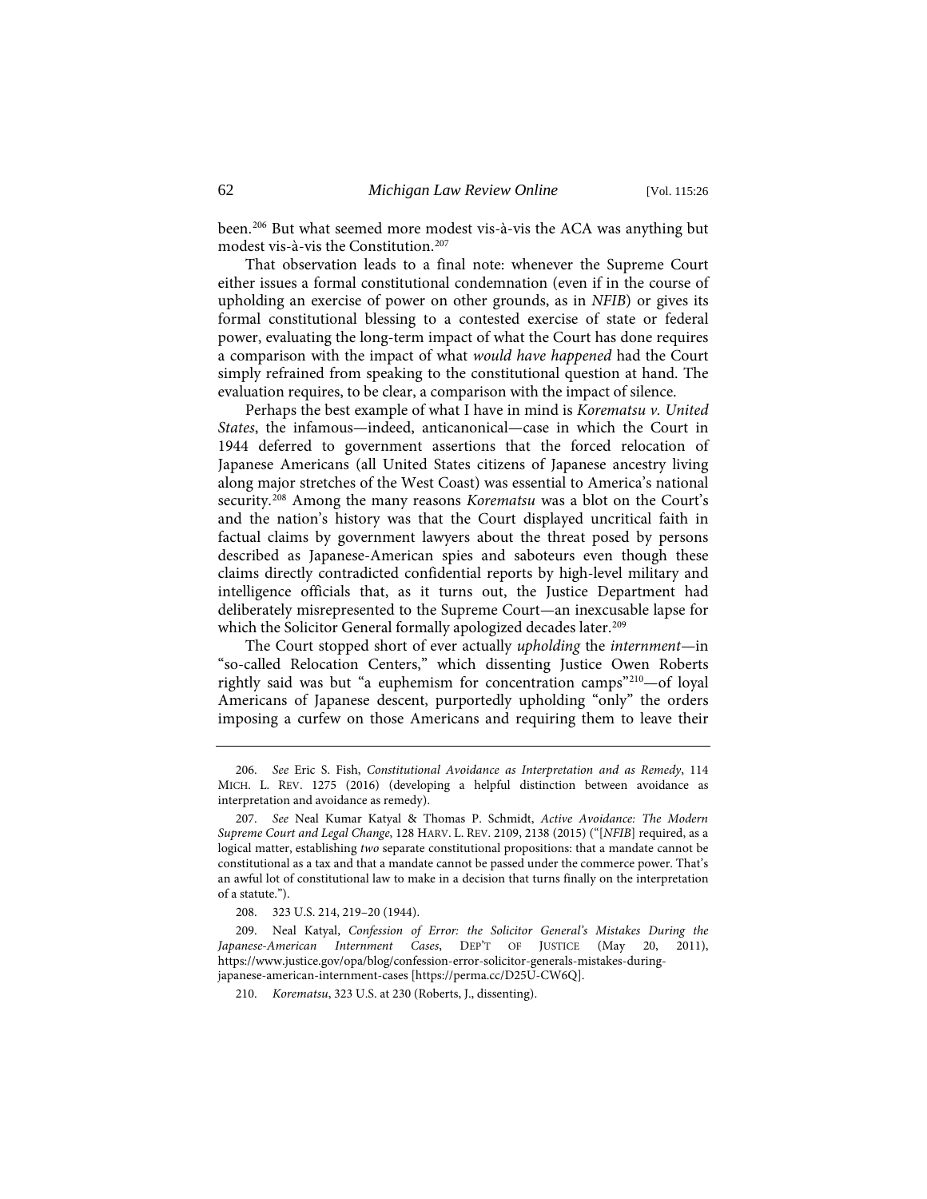been.[206] But what seemed more modest vis-à-vis the ACA was anything but modest vis-à-vis the Constitution.[207]

That observation leads to a final note: whenever the Supreme Court either issues a formal constitutional condemnation (even if in the course of upholding an exercise of power on other grounds, as in *NFIB*) or gives its formal constitutional blessing to a contested exercise of state or federal power, evaluating the long-term impact of what the Court has done requires a comparison with the impact of what *would have happened* had the Court simply refrained from speaking to the constitutional question at hand. The evaluation requires, to be clear, a comparison with the impact of silence.

Perhaps the best example of what I have in mind is *Korematsu v. United States*, the infamous—indeed, anticanonical—case in which the Court in 1944 deferred to government assertions that the forced relocation of Japanese Americans (all United States citizens of Japanese ancestry living along major stretches of the West Coast) was essential to America's national security.[208] Among the many reasons *Korematsu* was a blot on the Court's and the nation's history was that the Court displayed uncritical faith in factual claims by government lawyers about the threat posed by persons described as Japanese-American spies and saboteurs even though these claims directly contradicted confidential reports by high-level military and intelligence officials that, as it turns out, the Justice Department had deliberately misrepresented to the Supreme Court—an inexcusable lapse for which the Solicitor General formally apologized decades later.[209]

The Court stopped short of ever actually *upholding* the *internment*—in "so-called Relocation Centers," which dissenting Justice Owen Roberts rightly said was but "a euphemism for concentration camps"[210]—of loyal Americans of Japanese descent, purportedly upholding "only" the orders imposing a curfew on those Americans and requiring them to leave their

---

206. *See* Eric S. Fish, *Constitutional Avoidance as Interpretation and as Remedy*, 114 MICH. L. REV. 1275 (2016) (developing a helpful distinction between avoidance as interpretation and avoidance as remedy).

207. *See* Neal Kumar Katyal & Thomas P. Schmidt, *Active Avoidance: The Modern Supreme Court and Legal Change*, 128 HARV. L. REV. 2109, 2138 (2015) ("[*NFIB*] required, as a logical matter, establishing *two* separate constitutional propositions: that a mandate cannot be constitutional as a tax and that a mandate cannot be passed under the commerce power. That's an awful lot of constitutional law to make in a decision that turns finally on the interpretation of a statute.").

208. 323 U.S. 214, 219–20 (1944).

209. Neal Katyal, *Confession of Error: the Solicitor General's Mistakes During the Japanese-American Internment Cases*, DEP'T OF JUSTICE (May 20, 2011), https://www.justice.gov/opa/blog/confession-error-solicitor-generals-mistakes-during-japanese-american-internment-cases [https://perma.cc/D25U-CW6Q].

210. *Korematsu*, 323 U.S. at 230 (Roberts, J., dissenting).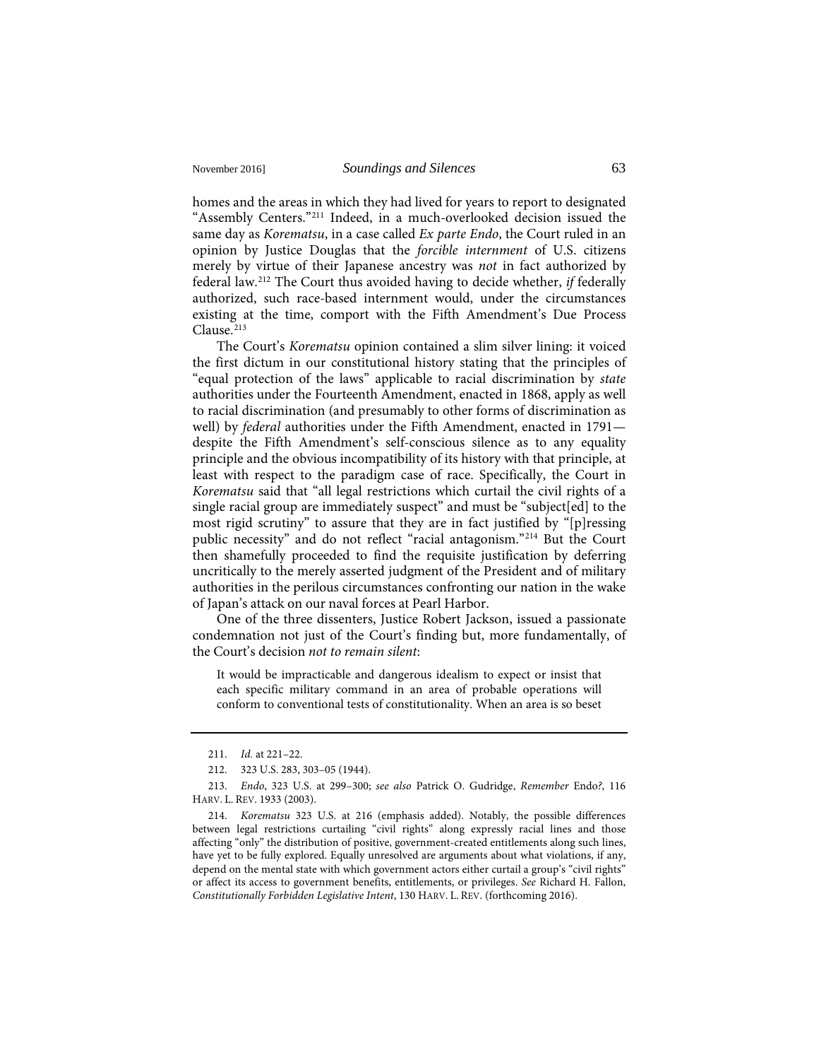homes and the areas in which they had lived for years to report to designated "Assembly Centers."[211] Indeed, in a much-overlooked decision issued the same day as *Korematsu*, in a case called *Ex parte Endo*, the Court ruled in an opinion by Justice Douglas that the *forcible internment* of U.S. citizens merely by virtue of their Japanese ancestry was *not* in fact authorized by federal law.[212] The Court thus avoided having to decide whether, *if* federally authorized, such race-based internment would, under the circumstances existing at the time, comport with the Fifth Amendment's Due Process Clause.[213]

The Court's *Korematsu* opinion contained a slim silver lining: it voiced the first dictum in our constitutional history stating that the principles of "equal protection of the laws" applicable to racial discrimination by *state* authorities under the Fourteenth Amendment, enacted in 1868, apply as well to racial discrimination (and presumably to other forms of discrimination as well) by *federal* authorities under the Fifth Amendment, enacted in 1791—despite the Fifth Amendment's self-conscious silence as to any equality principle and the obvious incompatibility of its history with that principle, at least with respect to the paradigm case of race. Specifically, the Court in *Korematsu* said that "all legal restrictions which curtail the civil rights of a single racial group are immediately suspect" and must be "subject[ed] to the most rigid scrutiny" to assure that they are in fact justified by "[p]ressing public necessity" and do not reflect "racial antagonism."[214] But the Court then shamefully proceeded to find the requisite justification by deferring uncritically to the merely asserted judgment of the President and of military authorities in the perilous circumstances confronting our nation in the wake of Japan's attack on our naval forces at Pearl Harbor.

One of the three dissenters, Justice Robert Jackson, issued a passionate condemnation not just of the Court's finding but, more fundamentally, of the Court's decision *not to remain silent*:

> It would be impracticable and dangerous idealism to expect or insist that each specific military command in an area of probable operations will conform to conventional tests of constitutionality. When an area is so beset

---

211. *Id.* at 221–22.

212. 323 U.S. 283, 303–05 (1944).

213. *Endo*, 323 U.S. at 299–300; *see also* Patrick O. Gudridge, *Remember* Endo?, 116 HARV. L. REV. 1933 (2003).

214. *Korematsu* 323 U.S. at 216 (emphasis added). Notably, the possible differences between legal restrictions curtailing "civil rights" along expressly racial lines and those affecting "only" the distribution of positive, government-created entitlements along such lines, have yet to be fully explored. Equally unresolved are arguments about what violations, if any, depend on the mental state with which government actors either curtail a group's "civil rights" or affect its access to government benefits, entitlements, or privileges. *See* Richard H. Fallon, *Constitutionally Forbidden Legislative Intent*, 130 HARV. L. REV. (forthcoming 2016).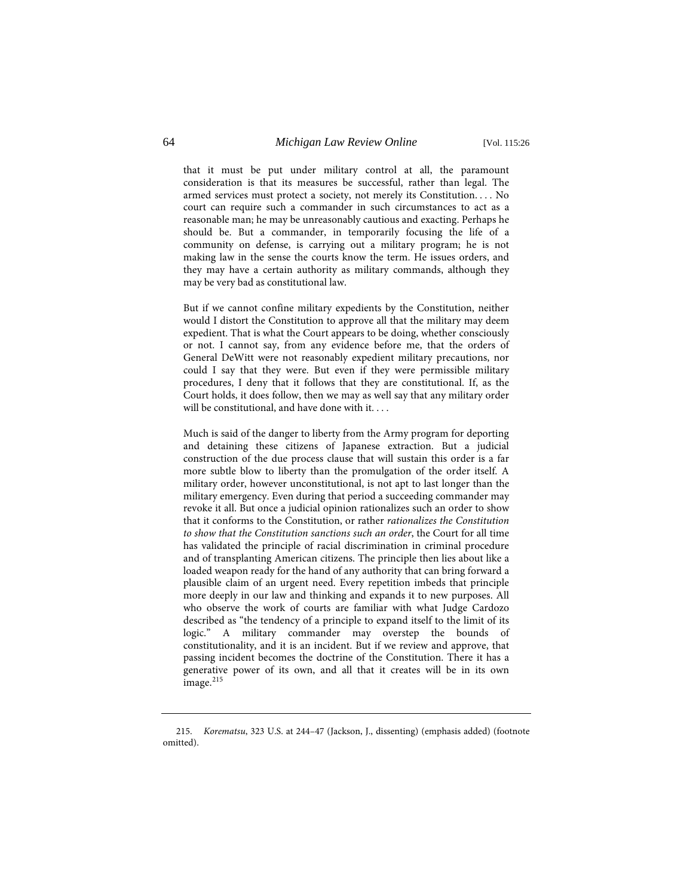> that it must be put under military control at all, the paramount consideration is that its measures be successful, rather than legal. The armed services must protect a society, not merely its Constitution. . . . No court can require such a commander in such circumstances to act as a reasonable man; he may be unreasonably cautious and exacting. Perhaps he should be. But a commander, in temporarily focusing the life of a community on defense, is carrying out a military program; he is not making law in the sense the courts know the term. He issues orders, and they may have a certain authority as military commands, although they may be very bad as constitutional law.
>
> But if we cannot confine military expedients by the Constitution, neither would I distort the Constitution to approve all that the military may deem expedient. That is what the Court appears to be doing, whether consciously or not. I cannot say, from any evidence before me, that the orders of General DeWitt were not reasonably expedient military precautions, nor could I say that they were. But even if they were permissible military procedures, I deny that it follows that they are constitutional. If, as the Court holds, it does follow, then we may as well say that any military order will be constitutional, and have done with it. . . .
>
> Much is said of the danger to liberty from the Army program for deporting and detaining these citizens of Japanese extraction. But a judicial construction of the due process clause that will sustain this order is a far more subtle blow to liberty than the promulgation of the order itself. A military order, however unconstitutional, is not apt to last longer than the military emergency. Even during that period a succeeding commander may revoke it all. But once a judicial opinion rationalizes such an order to show that it conforms to the Constitution, or rather *rationalizes the Constitution to show that the Constitution sanctions such an order*, the Court for all time has validated the principle of racial discrimination in criminal procedure and of transplanting American citizens. The principle then lies about like a loaded weapon ready for the hand of any authority that can bring forward a plausible claim of an urgent need. Every repetition imbeds that principle more deeply in our law and thinking and expands it to new purposes. All who observe the work of courts are familiar with what Judge Cardozo described as "the tendency of a principle to expand itself to the limit of its logic." A military commander may overstep the bounds of constitutionality, and it is an incident. But if we review and approve, that passing incident becomes the doctrine of the Constitution. There it has a generative power of its own, and all that it creates will be in its own image.[215]

---

215. *Korematsu*, 323 U.S. at 244–47 (Jackson, J., dissenting) (emphasis added) (footnote omitted).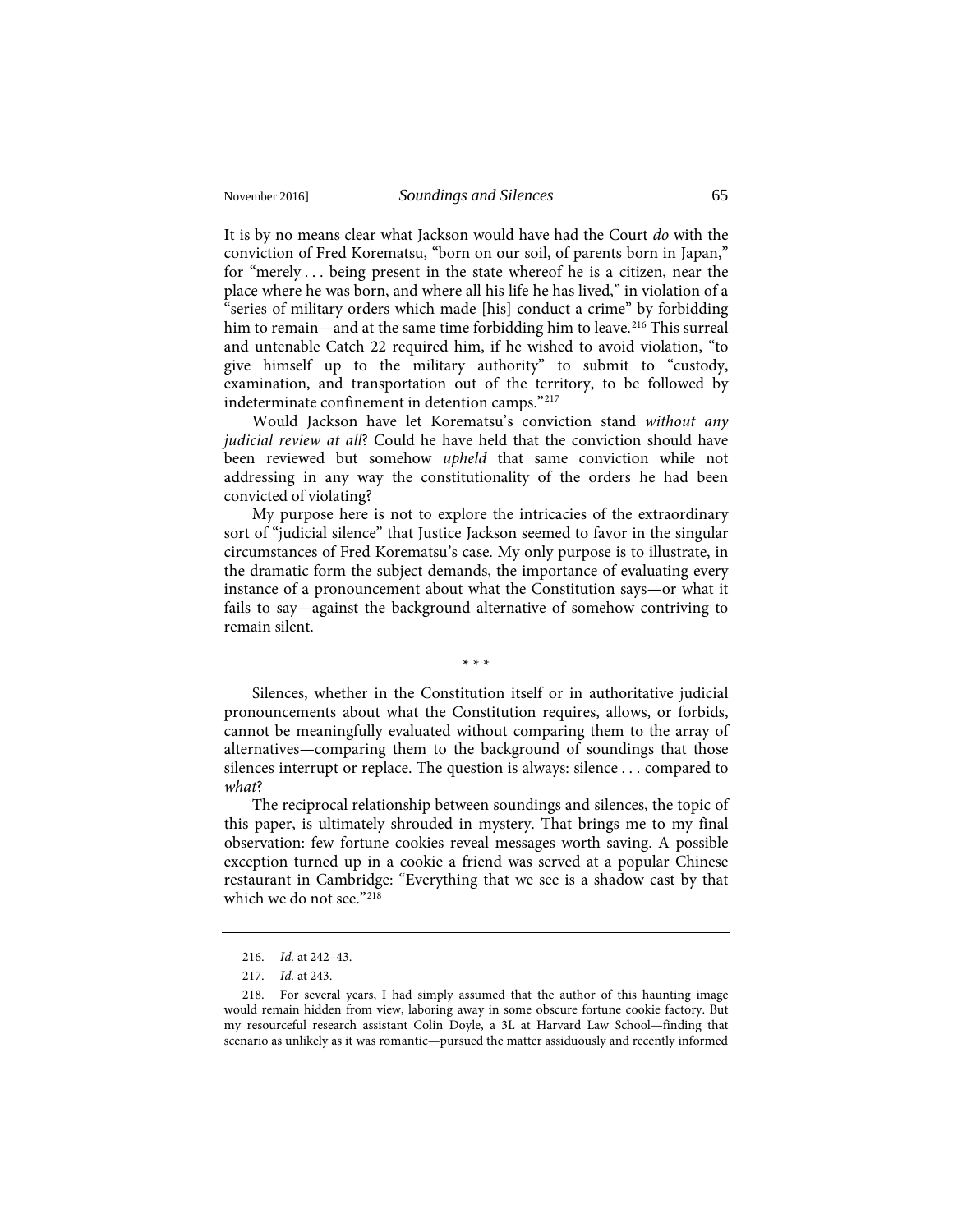It is by no means clear what Jackson would have had the Court *do* with the conviction of Fred Korematsu, "born on our soil, of parents born in Japan," for "merely . . . being present in the state whereof he is a citizen, near the place where he was born, and where all his life he has lived," in violation of a "series of military orders which made [his] conduct a crime" by forbidding him to remain—and at the same time forbidding him to leave.[216] This surreal and untenable Catch 22 required him, if he wished to avoid violation, "to give himself up to the military authority" to submit to "custody, examination, and transportation out of the territory, to be followed by indeterminate confinement in detention camps."[217]

Would Jackson have let Korematsu's conviction stand *without any judicial review at all*? Could he have held that the conviction should have been reviewed but somehow *upheld* that same conviction while not addressing in any way the constitutionality of the orders he had been convicted of violating?

My purpose here is not to explore the intricacies of the extraordinary sort of "judicial silence" that Justice Jackson seemed to favor in the singular circumstances of Fred Korematsu's case. My only purpose is to illustrate, in the dramatic form the subject demands, the importance of evaluating every instance of a pronouncement about what the Constitution says—or what it fails to say—against the background alternative of somehow contriving to remain silent.

\* \* \*

Silences, whether in the Constitution itself or in authoritative judicial pronouncements about what the Constitution requires, allows, or forbids, cannot be meaningfully evaluated without comparing them to the array of alternatives—comparing them to the background of soundings that those silences interrupt or replace. The question is always: silence . . . compared to *what*?

The reciprocal relationship between soundings and silences, the topic of this paper, is ultimately shrouded in mystery. That brings me to my final observation: few fortune cookies reveal messages worth saving. A possible exception turned up in a cookie a friend was served at a popular Chinese restaurant in Cambridge: "Everything that we see is a shadow cast by that which we do not see."[218]

---

216. *Id.* at 242–43.

217. *Id.* at 243.

218. For several years, I had simply assumed that the author of this haunting image would remain hidden from view, laboring away in some obscure fortune cookie factory. But my resourceful research assistant Colin Doyle, a 3L at Harvard Law School—finding that scenario as unlikely as it was romantic—pursued the matter assiduously and recently informed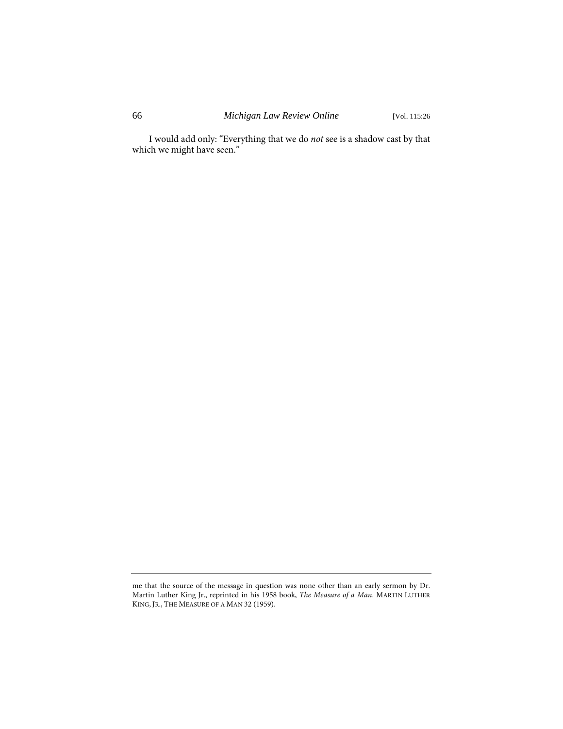I would add only: "Everything that we do *not* see is a shadow cast by that which we might have seen."

---

me that the source of the message in question was none other than an early sermon by Dr. Martin Luther King Jr., reprinted in his 1958 book, *The Measure of a Man*. MARTIN LUTHER KING, JR., THE MEASURE OF A MAN 32 (1959).